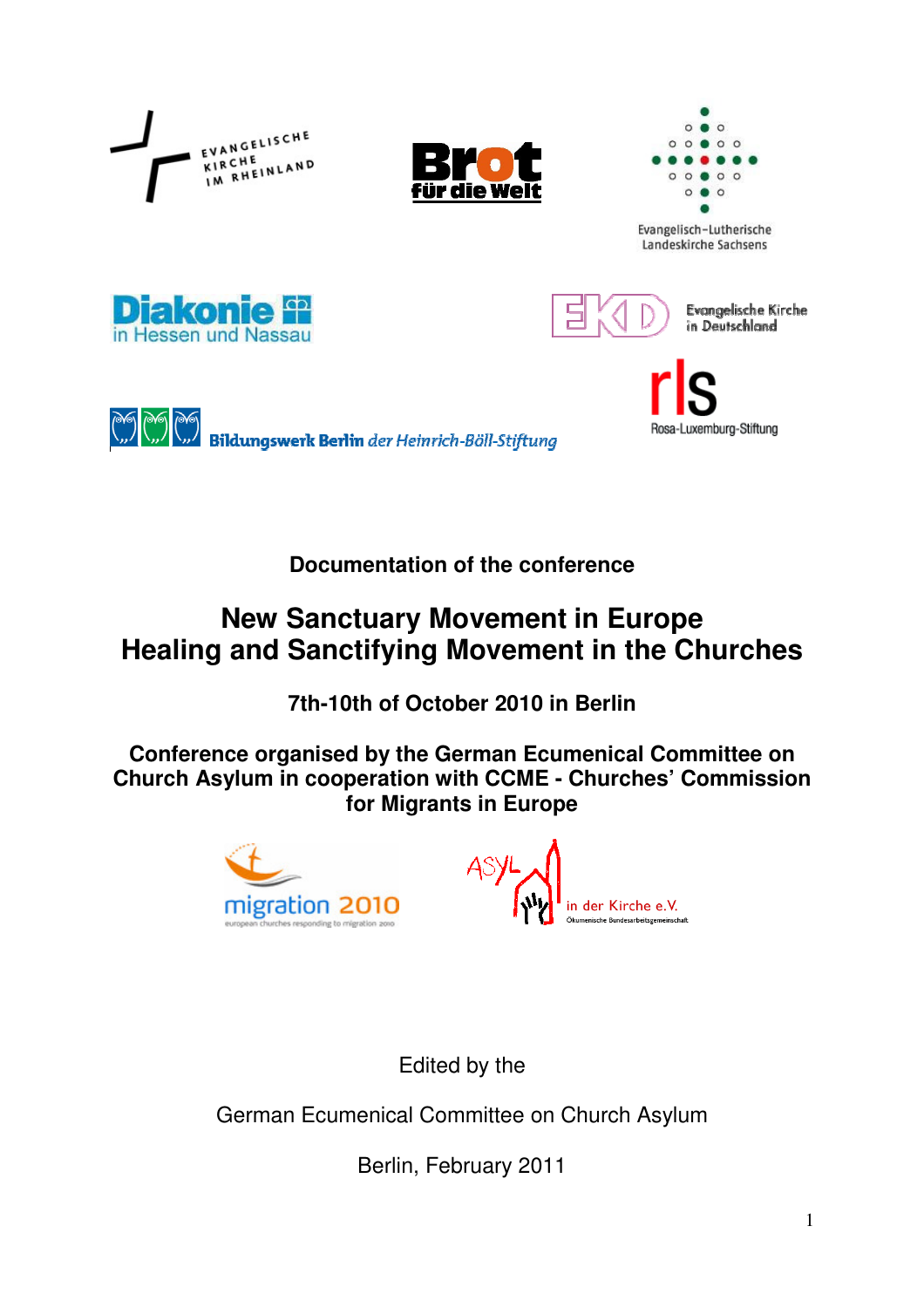Evangelische Kirche im Rheinland

Brot für die Welt

Evangelisch-Lutherische Landeskirche Sachsens

Diakonie in Hessen und Nassau

EKD Evangelische Kirche in Deutschland

rls Rosa-Luxemburg-Stiftung

Bildungswerk Berlin der Heinrich-Böll-Stiftung

**Documentation of the conference**

# New Sanctuary Movement in Europe Healing and Sanctifying Movement in the Churches

**7th-10th of October 2010 in Berlin**

**Conference organised by the German Ecumenical Committee on Church Asylum in cooperation with CCME - Churches' Commission for Migrants in Europe**

migration 2010 – european churches responding to migration 2010

ASYL in der Kirche e.V. – Ökumenische Bundesarbeitsgemeinschaft

Edited by the

German Ecumenical Committee on Church Asylum

Berlin, February 2011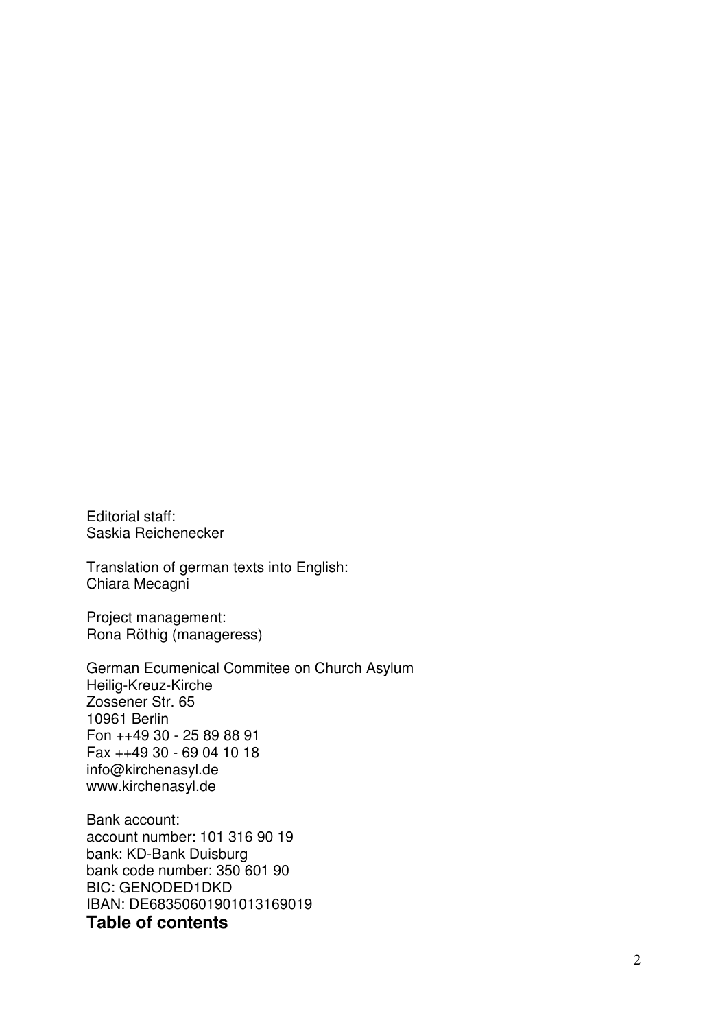Editorial staff:
Saskia Reichenecker

Translation of german texts into English:
Chiara Mecagni

Project management:
Rona Röthig (manageress)

German Ecumenical Commitee on Church Asylum
Heilig-Kreuz-Kirche
Zossener Str. 65
10961 Berlin
Fon ++49 30 - 25 89 88 91
Fax ++49 30 - 69 04 10 18
info@kirchenasyl.de
www.kirchenasyl.de

Bank account:
account number: 101 316 90 19
bank: KD-Bank Duisburg
bank code number: 350 601 90
BIC: GENODED1DKD
IBAN: DE68350601901013169019

**Table of contents**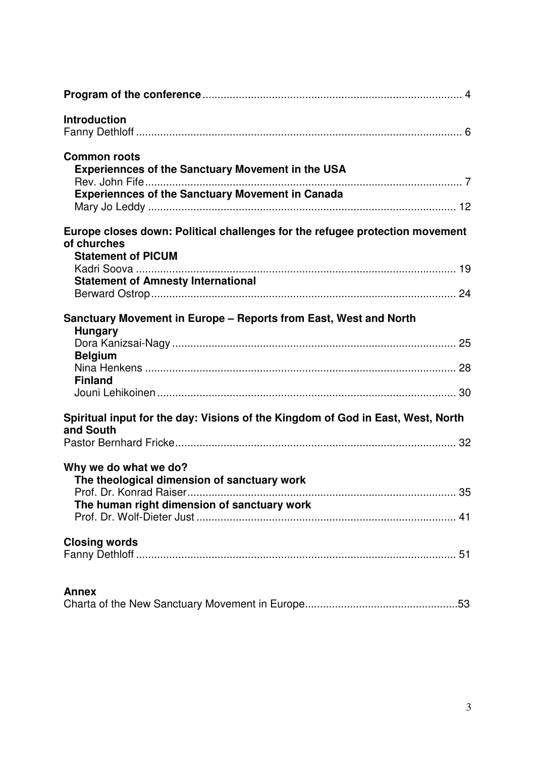**Program of the conference** ..................................................................................... 4

**Introduction**
Fanny Dethloff ........................................................................................................... 6

**Common roots**

**Experiennces of the Sanctuary Movement in the USA**
Rev. John Fife ........................................................................................................ 7

**Experiennces of the Sanctuary Movement in Canada**
Mary Jo Leddy ..................................................................................................... 12

**Europe closes down: Political challenges for the refugee protection movement of churches**

**Statement of PICUM**
Kadri Soova .......................................................................................................... 19

**Statement of Amnesty International**
Berward Ostrop..................................................................................................... 24

**Sanctuary Movement in Europe – Reports from East, West and North**

**Hungary**
Dora Kanizsai-Nagy .............................................................................................. 25

**Belgium**
Nina Henkens ....................................................................................................... 28

**Finland**
Jouni Lehikoinen ................................................................................................... 30

**Spiritual input for the day: Visions of the Kingdom of God in East, West, North and South**
Pastor Bernhard Fricke............................................................................................ 32

**Why we do what we do?**

**The theological dimension of sanctuary work**
Prof. Dr. Konrad Raiser......................................................................................... 35

**The human right dimension of sanctuary work**
Prof. Dr. Wolf-Dieter Just ..................................................................................... 41

**Closing words**
Fanny Dethloff ......................................................................................................... 51

**Annex**
Charta of the New Sanctuary Movement in Europe..................................................53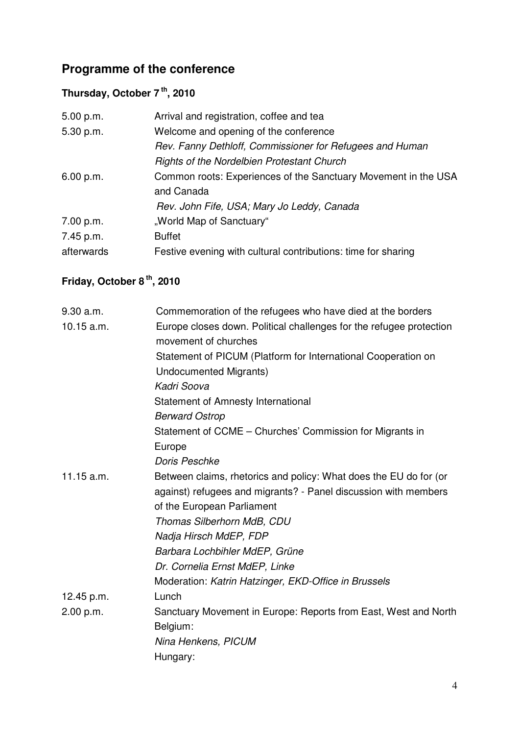## Programme of the conference

### Thursday, October 7[th], 2010

| | |
|---|---|
| 5.00 p.m. | Arrival and registration, coffee and tea |
| 5.30 p.m. | Welcome and opening of the conference<br>*Rev. Fanny Dethloff, Commissioner for Refugees and Human Rights of the Nordelbien Protestant Church* |
| 6.00 p.m. | Common roots: Experiences of the Sanctuary Movement in the USA and Canada<br>*Rev. John Fife, USA; Mary Jo Leddy, Canada* |
| 7.00 p.m. | „World Map of Sanctuary“ |
| 7.45 p.m. | Buffet |
| afterwards | Festive evening with cultural contributions: time for sharing |

### Friday, October 8[th], 2010

| | |
|---|---|
| 9.30 a.m. | Commemoration of the refugees who have died at the borders |
| 10.15 a.m. | Europe closes down. Political challenges for the refugee protection movement of churches<br>Statement of PICUM (Platform for International Cooperation on Undocumented Migrants)<br>*Kadri Soova*<br>Statement of Amnesty International<br>*Berward Ostrop*<br>Statement of CCME – Churches' Commission for Migrants in Europe<br>*Doris Peschke* |
| 11.15 a.m. | Between claims, rhetorics and policy: What does the EU do for (or against) refugees and migrants? - Panel discussion with members of the European Parliament<br>*Thomas Silberhorn MdB, CDU*<br>*Nadja Hirsch MdEP, FDP*<br>*Barbara Lochbihler MdEP, Grüne*<br>*Dr. Cornelia Ernst MdEP, Linke*<br>Moderation: *Katrin Hatzinger, EKD-Office in Brussels* |
| 12.45 p.m. | Lunch |
| 2.00 p.m. | Sanctuary Movement in Europe: Reports from East, West and North<br>Belgium:<br>*Nina Henkens, PICUM*<br>Hungary: |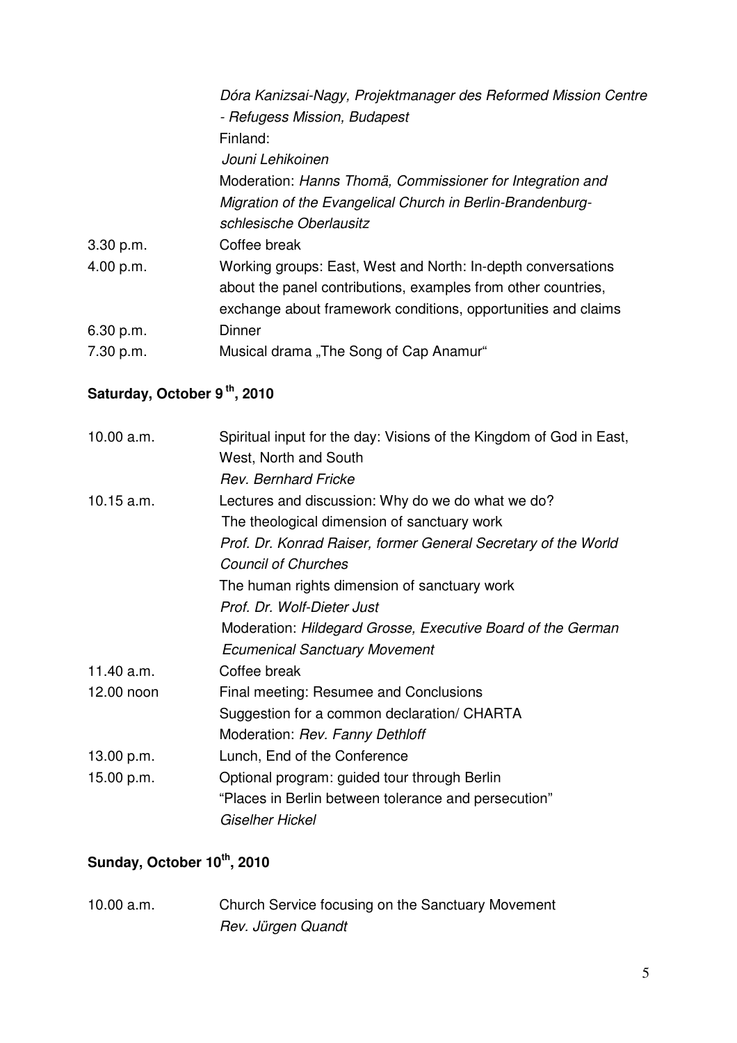| | |
|---|---|
| | *Dóra Kanizsai-Nagy, Projektmanager des Reformed Mission Centre - Refugess Mission, Budapest* |
| | Finland: |
| | *Jouni Lehikoinen* |
| | Moderation: *Hanns Thomä, Commissioner for Integration and Migration of the Evangelical Church in Berlin-Brandenburg-schlesische Oberlausitz* |
| 3.30 p.m. | Coffee break |
| 4.00 p.m. | Working groups: East, West and North: In-depth conversations about the panel contributions, examples from other countries, exchange about framework conditions, opportunities and claims |
| 6.30 p.m. | Dinner |
| 7.30 p.m. | Musical drama „The Song of Cap Anamur“ |

## Saturday, October 9th, 2010

| | |
|---|---|
| 10.00 a.m. | Spiritual input for the day: Visions of the Kingdom of God in East, West, North and South |
| | *Rev. Bernhard Fricke* |
| 10.15 a.m. | Lectures and discussion: Why do we do what we do? |
| | The theological dimension of sanctuary work |
| | *Prof. Dr. Konrad Raiser, former General Secretary of the World Council of Churches* |
| | The human rights dimension of sanctuary work |
| | *Prof. Dr. Wolf-Dieter Just* |
| | Moderation: *Hildegard Grosse, Executive Board of the German Ecumenical Sanctuary Movement* |
| 11.40 a.m. | Coffee break |
| 12.00 noon | Final meeting: Resumee and Conclusions |
| | Suggestion for a common declaration/ CHARTA |
| | Moderation: *Rev. Fanny Dethloff* |
| 13.00 p.m. | Lunch, End of the Conference |
| 15.00 p.m. | Optional program: guided tour through Berlin |
| | “Places in Berlin between tolerance and persecution” |
| | *Giselher Hickel* |

## Sunday, October 10th, 2010

| | |
|---|---|
| 10.00 a.m. | Church Service focusing on the Sanctuary Movement |
| | *Rev. Jürgen Quandt* |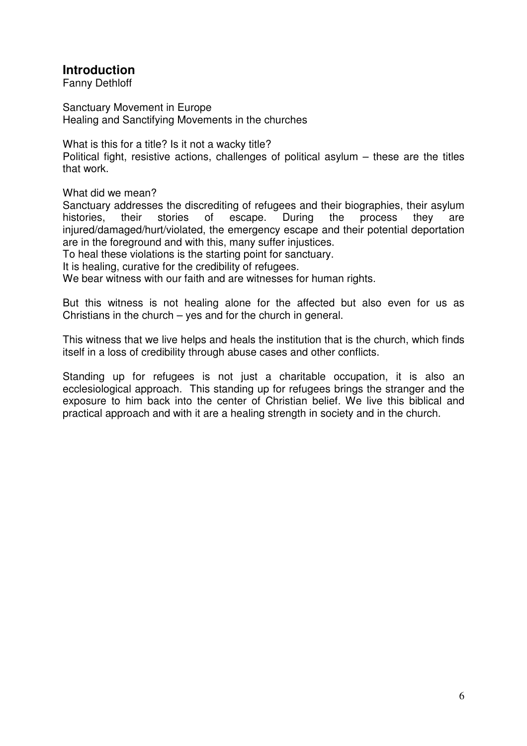## Introduction

Fanny Dethloff

Sanctuary Movement in Europe
Healing and Sanctifying Movements in the churches

What is this for a title? Is it not a wacky title?
Political fight, resistive actions, challenges of political asylum – these are the titles that work.

What did we mean?
Sanctuary addresses the discrediting of refugees and their biographies, their asylum histories, their stories of escape. During the process they are injured/damaged/hurt/violated, the emergency escape and their potential deportation are in the foreground and with this, many suffer injustices.
To heal these violations is the starting point for sanctuary.
It is healing, curative for the credibility of refugees.
We bear witness with our faith and are witnesses for human rights.

But this witness is not healing alone for the affected but also even for us as Christians in the church – yes and for the church in general.

This witness that we live helps and heals the institution that is the church, which finds itself in a loss of credibility through abuse cases and other conflicts.

Standing up for refugees is not just a charitable occupation, it is also an ecclesiological approach. This standing up for refugees brings the stranger and the exposure to him back into the center of Christian belief. We live this biblical and practical approach and with it are a healing strength in society and in the church.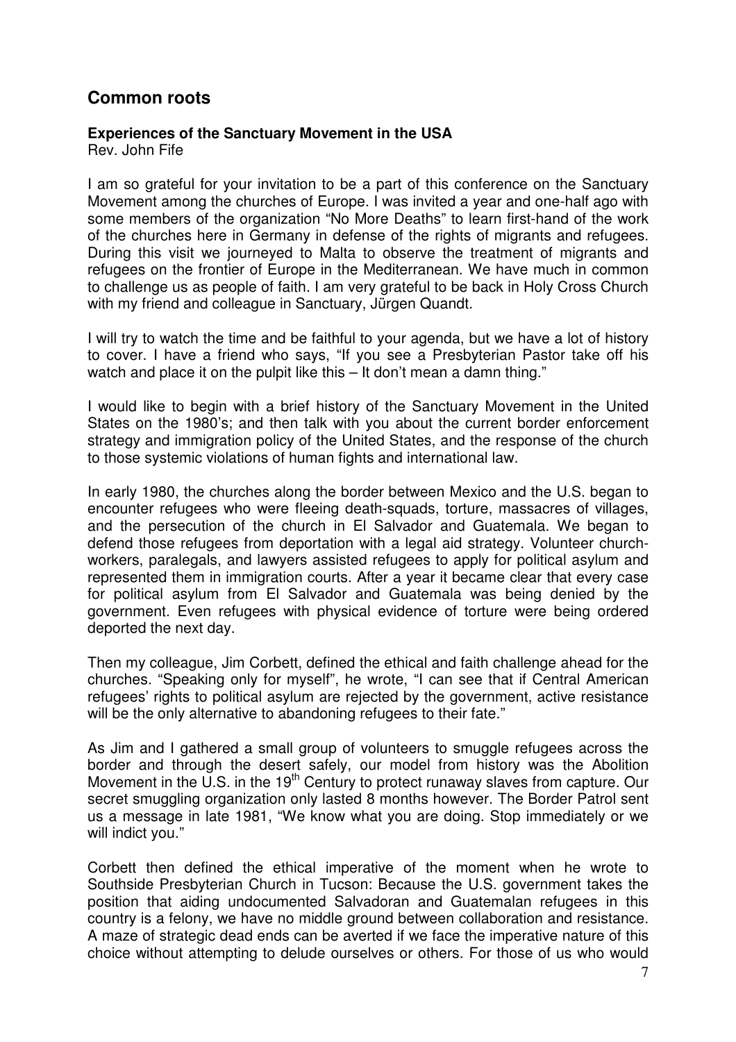## Common roots

**Experiences of the Sanctuary Movement in the USA**
Rev. John Fife

I am so grateful for your invitation to be a part of this conference on the Sanctuary Movement among the churches of Europe. I was invited a year and one-half ago with some members of the organization "No More Deaths" to learn first-hand of the work of the churches here in Germany in defense of the rights of migrants and refugees. During this visit we journeyed to Malta to observe the treatment of migrants and refugees on the frontier of Europe in the Mediterranean. We have much in common to challenge us as people of faith. I am very grateful to be back in Holy Cross Church with my friend and colleague in Sanctuary, Jürgen Quandt.

I will try to watch the time and be faithful to your agenda, but we have a lot of history to cover. I have a friend who says, "If you see a Presbyterian Pastor take off his watch and place it on the pulpit like this – It don't mean a damn thing."

I would like to begin with a brief history of the Sanctuary Movement in the United States on the 1980's; and then talk with you about the current border enforcement strategy and immigration policy of the United States, and the response of the church to those systemic violations of human fights and international law.

In early 1980, the churches along the border between Mexico and the U.S. began to encounter refugees who were fleeing death-squads, torture, massacres of villages, and the persecution of the church in El Salvador and Guatemala. We began to defend those refugees from deportation with a legal aid strategy. Volunteer church-workers, paralegals, and lawyers assisted refugees to apply for political asylum and represented them in immigration courts. After a year it became clear that every case for political asylum from El Salvador and Guatemala was being denied by the government. Even refugees with physical evidence of torture were being ordered deported the next day.

Then my colleague, Jim Corbett, defined the ethical and faith challenge ahead for the churches. "Speaking only for myself", he wrote, "I can see that if Central American refugees' rights to political asylum are rejected by the government, active resistance will be the only alternative to abandoning refugees to their fate."

As Jim and I gathered a small group of volunteers to smuggle refugees across the border and through the desert safely, our model from history was the Abolition Movement in the U.S. in the 19th Century to protect runaway slaves from capture. Our secret smuggling organization only lasted 8 months however. The Border Patrol sent us a message in late 1981, "We know what you are doing. Stop immediately or we will indict you."

Corbett then defined the ethical imperative of the moment when he wrote to Southside Presbyterian Church in Tucson: Because the U.S. government takes the position that aiding undocumented Salvadoran and Guatemalan refugees in this country is a felony, we have no middle ground between collaboration and resistance. A maze of strategic dead ends can be averted if we face the imperative nature of this choice without attempting to delude ourselves or others. For those of us who would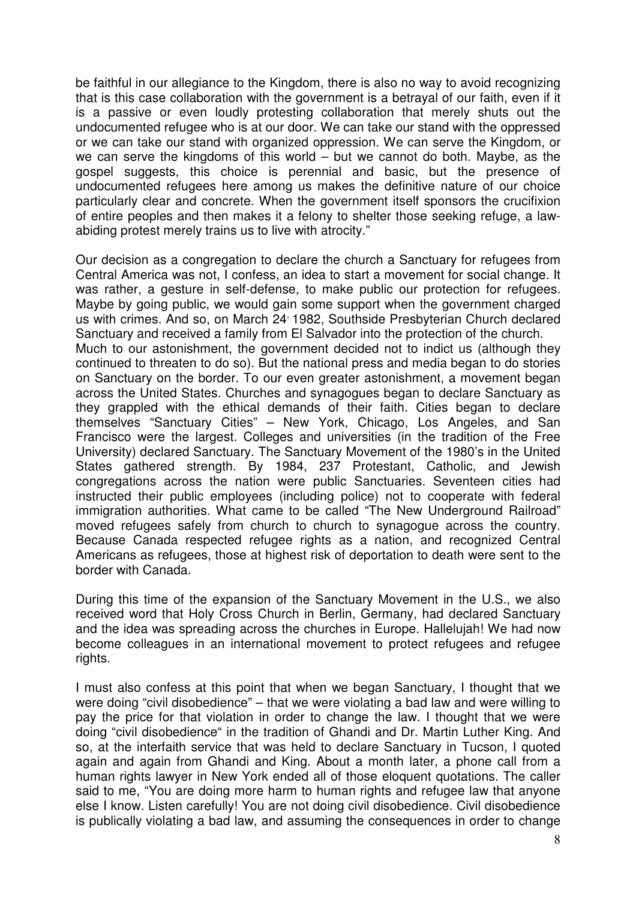be faithful in our allegiance to the Kingdom, there is also no way to avoid recognizing that is this case collaboration with the government is a betrayal of our faith, even if it is a passive or even loudly protesting collaboration that merely shuts out the undocumented refugee who is at our door. We can take our stand with the oppressed or we can take our stand with organized oppression. We can serve the Kingdom, or we can serve the kingdoms of this world – but we cannot do both. Maybe, as the gospel suggests, this choice is perennial and basic, but the presence of undocumented refugees here among us makes the definitive nature of our choice particularly clear and concrete. When the government itself sponsors the crucifixion of entire peoples and then makes it a felony to shelter those seeking refuge, a law-abiding protest merely trains us to live with atrocity."

Our decision as a congregation to declare the church a Sanctuary for refugees from Central America was not, I confess, an idea to start a movement for social change. It was rather, a gesture in self-defense, to make public our protection for refugees. Maybe by going public, we would gain some support when the government charged us with crimes. And so, on March 24' 1982, Southside Presbyterian Church declared Sanctuary and received a family from El Salvador into the protection of the church.
Much to our astonishment, the government decided not to indict us (although they continued to threaten to do so). But the national press and media began to do stories on Sanctuary on the border. To our even greater astonishment, a movement began across the United States. Churches and synagogues began to declare Sanctuary as they grappled with the ethical demands of their faith. Cities began to declare themselves "Sanctuary Cities" – New York, Chicago, Los Angeles, and San Francisco were the largest. Colleges and universities (in the tradition of the Free University) declared Sanctuary. The Sanctuary Movement of the 1980's in the United States gathered strength. By 1984, 237 Protestant, Catholic, and Jewish congregations across the nation were public Sanctuaries. Seventeen cities had instructed their public employees (including police) not to cooperate with federal immigration authorities. What came to be called "The New Underground Railroad" moved refugees safely from church to church to synagogue across the country. Because Canada respected refugee rights as a nation, and recognized Central Americans as refugees, those at highest risk of deportation to death were sent to the border with Canada.

During this time of the expansion of the Sanctuary Movement in the U.S., we also received word that Holy Cross Church in Berlin, Germany, had declared Sanctuary and the idea was spreading across the churches in Europe. Hallelujah! We had now become colleagues in an international movement to protect refugees and refugee rights.

I must also confess at this point that when we began Sanctuary, I thought that we were doing "civil disobedience" – that we were violating a bad law and were willing to pay the price for that violation in order to change the law. I thought that we were doing "civil disobedience" in the tradition of Ghandi and Dr. Martin Luther King. And so, at the interfaith service that was held to declare Sanctuary in Tucson, I quoted again and again from Ghandi and King. About a month later, a phone call from a human rights lawyer in New York ended all of those eloquent quotations. The caller said to me, "You are doing more harm to human rights and refugee law that anyone else I know. Listen carefully! You are not doing civil disobedience. Civil disobedience is publically violating a bad law, and assuming the consequences in order to change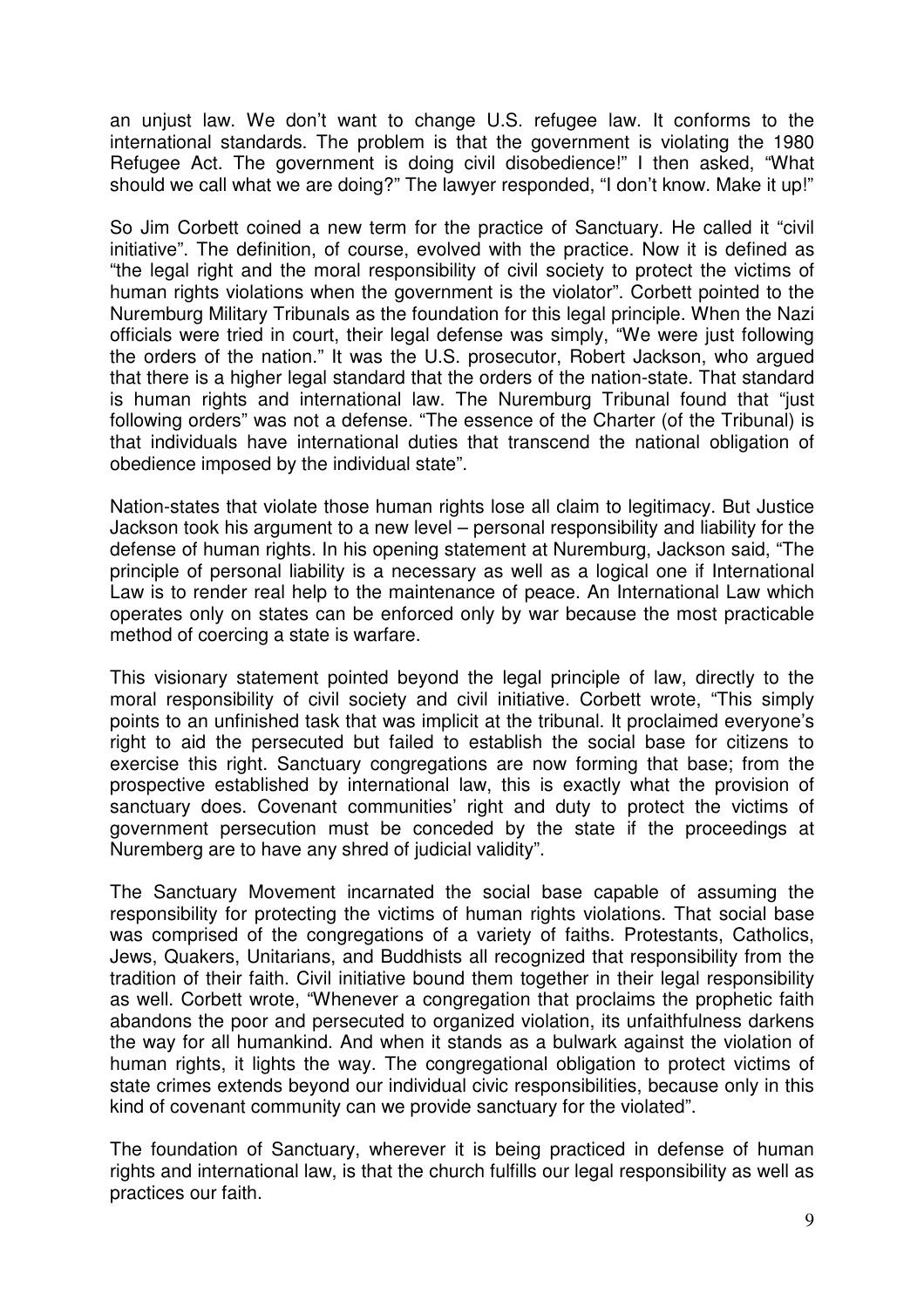an unjust law. We don't want to change U.S. refugee law. It conforms to the international standards. The problem is that the government is violating the 1980 Refugee Act. The government is doing civil disobedience!" I then asked, "What should we call what we are doing?" The lawyer responded, "I don't know. Make it up!"

So Jim Corbett coined a new term for the practice of Sanctuary. He called it "civil initiative". The definition, of course, evolved with the practice. Now it is defined as "the legal right and the moral responsibility of civil society to protect the victims of human rights violations when the government is the violator". Corbett pointed to the Nuremburg Military Tribunals as the foundation for this legal principle. When the Nazi officials were tried in court, their legal defense was simply, "We were just following the orders of the nation." It was the U.S. prosecutor, Robert Jackson, who argued that there is a higher legal standard that the orders of the nation-state. That standard is human rights and international law. The Nuremburg Tribunal found that "just following orders" was not a defense. "The essence of the Charter (of the Tribunal) is that individuals have international duties that transcend the national obligation of obedience imposed by the individual state".

Nation-states that violate those human rights lose all claim to legitimacy. But Justice Jackson took his argument to a new level – personal responsibility and liability for the defense of human rights. In his opening statement at Nuremburg, Jackson said, "The principle of personal liability is a necessary as well as a logical one if International Law is to render real help to the maintenance of peace. An International Law which operates only on states can be enforced only by war because the most practicable method of coercing a state is warfare.

This visionary statement pointed beyond the legal principle of law, directly to the moral responsibility of civil society and civil initiative. Corbett wrote, "This simply points to an unfinished task that was implicit at the tribunal. It proclaimed everyone's right to aid the persecuted but failed to establish the social base for citizens to exercise this right. Sanctuary congregations are now forming that base; from the prospective established by international law, this is exactly what the provision of sanctuary does. Covenant communities' right and duty to protect the victims of government persecution must be conceded by the state if the proceedings at Nuremberg are to have any shred of judicial validity".

The Sanctuary Movement incarnated the social base capable of assuming the responsibility for protecting the victims of human rights violations. That social base was comprised of the congregations of a variety of faiths. Protestants, Catholics, Jews, Quakers, Unitarians, and Buddhists all recognized that responsibility from the tradition of their faith. Civil initiative bound them together in their legal responsibility as well. Corbett wrote, "Whenever a congregation that proclaims the prophetic faith abandons the poor and persecuted to organized violation, its unfaithfulness darkens the way for all humankind. And when it stands as a bulwark against the violation of human rights, it lights the way. The congregational obligation to protect victims of state crimes extends beyond our individual civic responsibilities, because only in this kind of covenant community can we provide sanctuary for the violated".

The foundation of Sanctuary, wherever it is being practiced in defense of human rights and international law, is that the church fulfills our legal responsibility as well as practices our faith.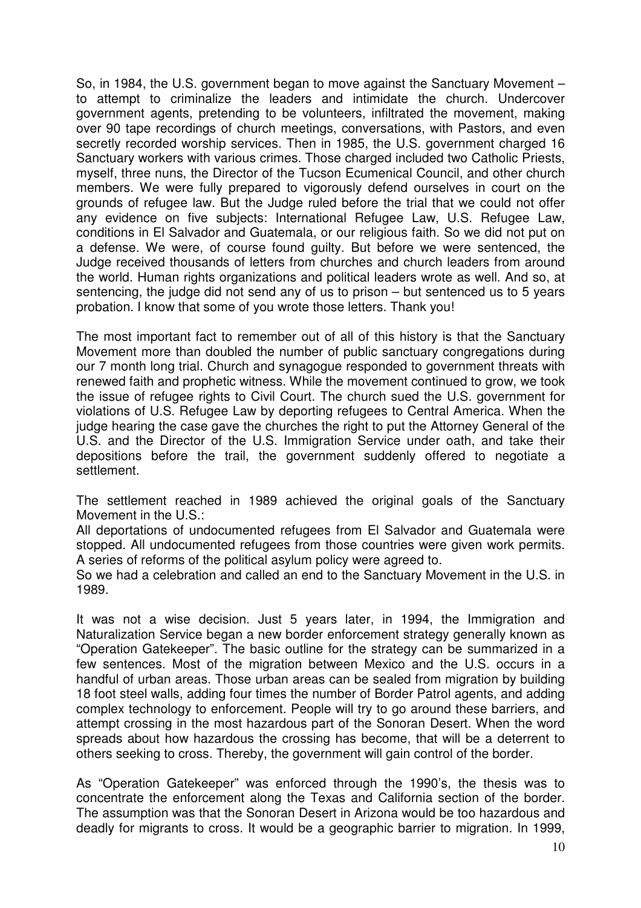So, in 1984, the U.S. government began to move against the Sanctuary Movement – to attempt to criminalize the leaders and intimidate the church. Undercover government agents, pretending to be volunteers, infiltrated the movement, making over 90 tape recordings of church meetings, conversations, with Pastors, and even secretly recorded worship services. Then in 1985, the U.S. government charged 16 Sanctuary workers with various crimes. Those charged included two Catholic Priests, myself, three nuns, the Director of the Tucson Ecumenical Council, and other church members. We were fully prepared to vigorously defend ourselves in court on the grounds of refugee law. But the Judge ruled before the trial that we could not offer any evidence on five subjects: International Refugee Law, U.S. Refugee Law, conditions in El Salvador and Guatemala, or our religious faith. So we did not put on a defense. We were, of course found guilty. But before we were sentenced, the Judge received thousands of letters from churches and church leaders from around the world. Human rights organizations and political leaders wrote as well. And so, at sentencing, the judge did not send any of us to prison – but sentenced us to 5 years probation. I know that some of you wrote those letters. Thank you!

The most important fact to remember out of all of this history is that the Sanctuary Movement more than doubled the number of public sanctuary congregations during our 7 month long trial. Church and synagogue responded to government threats with renewed faith and prophetic witness. While the movement continued to grow, we took the issue of refugee rights to Civil Court. The church sued the U.S. government for violations of U.S. Refugee Law by deporting refugees to Central America. When the judge hearing the case gave the churches the right to put the Attorney General of the U.S. and the Director of the U.S. Immigration Service under oath, and take their depositions before the trail, the government suddenly offered to negotiate a settlement.

The settlement reached in 1989 achieved the original goals of the Sanctuary Movement in the U.S.:

All deportations of undocumented refugees from El Salvador and Guatemala were stopped. All undocumented refugees from those countries were given work permits. A series of reforms of the political asylum policy were agreed to.

So we had a celebration and called an end to the Sanctuary Movement in the U.S. in 1989.

It was not a wise decision. Just 5 years later, in 1994, the Immigration and Naturalization Service began a new border enforcement strategy generally known as "Operation Gatekeeper". The basic outline for the strategy can be summarized in a few sentences. Most of the migration between Mexico and the U.S. occurs in a handful of urban areas. Those urban areas can be sealed from migration by building 18 foot steel walls, adding four times the number of Border Patrol agents, and adding complex technology to enforcement. People will try to go around these barriers, and attempt crossing in the most hazardous part of the Sonoran Desert. When the word spreads about how hazardous the crossing has become, that will be a deterrent to others seeking to cross. Thereby, the government will gain control of the border.

As "Operation Gatekeeper" was enforced through the 1990's, the thesis was to concentrate the enforcement along the Texas and California section of the border. The assumption was that the Sonoran Desert in Arizona would be too hazardous and deadly for migrants to cross. It would be a geographic barrier to migration. In 1999,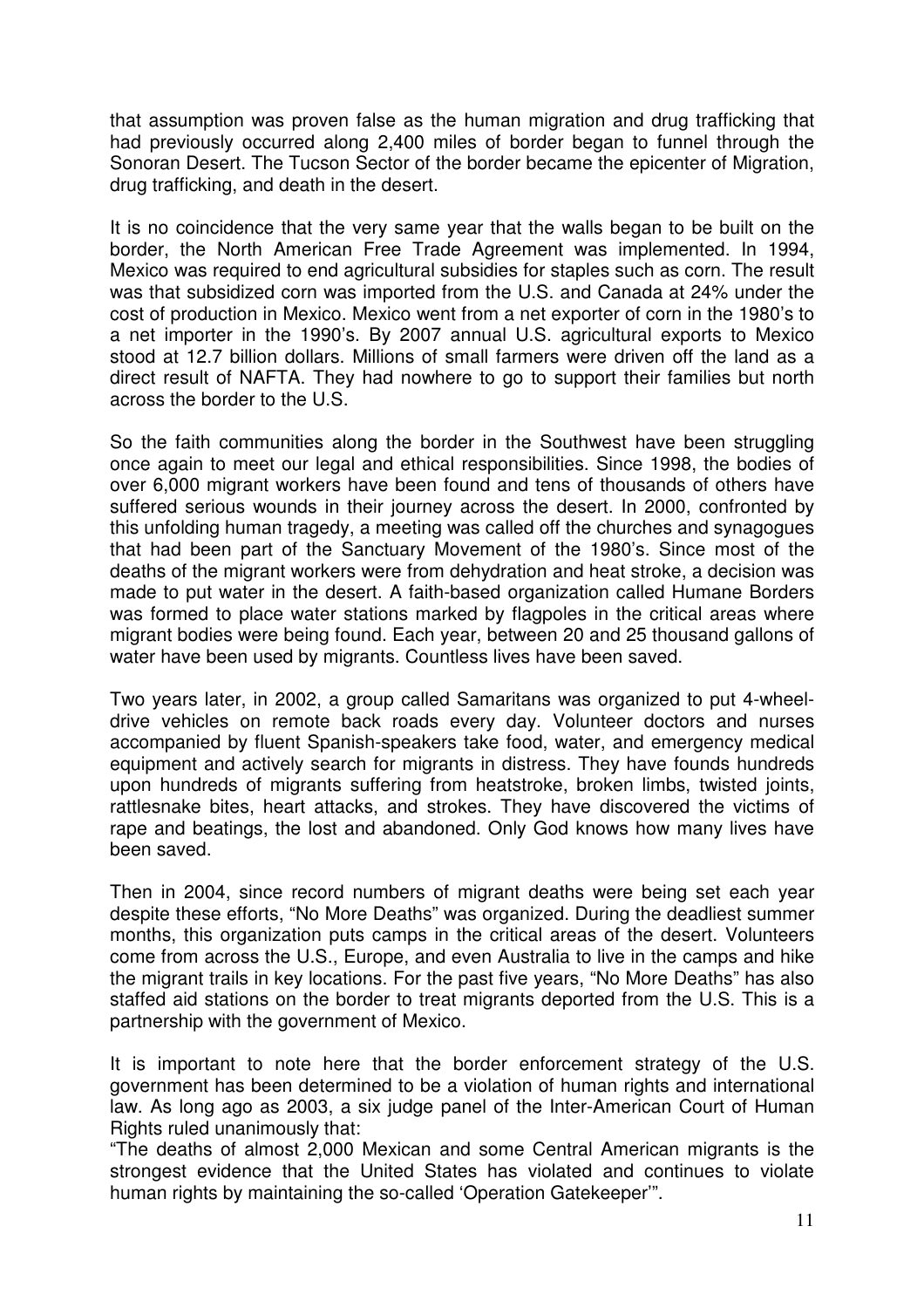that assumption was proven false as the human migration and drug trafficking that had previously occurred along 2,400 miles of border began to funnel through the Sonoran Desert. The Tucson Sector of the border became the epicenter of Migration, drug trafficking, and death in the desert.

It is no coincidence that the very same year that the walls began to be built on the border, the North American Free Trade Agreement was implemented. In 1994, Mexico was required to end agricultural subsidies for staples such as corn. The result was that subsidized corn was imported from the U.S. and Canada at 24% under the cost of production in Mexico. Mexico went from a net exporter of corn in the 1980's to a net importer in the 1990's. By 2007 annual U.S. agricultural exports to Mexico stood at 12.7 billion dollars. Millions of small farmers were driven off the land as a direct result of NAFTA. They had nowhere to go to support their families but north across the border to the U.S.

So the faith communities along the border in the Southwest have been struggling once again to meet our legal and ethical responsibilities. Since 1998, the bodies of over 6,000 migrant workers have been found and tens of thousands of others have suffered serious wounds in their journey across the desert. In 2000, confronted by this unfolding human tragedy, a meeting was called off the churches and synagogues that had been part of the Sanctuary Movement of the 1980's. Since most of the deaths of the migrant workers were from dehydration and heat stroke, a decision was made to put water in the desert. A faith-based organization called Humane Borders was formed to place water stations marked by flagpoles in the critical areas where migrant bodies were being found. Each year, between 20 and 25 thousand gallons of water have been used by migrants. Countless lives have been saved.

Two years later, in 2002, a group called Samaritans was organized to put 4-wheel-drive vehicles on remote back roads every day. Volunteer doctors and nurses accompanied by fluent Spanish-speakers take food, water, and emergency medical equipment and actively search for migrants in distress. They have founds hundreds upon hundreds of migrants suffering from heatstroke, broken limbs, twisted joints, rattlesnake bites, heart attacks, and strokes. They have discovered the victims of rape and beatings, the lost and abandoned. Only God knows how many lives have been saved.

Then in 2004, since record numbers of migrant deaths were being set each year despite these efforts, "No More Deaths" was organized. During the deadliest summer months, this organization puts camps in the critical areas of the desert. Volunteers come from across the U.S., Europe, and even Australia to live in the camps and hike the migrant trails in key locations. For the past five years, "No More Deaths" has also staffed aid stations on the border to treat migrants deported from the U.S. This is a partnership with the government of Mexico.

It is important to note here that the border enforcement strategy of the U.S. government has been determined to be a violation of human rights and international law. As long ago as 2003, a six judge panel of the Inter-American Court of Human Rights ruled unanimously that:

"The deaths of almost 2,000 Mexican and some Central American migrants is the strongest evidence that the United States has violated and continues to violate human rights by maintaining the so-called 'Operation Gatekeeper'".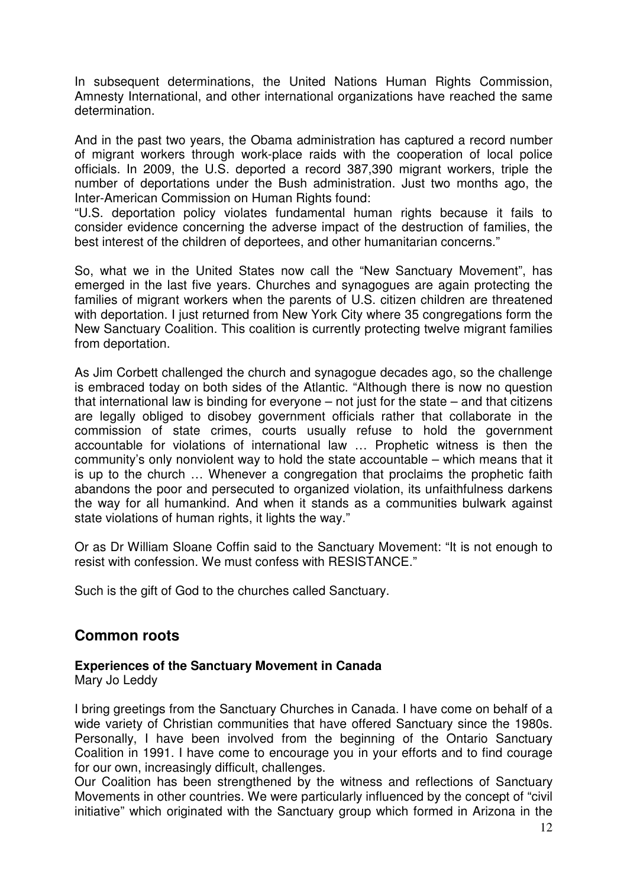In subsequent determinations, the United Nations Human Rights Commission, Amnesty International, and other international organizations have reached the same determination.

And in the past two years, the Obama administration has captured a record number of migrant workers through work-place raids with the cooperation of local police officials. In 2009, the U.S. deported a record 387,390 migrant workers, triple the number of deportations under the Bush administration. Just two months ago, the Inter-American Commission on Human Rights found:
"U.S. deportation policy violates fundamental human rights because it fails to consider evidence concerning the adverse impact of the destruction of families, the best interest of the children of deportees, and other humanitarian concerns."

So, what we in the United States now call the "New Sanctuary Movement", has emerged in the last five years. Churches and synagogues are again protecting the families of migrant workers when the parents of U.S. citizen children are threatened with deportation. I just returned from New York City where 35 congregations form the New Sanctuary Coalition. This coalition is currently protecting twelve migrant families from deportation.

As Jim Corbett challenged the church and synagogue decades ago, so the challenge is embraced today on both sides of the Atlantic. "Although there is now no question that international law is binding for everyone – not just for the state – and that citizens are legally obliged to disobey government officials rather that collaborate in the commission of state crimes, courts usually refuse to hold the government accountable for violations of international law … Prophetic witness is then the community's only nonviolent way to hold the state accountable – which means that it is up to the church … Whenever a congregation that proclaims the prophetic faith abandons the poor and persecuted to organized violation, its unfaithfulness darkens the way for all humankind. And when it stands as a communities bulwark against state violations of human rights, it lights the way."

Or as Dr William Sloane Coffin said to the Sanctuary Movement: "It is not enough to resist with confession. We must confess with RESISTANCE."

Such is the gift of God to the churches called Sanctuary.

## Common roots

### Experiences of the Sanctuary Movement in Canada

Mary Jo Leddy

I bring greetings from the Sanctuary Churches in Canada. I have come on behalf of a wide variety of Christian communities that have offered Sanctuary since the 1980s. Personally, I have been involved from the beginning of the Ontario Sanctuary Coalition in 1991. I have come to encourage you in your efforts and to find courage for our own, increasingly difficult, challenges.
Our Coalition has been strengthened by the witness and reflections of Sanctuary Movements in other countries. We were particularly influenced by the concept of "civil initiative" which originated with the Sanctuary group which formed in Arizona in the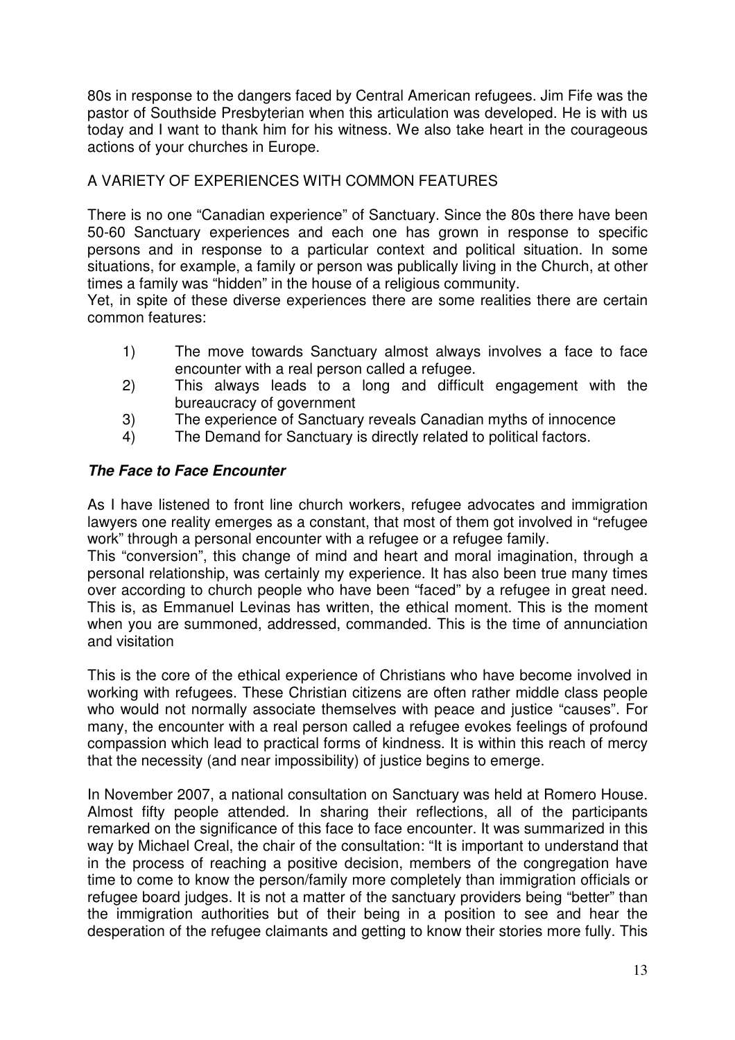80s in response to the dangers faced by Central American refugees. Jim Fife was the pastor of Southside Presbyterian when this articulation was developed. He is with us today and I want to thank him for his witness. We also take heart in the courageous actions of your churches in Europe.

## A VARIETY OF EXPERIENCES WITH COMMON FEATURES

There is no one "Canadian experience" of Sanctuary. Since the 80s there have been 50-60 Sanctuary experiences and each one has grown in response to specific persons and in response to a particular context and political situation. In some situations, for example, a family or person was publically living in the Church, at other times a family was "hidden" in the house of a religious community.

Yet, in spite of these diverse experiences there are some realities there are certain common features:

1) The move towards Sanctuary almost always involves a face to face encounter with a real person called a refugee.
2) This always leads to a long and difficult engagement with the bureaucracy of government
3) The experience of Sanctuary reveals Canadian myths of innocence
4) The Demand for Sanctuary is directly related to political factors.

### ***The Face to Face Encounter***

As I have listened to front line church workers, refugee advocates and immigration lawyers one reality emerges as a constant, that most of them got involved in "refugee work" through a personal encounter with a refugee or a refugee family.

This "conversion", this change of mind and heart and moral imagination, through a personal relationship, was certainly my experience. It has also been true many times over according to church people who have been "faced" by a refugee in great need. This is, as Emmanuel Levinas has written, the ethical moment. This is the moment when you are summoned, addressed, commanded. This is the time of annunciation and visitation

This is the core of the ethical experience of Christians who have become involved in working with refugees. These Christian citizens are often rather middle class people who would not normally associate themselves with peace and justice "causes". For many, the encounter with a real person called a refugee evokes feelings of profound compassion which lead to practical forms of kindness. It is within this reach of mercy that the necessity (and near impossibility) of justice begins to emerge.

In November 2007, a national consultation on Sanctuary was held at Romero House. Almost fifty people attended. In sharing their reflections, all of the participants remarked on the significance of this face to face encounter. It was summarized in this way by Michael Creal, the chair of the consultation: "It is important to understand that in the process of reaching a positive decision, members of the congregation have time to come to know the person/family more completely than immigration officials or refugee board judges. It is not a matter of the sanctuary providers being "better" than the immigration authorities but of their being in a position to see and hear the desperation of the refugee claimants and getting to know their stories more fully. This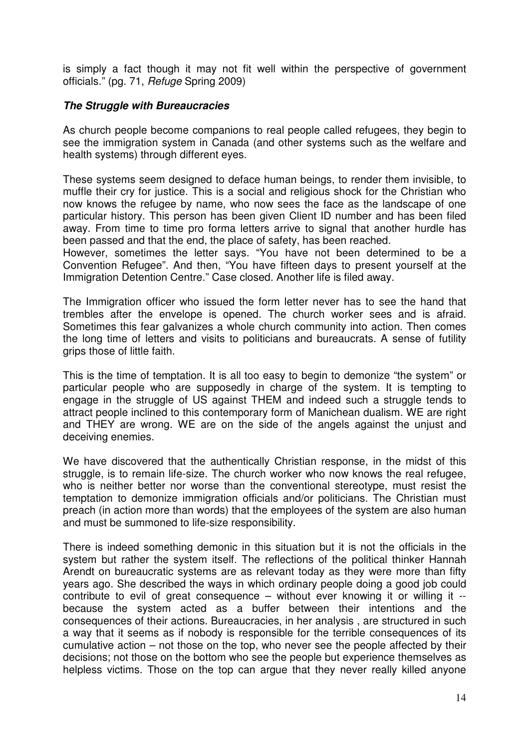is simply a fact though it may not fit well within the perspective of government officials." (pg. 71, *Refuge* Spring 2009)

### ***The Struggle with Bureaucracies***

As church people become companions to real people called refugees, they begin to see the immigration system in Canada (and other systems such as the welfare and health systems) through different eyes.

These systems seem designed to deface human beings, to render them invisible, to muffle their cry for justice. This is a social and religious shock for the Christian who now knows the refugee by name, who now sees the face as the landscape of one particular history. This person has been given Client ID number and has been filed away. From time to time pro forma letters arrive to signal that another hurdle has been passed and that the end, the place of safety, has been reached.
However, sometimes the letter says. "You have not been determined to be a Convention Refugee". And then, "You have fifteen days to present yourself at the Immigration Detention Centre." Case closed. Another life is filed away.

The Immigration officer who issued the form letter never has to see the hand that trembles after the envelope is opened. The church worker sees and is afraid. Sometimes this fear galvanizes a whole church community into action. Then comes the long time of letters and visits to politicians and bureaucrats. A sense of futility grips those of little faith.

This is the time of temptation. It is all too easy to begin to demonize "the system" or particular people who are supposedly in charge of the system. It is tempting to engage in the struggle of US against THEM and indeed such a struggle tends to attract people inclined to this contemporary form of Manichean dualism. WE are right and THEY are wrong. WE are on the side of the angels against the unjust and deceiving enemies.

We have discovered that the authentically Christian response, in the midst of this struggle, is to remain life-size. The church worker who now knows the real refugee, who is neither better nor worse than the conventional stereotype, must resist the temptation to demonize immigration officials and/or politicians. The Christian must preach (in action more than words) that the employees of the system are also human and must be summoned to life-size responsibility.

There is indeed something demonic in this situation but it is not the officials in the system but rather the system itself. The reflections of the political thinker Hannah Arendt on bureaucratic systems are as relevant today as they were more than fifty years ago. She described the ways in which ordinary people doing a good job could contribute to evil of great consequence – without ever knowing it or willing it -- because the system acted as a buffer between their intentions and the consequences of their actions. Bureaucracies, in her analysis , are structured in such a way that it seems as if nobody is responsible for the terrible consequences of its cumulative action – not those on the top, who never see the people affected by their decisions; not those on the bottom who see the people but experience themselves as helpless victims. Those on the top can argue that they never really killed anyone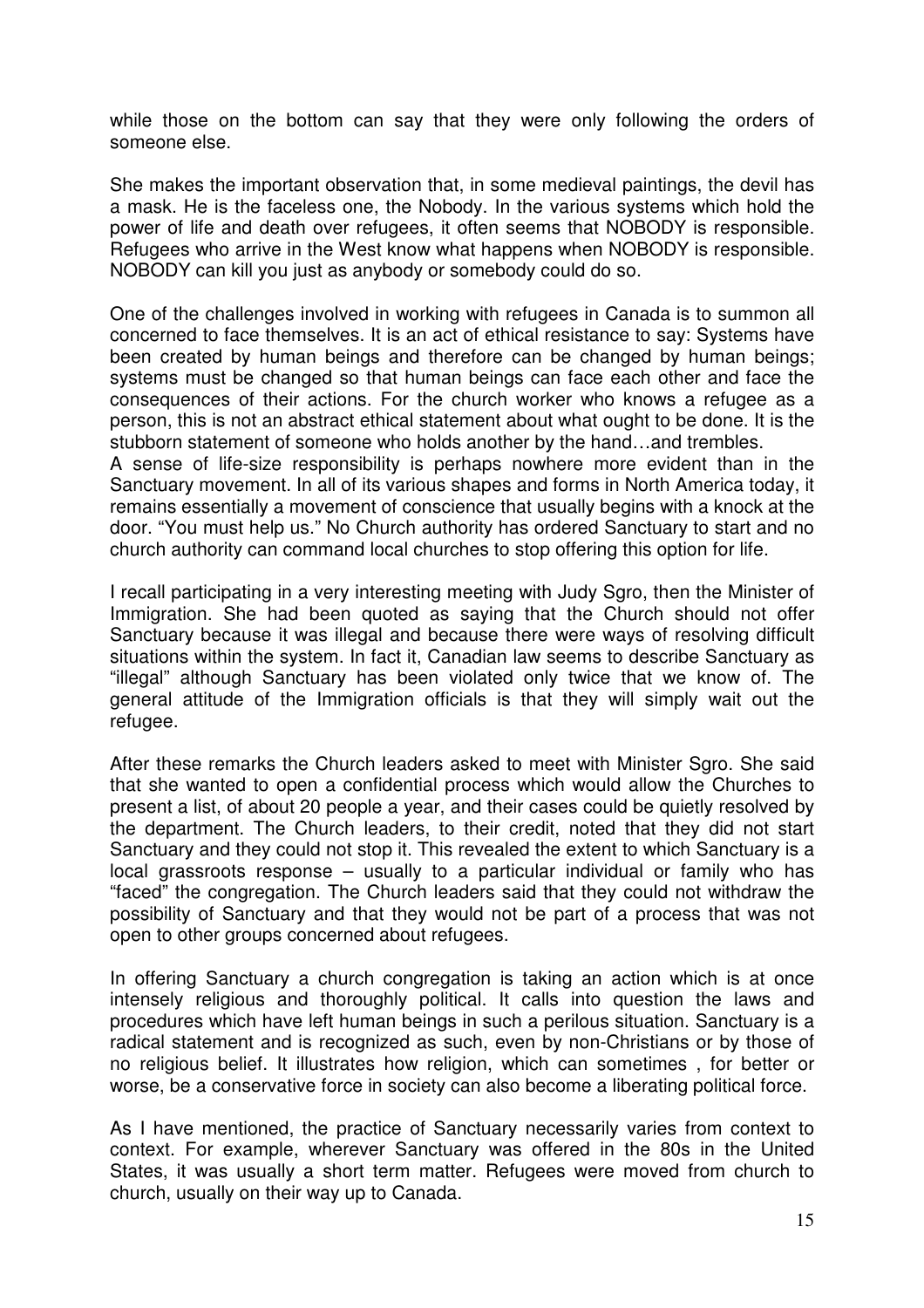while those on the bottom can say that they were only following the orders of someone else.

She makes the important observation that, in some medieval paintings, the devil has a mask. He is the faceless one, the Nobody. In the various systems which hold the power of life and death over refugees, it often seems that NOBODY is responsible. Refugees who arrive in the West know what happens when NOBODY is responsible. NOBODY can kill you just as anybody or somebody could do so.

One of the challenges involved in working with refugees in Canada is to summon all concerned to face themselves. It is an act of ethical resistance to say: Systems have been created by human beings and therefore can be changed by human beings; systems must be changed so that human beings can face each other and face the consequences of their actions. For the church worker who knows a refugee as a person, this is not an abstract ethical statement about what ought to be done. It is the stubborn statement of someone who holds another by the hand…and trembles.

A sense of life-size responsibility is perhaps nowhere more evident than in the Sanctuary movement. In all of its various shapes and forms in North America today, it remains essentially a movement of conscience that usually begins with a knock at the door. "You must help us." No Church authority has ordered Sanctuary to start and no church authority can command local churches to stop offering this option for life.

I recall participating in a very interesting meeting with Judy Sgro, then the Minister of Immigration. She had been quoted as saying that the Church should not offer Sanctuary because it was illegal and because there were ways of resolving difficult situations within the system. In fact it, Canadian law seems to describe Sanctuary as "illegal" although Sanctuary has been violated only twice that we know of. The general attitude of the Immigration officials is that they will simply wait out the refugee.

After these remarks the Church leaders asked to meet with Minister Sgro. She said that she wanted to open a confidential process which would allow the Churches to present a list, of about 20 people a year, and their cases could be quietly resolved by the department. The Church leaders, to their credit, noted that they did not start Sanctuary and they could not stop it. This revealed the extent to which Sanctuary is a local grassroots response – usually to a particular individual or family who has "faced" the congregation. The Church leaders said that they could not withdraw the possibility of Sanctuary and that they would not be part of a process that was not open to other groups concerned about refugees.

In offering Sanctuary a church congregation is taking an action which is at once intensely religious and thoroughly political. It calls into question the laws and procedures which have left human beings in such a perilous situation. Sanctuary is a radical statement and is recognized as such, even by non-Christians or by those of no religious belief. It illustrates how religion, which can sometimes , for better or worse, be a conservative force in society can also become a liberating political force.

As I have mentioned, the practice of Sanctuary necessarily varies from context to context. For example, wherever Sanctuary was offered in the 80s in the United States, it was usually a short term matter. Refugees were moved from church to church, usually on their way up to Canada.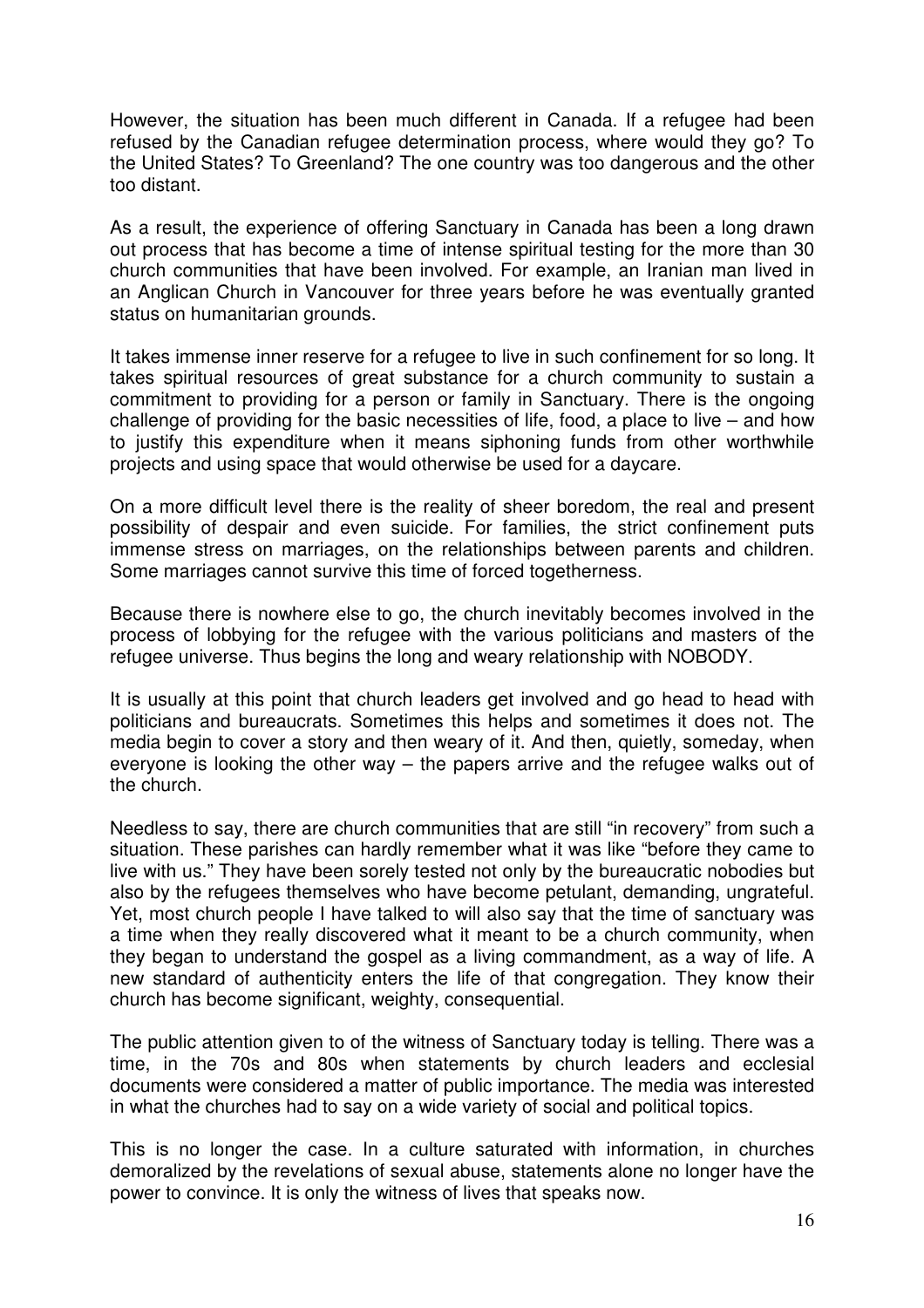However, the situation has been much different in Canada. If a refugee had been refused by the Canadian refugee determination process, where would they go? To the United States? To Greenland? The one country was too dangerous and the other too distant.

As a result, the experience of offering Sanctuary in Canada has been a long drawn out process that has become a time of intense spiritual testing for the more than 30 church communities that have been involved. For example, an Iranian man lived in an Anglican Church in Vancouver for three years before he was eventually granted status on humanitarian grounds.

It takes immense inner reserve for a refugee to live in such confinement for so long. It takes spiritual resources of great substance for a church community to sustain a commitment to providing for a person or family in Sanctuary. There is the ongoing challenge of providing for the basic necessities of life, food, a place to live – and how to justify this expenditure when it means siphoning funds from other worthwhile projects and using space that would otherwise be used for a daycare.

On a more difficult level there is the reality of sheer boredom, the real and present possibility of despair and even suicide. For families, the strict confinement puts immense stress on marriages, on the relationships between parents and children. Some marriages cannot survive this time of forced togetherness.

Because there is nowhere else to go, the church inevitably becomes involved in the process of lobbying for the refugee with the various politicians and masters of the refugee universe. Thus begins the long and weary relationship with NOBODY.

It is usually at this point that church leaders get involved and go head to head with politicians and bureaucrats. Sometimes this helps and sometimes it does not. The media begin to cover a story and then weary of it. And then, quietly, someday, when everyone is looking the other way – the papers arrive and the refugee walks out of the church.

Needless to say, there are church communities that are still "in recovery" from such a situation. These parishes can hardly remember what it was like "before they came to live with us." They have been sorely tested not only by the bureaucratic nobodies but also by the refugees themselves who have become petulant, demanding, ungrateful. Yet, most church people I have talked to will also say that the time of sanctuary was a time when they really discovered what it meant to be a church community, when they began to understand the gospel as a living commandment, as a way of life. A new standard of authenticity enters the life of that congregation. They know their church has become significant, weighty, consequential.

The public attention given to of the witness of Sanctuary today is telling. There was a time, in the 70s and 80s when statements by church leaders and ecclesial documents were considered a matter of public importance. The media was interested in what the churches had to say on a wide variety of social and political topics.

This is no longer the case. In a culture saturated with information, in churches demoralized by the revelations of sexual abuse, statements alone no longer have the power to convince. It is only the witness of lives that speaks now.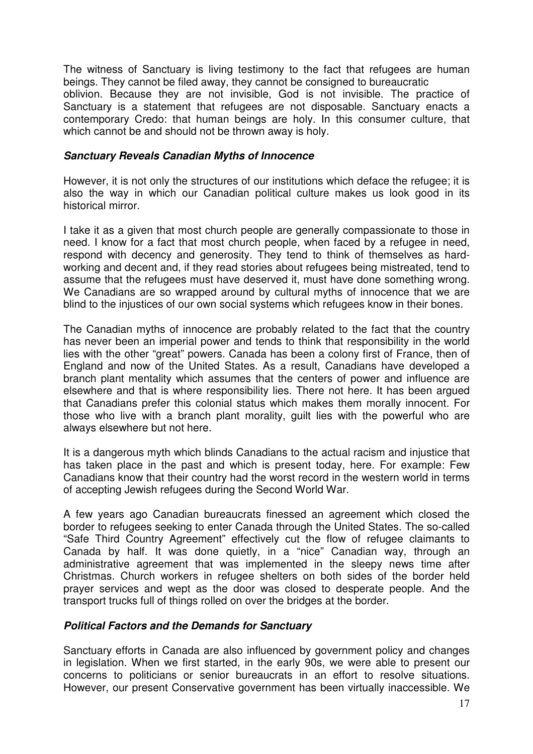The witness of Sanctuary is living testimony to the fact that refugees are human beings. They cannot be filed away, they cannot be consigned to bureaucratic oblivion. Because they are not invisible, God is not invisible. The practice of Sanctuary is a statement that refugees are not disposable. Sanctuary enacts a contemporary Credo: that human beings are holy. In this consumer culture, that which cannot be and should not be thrown away is holy.

### ***Sanctuary Reveals Canadian Myths of Innocence***

However, it is not only the structures of our institutions which deface the refugee; it is also the way in which our Canadian political culture makes us look good in its historical mirror.

I take it as a given that most church people are generally compassionate to those in need. I know for a fact that most church people, when faced by a refugee in need, respond with decency and generosity. They tend to think of themselves as hard-working and decent and, if they read stories about refugees being mistreated, tend to assume that the refugees must have deserved it, must have done something wrong. We Canadians are so wrapped around by cultural myths of innocence that we are blind to the injustices of our own social systems which refugees know in their bones.

The Canadian myths of innocence are probably related to the fact that the country has never been an imperial power and tends to think that responsibility in the world lies with the other "great" powers. Canada has been a colony first of France, then of England and now of the United States. As a result, Canadians have developed a branch plant mentality which assumes that the centers of power and influence are elsewhere and that is where responsibility lies. There not here. It has been argued that Canadians prefer this colonial status which makes them morally innocent. For those who live with a branch plant morality, guilt lies with the powerful who are always elsewhere but not here.

It is a dangerous myth which blinds Canadians to the actual racism and injustice that has taken place in the past and which is present today, here. For example: Few Canadians know that their country had the worst record in the western world in terms of accepting Jewish refugees during the Second World War.

A few years ago Canadian bureaucrats finessed an agreement which closed the border to refugees seeking to enter Canada through the United States. The so-called "Safe Third Country Agreement" effectively cut the flow of refugee claimants to Canada by half. It was done quietly, in a "nice" Canadian way, through an administrative agreement that was implemented in the sleepy news time after Christmas. Church workers in refugee shelters on both sides of the border held prayer services and wept as the door was closed to desperate people. And the transport trucks full of things rolled on over the bridges at the border.

### ***Political Factors and the Demands for Sanctuary***

Sanctuary efforts in Canada are also influenced by government policy and changes in legislation. When we first started, in the early 90s, we were able to present our concerns to politicians or senior bureaucrats in an effort to resolve situations. However, our present Conservative government has been virtually inaccessible. We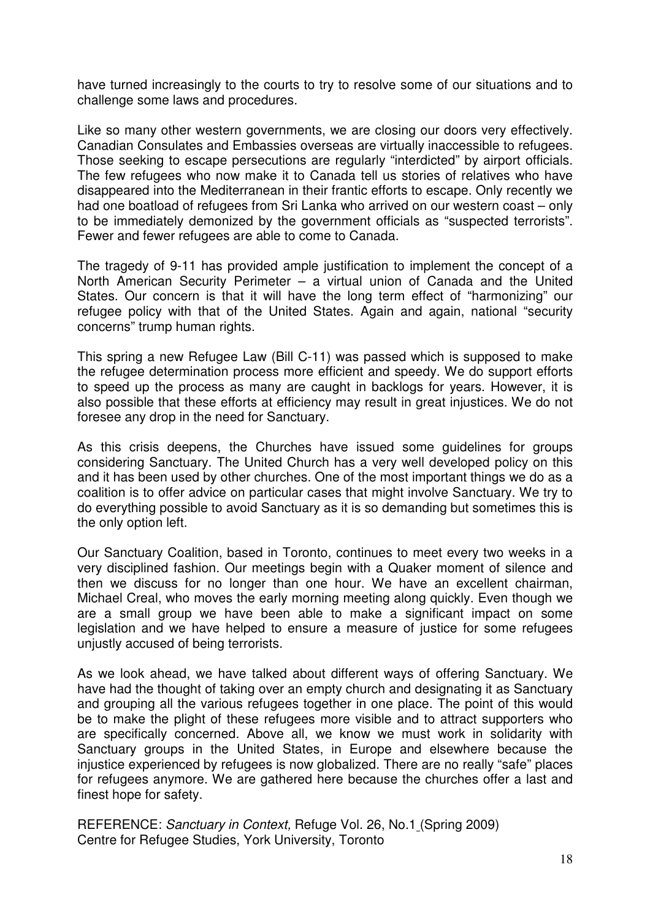have turned increasingly to the courts to try to resolve some of our situations and to challenge some laws and procedures.

Like so many other western governments, we are closing our doors very effectively. Canadian Consulates and Embassies overseas are virtually inaccessible to refugees. Those seeking to escape persecutions are regularly "interdicted" by airport officials. The few refugees who now make it to Canada tell us stories of relatives who have disappeared into the Mediterranean in their frantic efforts to escape. Only recently we had one boatload of refugees from Sri Lanka who arrived on our western coast – only to be immediately demonized by the government officials as "suspected terrorists". Fewer and fewer refugees are able to come to Canada.

The tragedy of 9-11 has provided ample justification to implement the concept of a North American Security Perimeter – a virtual union of Canada and the United States. Our concern is that it will have the long term effect of "harmonizing" our refugee policy with that of the United States. Again and again, national "security concerns" trump human rights.

This spring a new Refugee Law (Bill C-11) was passed which is supposed to make the refugee determination process more efficient and speedy. We do support efforts to speed up the process as many are caught in backlogs for years. However, it is also possible that these efforts at efficiency may result in great injustices. We do not foresee any drop in the need for Sanctuary.

As this crisis deepens, the Churches have issued some guidelines for groups considering Sanctuary. The United Church has a very well developed policy on this and it has been used by other churches. One of the most important things we do as a coalition is to offer advice on particular cases that might involve Sanctuary. We try to do everything possible to avoid Sanctuary as it is so demanding but sometimes this is the only option left.

Our Sanctuary Coalition, based in Toronto, continues to meet every two weeks in a very disciplined fashion. Our meetings begin with a Quaker moment of silence and then we discuss for no longer than one hour. We have an excellent chairman, Michael Creal, who moves the early morning meeting along quickly. Even though we are a small group we have been able to make a significant impact on some legislation and we have helped to ensure a measure of justice for some refugees unjustly accused of being terrorists.

As we look ahead, we have talked about different ways of offering Sanctuary. We have had the thought of taking over an empty church and designating it as Sanctuary and grouping all the various refugees together in one place. The point of this would be to make the plight of these refugees more visible and to attract supporters who are specifically concerned. Above all, we know we must work in solidarity with Sanctuary groups in the United States, in Europe and elsewhere because the injustice experienced by refugees is now globalized. There are no really "safe" places for refugees anymore. We are gathered here because the churches offer a last and finest hope for safety.

REFERENCE: *Sanctuary in Context,* Refuge Vol. 26, No.1 (Spring 2009)
Centre for Refugee Studies, York University, Toronto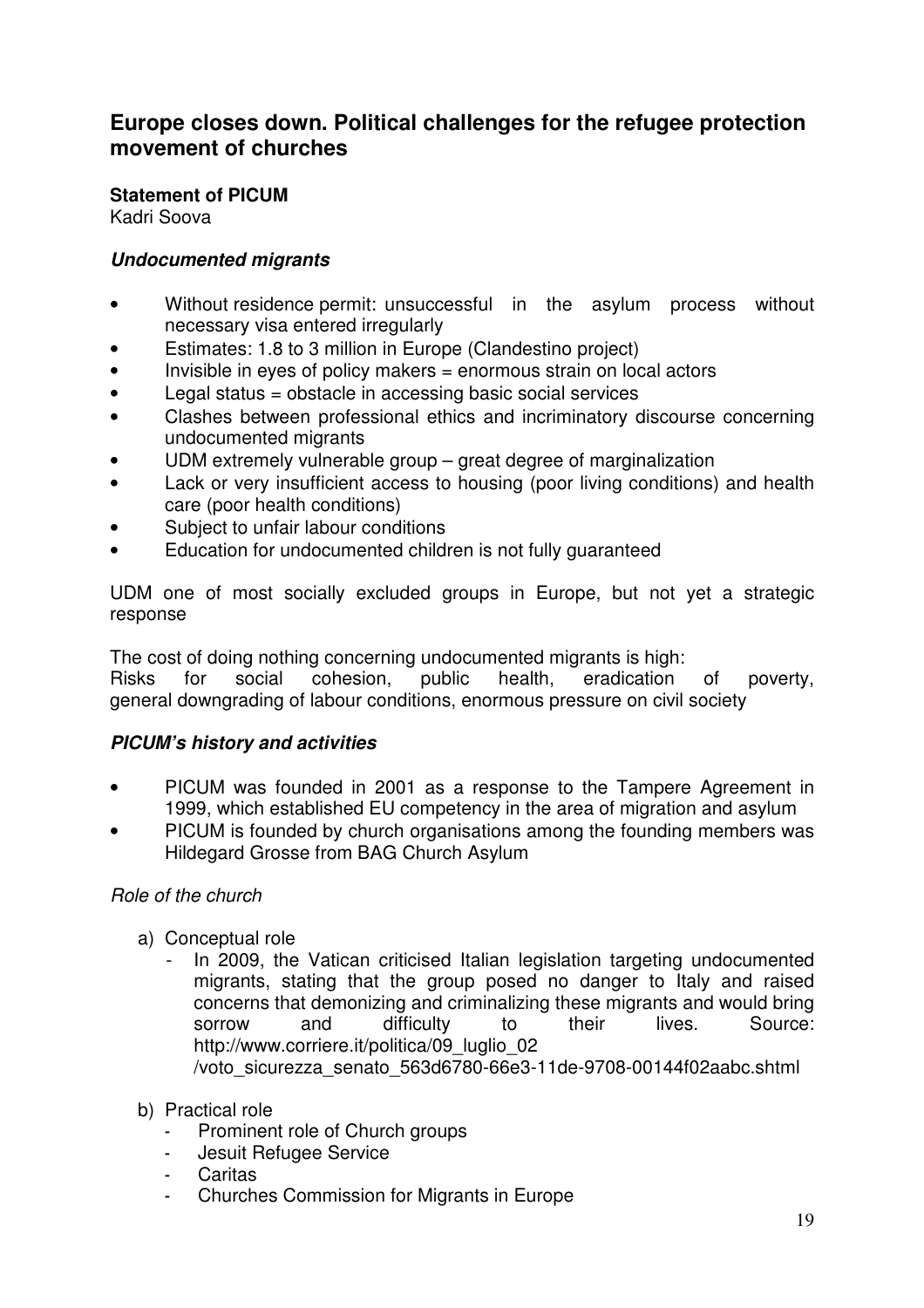## Europe closes down. Political challenges for the refugee protection movement of churches

**Statement of PICUM**
Kadri Soova

### *Undocumented migrants*

- Without residence permit: unsuccessful in the asylum process without necessary visa entered irregularly
- Estimates: 1.8 to 3 million in Europe (Clandestino project)
- Invisible in eyes of policy makers = enormous strain on local actors
- Legal status = obstacle in accessing basic social services
- Clashes between professional ethics and incriminatory discourse concerning undocumented migrants
- UDM extremely vulnerable group – great degree of marginalization
- Lack or very insufficient access to housing (poor living conditions) and health care (poor health conditions)
- Subject to unfair labour conditions
- Education for undocumented children is not fully guaranteed

UDM one of most socially excluded groups in Europe, but not yet a strategic response

The cost of doing nothing concerning undocumented migrants is high:
Risks for social cohesion, public health, eradication of poverty, general downgrading of labour conditions, enormous pressure on civil society

### *PICUM's history and activities*

- PICUM was founded in 2001 as a response to the Tampere Agreement in 1999, which established EU competency in the area of migration and asylum
- PICUM is founded by church organisations among the founding members was Hildegard Grosse from BAG Church Asylum

*Role of the church*

a) Conceptual role
   - In 2009, the Vatican criticised Italian legislation targeting undocumented migrants, stating that the group posed no danger to Italy and raised concerns that demonizing and criminalizing these migrants and would bring sorrow and difficulty to their lives. Source: http://www.corriere.it/politica/09_luglio_02 /voto_sicurezza_senato_563d6780-66e3-11de-9708-00144f02aabc.shtml

b) Practical role
   - Prominent role of Church groups
   - Jesuit Refugee Service
   - Caritas
   - Churches Commission for Migrants in Europe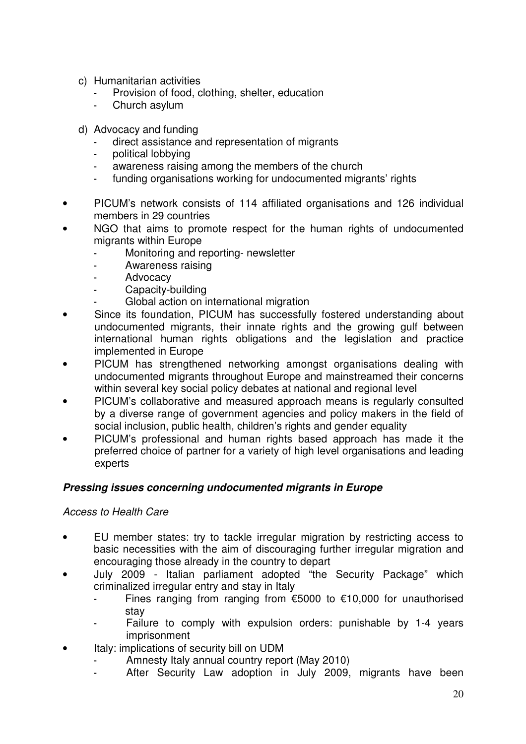c) Humanitarian activities
   - Provision of food, clothing, shelter, education
   - Church asylum

d) Advocacy and funding
   - direct assistance and representation of migrants
   - political lobbying
   - awareness raising among the members of the church
   - funding organisations working for undocumented migrants' rights

- PICUM's network consists of 114 affiliated organisations and 126 individual members in 29 countries
- NGO that aims to promote respect for the human rights of undocumented migrants within Europe
  - Monitoring and reporting- newsletter
  - Awareness raising
  - Advocacy
  - Capacity-building
  - Global action on international migration
- Since its foundation, PICUM has successfully fostered understanding about undocumented migrants, their innate rights and the growing gulf between international human rights obligations and the legislation and practice implemented in Europe
- PICUM has strengthened networking amongst organisations dealing with undocumented migrants throughout Europe and mainstreamed their concerns within several key social policy debates at national and regional level
- PICUM's collaborative and measured approach means is regularly consulted by a diverse range of government agencies and policy makers in the field of social inclusion, public health, children's rights and gender equality
- PICUM's professional and human rights based approach has made it the preferred choice of partner for a variety of high level organisations and leading experts

***Pressing issues concerning undocumented migrants in Europe***

*Access to Health Care*

- EU member states: try to tackle irregular migration by restricting access to basic necessities with the aim of discouraging further irregular migration and encouraging those already in the country to depart
- July 2009 - Italian parliament adopted "the Security Package" which criminalized irregular entry and stay in Italy
  - Fines ranging from ranging from €5000 to €10,000 for unauthorised stay
  - Failure to comply with expulsion orders: punishable by 1-4 years imprisonment
- Italy: implications of security bill on UDM
  - Amnesty Italy annual country report (May 2010)
  - After Security Law adoption in July 2009, migrants have been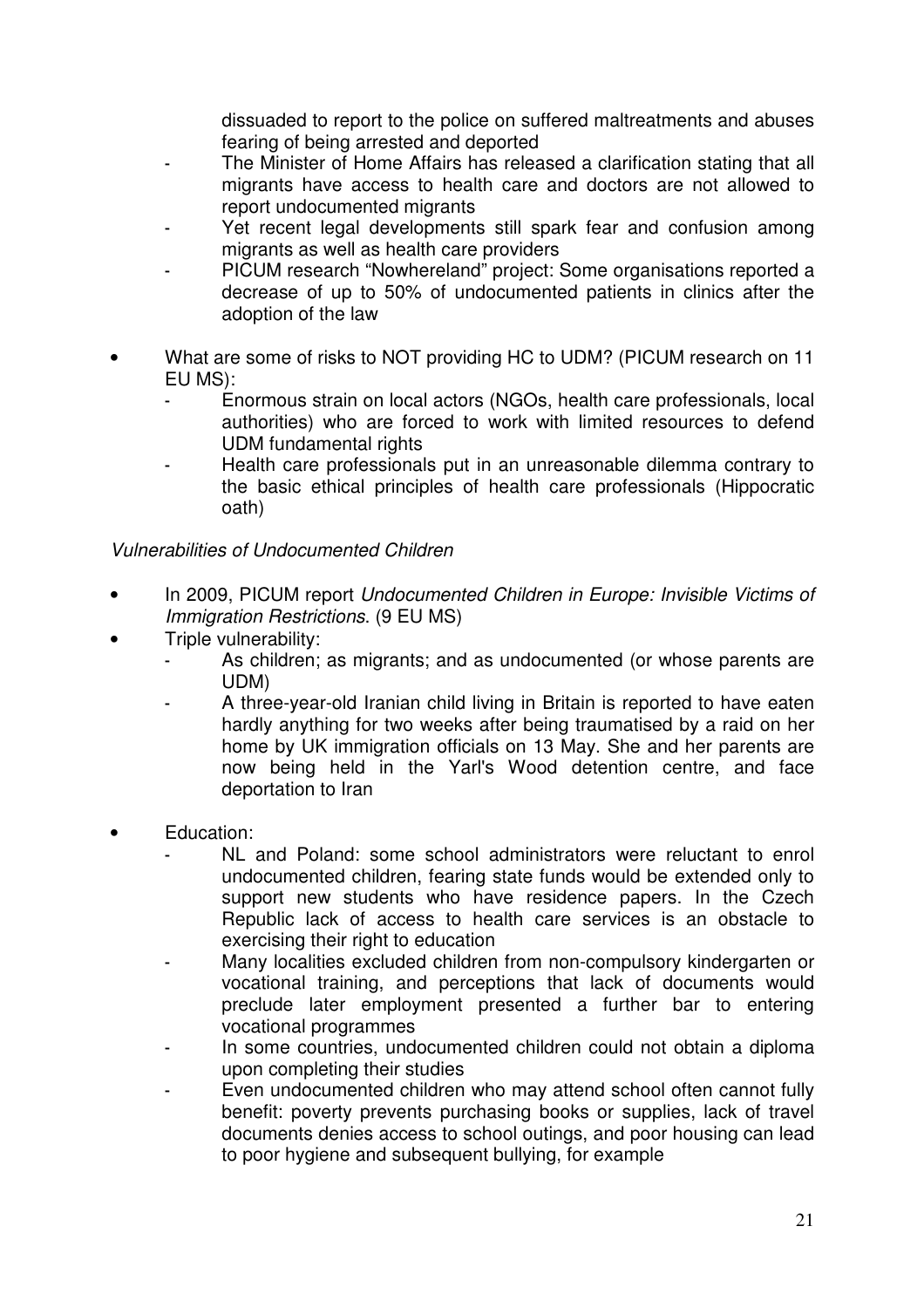dissuaded to report to the police on suffered maltreatments and abuses fearing of being arrested and deported
  - The Minister of Home Affairs has released a clarification stating that all migrants have access to health care and doctors are not allowed to report undocumented migrants
  - Yet recent legal developments still spark fear and confusion among migrants as well as health care providers
  - PICUM research "Nowhereland" project: Some organisations reported a decrease of up to 50% of undocumented patients in clinics after the adoption of the law

- What are some of risks to NOT providing HC to UDM? (PICUM research on 11 EU MS):
  - Enormous strain on local actors (NGOs, health care professionals, local authorities) who are forced to work with limited resources to defend UDM fundamental rights
  - Health care professionals put in an unreasonable dilemma contrary to the basic ethical principles of health care professionals (Hippocratic oath)

*Vulnerabilities of Undocumented Children*

- In 2009, PICUM report *Undocumented Children in Europe: Invisible Victims of Immigration Restrictions.* (9 EU MS)
- Triple vulnerability:
  - As children; as migrants; and as undocumented (or whose parents are UDM)
  - A three-year-old Iranian child living in Britain is reported to have eaten hardly anything for two weeks after being traumatised by a raid on her home by UK immigration officials on 13 May. She and her parents are now being held in the Yarl's Wood detention centre, and face deportation to Iran

- Education:
  - NL and Poland: some school administrators were reluctant to enrol undocumented children, fearing state funds would be extended only to support new students who have residence papers. In the Czech Republic lack of access to health care services is an obstacle to exercising their right to education
  - Many localities excluded children from non-compulsory kindergarten or vocational training, and perceptions that lack of documents would preclude later employment presented a further bar to entering vocational programmes
  - In some countries, undocumented children could not obtain a diploma upon completing their studies
  - Even undocumented children who may attend school often cannot fully benefit: poverty prevents purchasing books or supplies, lack of travel documents denies access to school outings, and poor housing can lead to poor hygiene and subsequent bullying, for example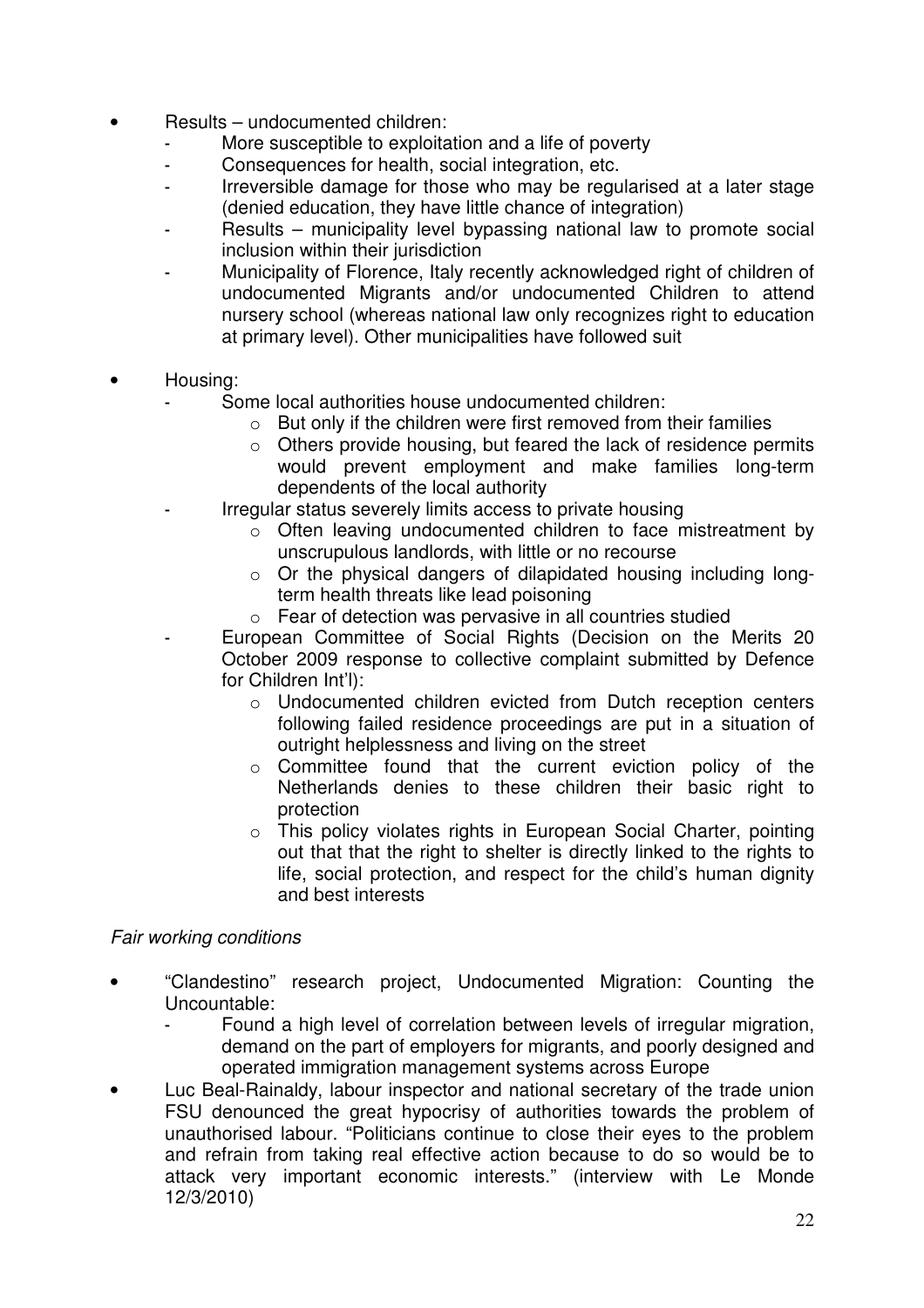- Results – undocumented children:
  - More susceptible to exploitation and a life of poverty
  - Consequences for health, social integration, etc.
  - Irreversible damage for those who may be regularised at a later stage (denied education, they have little chance of integration)
  - Results – municipality level bypassing national law to promote social inclusion within their jurisdiction
  - Municipality of Florence, Italy recently acknowledged right of children of undocumented Migrants and/or undocumented Children to attend nursery school (whereas national law only recognizes right to education at primary level). Other municipalities have followed suit

- Housing:
  - Some local authorities house undocumented children:
    - But only if the children were first removed from their families
    - Others provide housing, but feared the lack of residence permits would prevent employment and make families long-term dependents of the local authority
  - Irregular status severely limits access to private housing
    - Often leaving undocumented children to face mistreatment by unscrupulous landlords, with little or no recourse
    - Or the physical dangers of dilapidated housing including long-term health threats like lead poisoning
    - Fear of detection was pervasive in all countries studied
  - European Committee of Social Rights (Decision on the Merits 20 October 2009 response to collective complaint submitted by Defence for Children Int'l):
    - Undocumented children evicted from Dutch reception centers following failed residence proceedings are put in a situation of outright helplessness and living on the street
    - Committee found that the current eviction policy of the Netherlands denies to these children their basic right to protection
    - This policy violates rights in European Social Charter, pointing out that that the right to shelter is directly linked to the rights to life, social protection, and respect for the child's human dignity and best interests

*Fair working conditions*

- "Clandestino" research project, Undocumented Migration: Counting the Uncountable:
  - Found a high level of correlation between levels of irregular migration, demand on the part of employers for migrants, and poorly designed and operated immigration management systems across Europe
- Luc Beal-Rainaldy, labour inspector and national secretary of the trade union FSU denounced the great hypocrisy of authorities towards the problem of unauthorised labour. "Politicians continue to close their eyes to the problem and refrain from taking real effective action because to do so would be to attack very important economic interests." (interview with Le Monde 12/3/2010)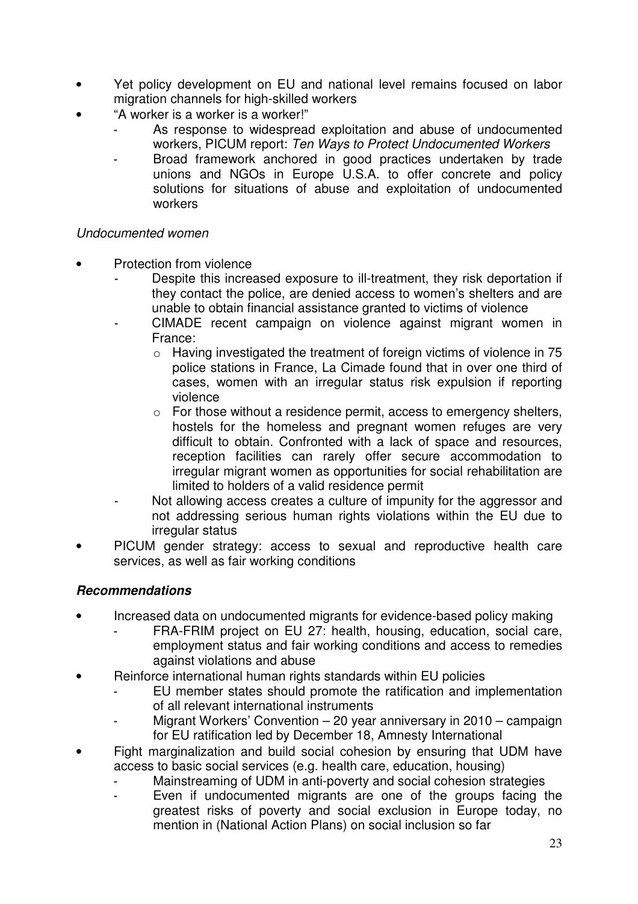- Yet policy development on EU and national level remains focused on labor migration channels for high-skilled workers
- "A worker is a worker is a worker!"
  - As response to widespread exploitation and abuse of undocumented workers, PICUM report: *Ten Ways to Protect Undocumented Workers*
  - Broad framework anchored in good practices undertaken by trade unions and NGOs in Europe U.S.A. to offer concrete and policy solutions for situations of abuse and exploitation of undocumented workers

*Undocumented women*

- Protection from violence
  - Despite this increased exposure to ill-treatment, they risk deportation if they contact the police, are denied access to women's shelters and are unable to obtain financial assistance granted to victims of violence
  - CIMADE recent campaign on violence against migrant women in France:
    - Having investigated the treatment of foreign victims of violence in 75 police stations in France, La Cimade found that in over one third of cases, women with an irregular status risk expulsion if reporting violence
    - For those without a residence permit, access to emergency shelters, hostels for the homeless and pregnant women refuges are very difficult to obtain. Confronted with a lack of space and resources, reception facilities can rarely offer secure accommodation to irregular migrant women as opportunities for social rehabilitation are limited to holders of a valid residence permit
  - Not allowing access creates a culture of impunity for the aggressor and not addressing serious human rights violations within the EU due to irregular status
- PICUM gender strategy: access to sexual and reproductive health care services, as well as fair working conditions

***Recommendations***

- Increased data on undocumented migrants for evidence-based policy making
  - FRA-FRIM project on EU 27: health, housing, education, social care, employment status and fair working conditions and access to remedies against violations and abuse
- Reinforce international human rights standards within EU policies
  - EU member states should promote the ratification and implementation of all relevant international instruments
  - Migrant Workers' Convention – 20 year anniversary in 2010 – campaign for EU ratification led by December 18, Amnesty International
- Fight marginalization and build social cohesion by ensuring that UDM have access to basic social services (e.g. health care, education, housing)
  - Mainstreaming of UDM in anti-poverty and social cohesion strategies
  - Even if undocumented migrants are one of the groups facing the greatest risks of poverty and social exclusion in Europe today, no mention in (National Action Plans) on social inclusion so far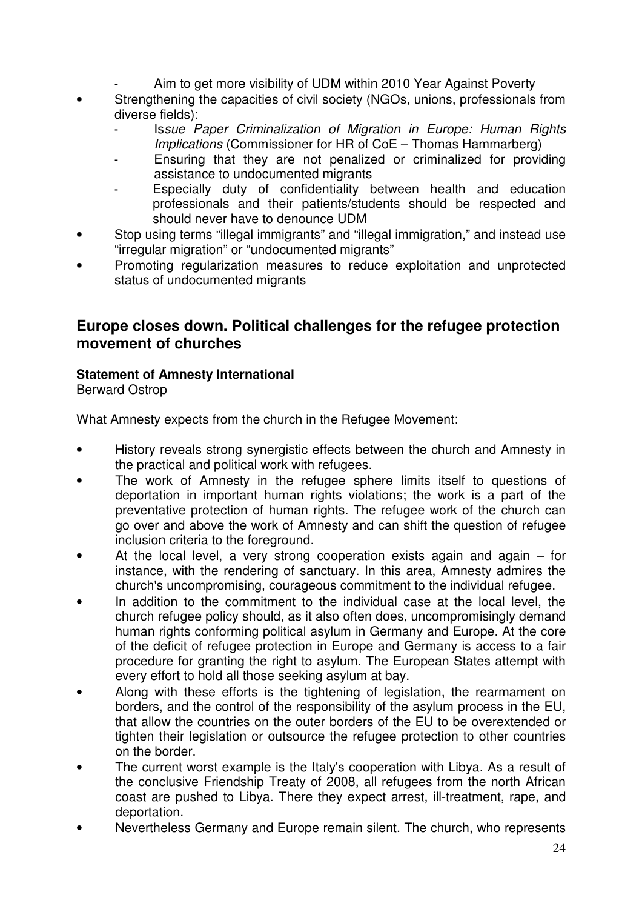- Aim to get more visibility of UDM within 2010 Year Against Poverty
- Strengthening the capacities of civil society (NGOs, unions, professionals from diverse fields):
  - I*ssue Paper Criminalization of Migration in Europe: Human Rights Implications* (Commissioner for HR of CoE – Thomas Hammarberg)
  - Ensuring that they are not penalized or criminalized for providing assistance to undocumented migrants
  - Especially duty of confidentiality between health and education professionals and their patients/students should be respected and should never have to denounce UDM
- Stop using terms "illegal immigrants" and "illegal immigration," and instead use "irregular migration" or "undocumented migrants"
- Promoting regularization measures to reduce exploitation and unprotected status of undocumented migrants

## Europe closes down. Political challenges for the refugee protection movement of churches

**Statement of Amnesty International**
Berward Ostrop

What Amnesty expects from the church in the Refugee Movement:

- History reveals strong synergistic effects between the church and Amnesty in the practical and political work with refugees.
- The work of Amnesty in the refugee sphere limits itself to questions of deportation in important human rights violations; the work is a part of the preventative protection of human rights. The refugee work of the church can go over and above the work of Amnesty and can shift the question of refugee inclusion criteria to the foreground.
- At the local level, a very strong cooperation exists again and again – for instance, with the rendering of sanctuary. In this area, Amnesty admires the church's uncompromising, courageous commitment to the individual refugee.
- In addition to the commitment to the individual case at the local level, the church refugee policy should, as it also often does, uncompromisingly demand human rights conforming political asylum in Germany and Europe. At the core of the deficit of refugee protection in Europe and Germany is access to a fair procedure for granting the right to asylum. The European States attempt with every effort to hold all those seeking asylum at bay.
- Along with these efforts is the tightening of legislation, the rearmament on borders, and the control of the responsibility of the asylum process in the EU, that allow the countries on the outer borders of the EU to be overextended or tighten their legislation or outsource the refugee protection to other countries on the border.
- The current worst example is the Italy's cooperation with Libya. As a result of the conclusive Friendship Treaty of 2008, all refugees from the north African coast are pushed to Libya. There they expect arrest, ill-treatment, rape, and deportation.
- Nevertheless Germany and Europe remain silent. The church, who represents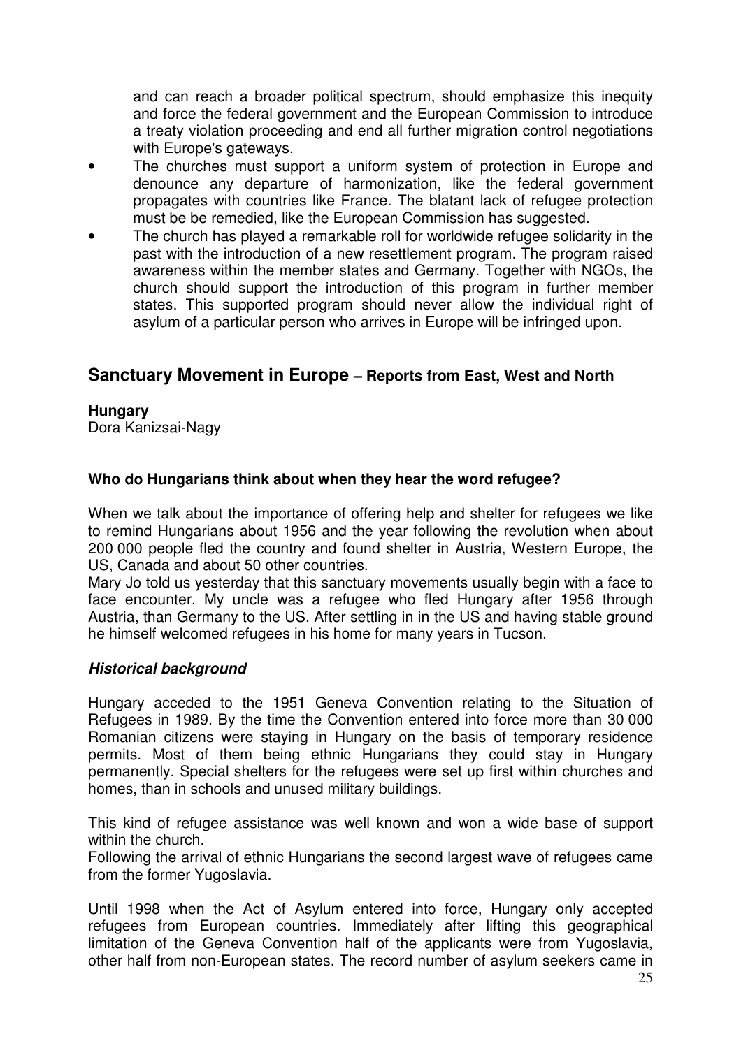and can reach a broader political spectrum, should emphasize this inequity and force the federal government and the European Commission to introduce a treaty violation proceeding and end all further migration control negotiations with Europe's gateways.

- The churches must support a uniform system of protection in Europe and denounce any departure of harmonization, like the federal government propagates with countries like France. The blatant lack of refugee protection must be be remedied, like the European Commission has suggested.
- The church has played a remarkable roll for worldwide refugee solidarity in the past with the introduction of a new resettlement program. The program raised awareness within the member states and Germany. Together with NGOs, the church should support the introduction of this program in further member states. This supported program should never allow the individual right of asylum of a particular person who arrives in Europe will be infringed upon.

## Sanctuary Movement in Europe – Reports from East, West and North

**Hungary**
Dora Kanizsai-Nagy

**Who do Hungarians think about when they hear the word refugee?**

When we talk about the importance of offering help and shelter for refugees we like to remind Hungarians about 1956 and the year following the revolution when about 200 000 people fled the country and found shelter in Austria, Western Europe, the US, Canada and about 50 other countries.
Mary Jo told us yesterday that this sanctuary movements usually begin with a face to face encounter. My uncle was a refugee who fled Hungary after 1956 through Austria, than Germany to the US. After settling in in the US and having stable ground he himself welcomed refugees in his home for many years in Tucson.

***Historical background***

Hungary acceded to the 1951 Geneva Convention relating to the Situation of Refugees in 1989. By the time the Convention entered into force more than 30 000 Romanian citizens were staying in Hungary on the basis of temporary residence permits. Most of them being ethnic Hungarians they could stay in Hungary permanently. Special shelters for the refugees were set up first within churches and homes, than in schools and unused military buildings.

This kind of refugee assistance was well known and won a wide base of support within the church.
Following the arrival of ethnic Hungarians the second largest wave of refugees came from the former Yugoslavia.

Until 1998 when the Act of Asylum entered into force, Hungary only accepted refugees from European countries. Immediately after lifting this geographical limitation of the Geneva Convention half of the applicants were from Yugoslavia, other half from non-European states. The record number of asylum seekers came in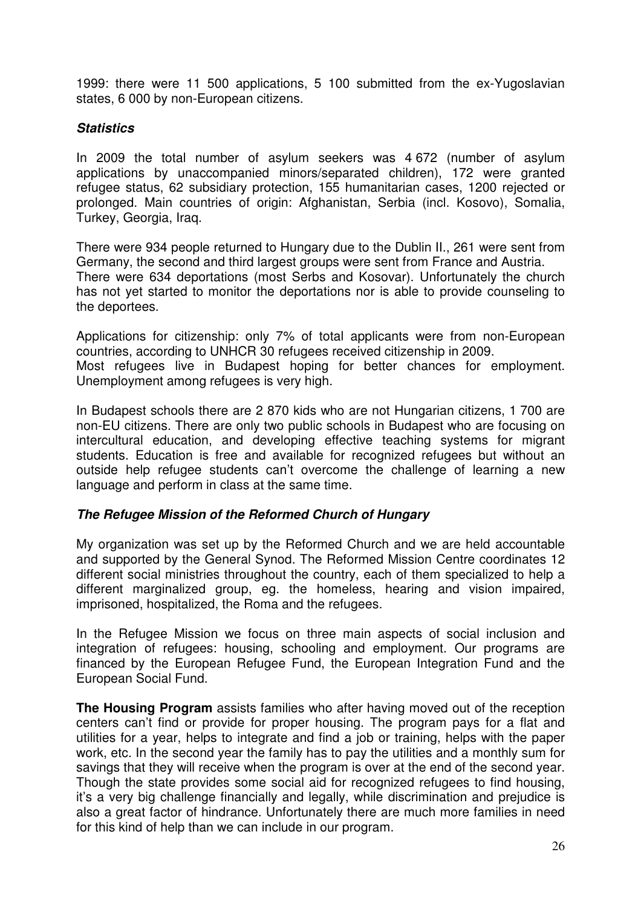1999: there were 11 500 applications, 5 100 submitted from the ex-Yugoslavian states, 6 000 by non-European citizens.

***Statistics***

In 2009 the total number of asylum seekers was 4 672 (number of asylum applications by unaccompanied minors/separated children), 172 were granted refugee status, 62 subsidiary protection, 155 humanitarian cases, 1200 rejected or prolonged. Main countries of origin: Afghanistan, Serbia (incl. Kosovo), Somalia, Turkey, Georgia, Iraq.

There were 934 people returned to Hungary due to the Dublin II., 261 were sent from Germany, the second and third largest groups were sent from France and Austria.
There were 634 deportations (most Serbs and Kosovar). Unfortunately the church has not yet started to monitor the deportations nor is able to provide counseling to the deportees.

Applications for citizenship: only 7% of total applicants were from non-European countries, according to UNHCR 30 refugees received citizenship in 2009.
Most refugees live in Budapest hoping for better chances for employment. Unemployment among refugees is very high.

In Budapest schools there are 2 870 kids who are not Hungarian citizens, 1 700 are non-EU citizens. There are only two public schools in Budapest who are focusing on intercultural education, and developing effective teaching systems for migrant students. Education is free and available for recognized refugees but without an outside help refugee students can't overcome the challenge of learning a new language and perform in class at the same time.

***The Refugee Mission of the Reformed Church of Hungary***

My organization was set up by the Reformed Church and we are held accountable and supported by the General Synod. The Reformed Mission Centre coordinates 12 different social ministries throughout the country, each of them specialized to help a different marginalized group, eg. the homeless, hearing and vision impaired, imprisoned, hospitalized, the Roma and the refugees.

In the Refugee Mission we focus on three main aspects of social inclusion and integration of refugees: housing, schooling and employment. Our programs are financed by the European Refugee Fund, the European Integration Fund and the European Social Fund.

**The Housing Program** assists families who after having moved out of the reception centers can't find or provide for proper housing. The program pays for a flat and utilities for a year, helps to integrate and find a job or training, helps with the paper work, etc. In the second year the family has to pay the utilities and a monthly sum for savings that they will receive when the program is over at the end of the second year. Though the state provides some social aid for recognized refugees to find housing, it's a very big challenge financially and legally, while discrimination and prejudice is also a great factor of hindrance. Unfortunately there are much more families in need for this kind of help than we can include in our program.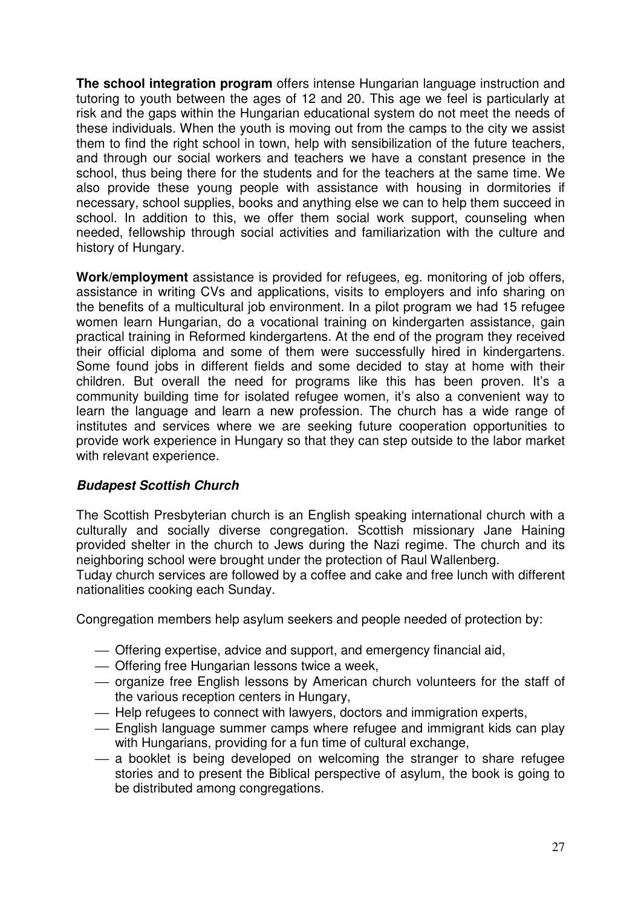**The school integration program** offers intense Hungarian language instruction and tutoring to youth between the ages of 12 and 20. This age we feel is particularly at risk and the gaps within the Hungarian educational system do not meet the needs of these individuals. When the youth is moving out from the camps to the city we assist them to find the right school in town, help with sensibilization of the future teachers, and through our social workers and teachers we have a constant presence in the school, thus being there for the students and for the teachers at the same time. We also provide these young people with assistance with housing in dormitories if necessary, school supplies, books and anything else we can to help them succeed in school. In addition to this, we offer them social work support, counseling when needed, fellowship through social activities and familiarization with the culture and history of Hungary.

**Work/employment** assistance is provided for refugees, eg. monitoring of job offers, assistance in writing CVs and applications, visits to employers and info sharing on the benefits of a multicultural job environment. In a pilot program we had 15 refugee women learn Hungarian, do a vocational training on kindergarten assistance, gain practical training in Reformed kindergartens. At the end of the program they received their official diploma and some of them were successfully hired in kindergartens. Some found jobs in different fields and some decided to stay at home with their children. But overall the need for programs like this has been proven. It's a community building time for isolated refugee women, it's also a convenient way to learn the language and learn a new profession. The church has a wide range of institutes and services where we are seeking future cooperation opportunities to provide work experience in Hungary so that they can step outside to the labor market with relevant experience.

***Budapest Scottish Church***

The Scottish Presbyterian church is an English speaking international church with a culturally and socially diverse congregation. Scottish missionary Jane Haining provided shelter in the church to Jews during the Nazi regime. The church and its neighboring school were brought under the protection of Raul Wallenberg.
Tuday church services are followed by a coffee and cake and free lunch with different nationalities cooking each Sunday.

Congregation members help asylum seekers and people needed of protection by:

- Offering expertise, advice and support, and emergency financial aid,
- Offering free Hungarian lessons twice a week,
- organize free English lessons by American church volunteers for the staff of the various reception centers in Hungary,
- Help refugees to connect with lawyers, doctors and immigration experts,
- English language summer camps where refugee and immigrant kids can play with Hungarians, providing for a fun time of cultural exchange,
- a booklet is being developed on welcoming the stranger to share refugee stories and to present the Biblical perspective of asylum, the book is going to be distributed among congregations.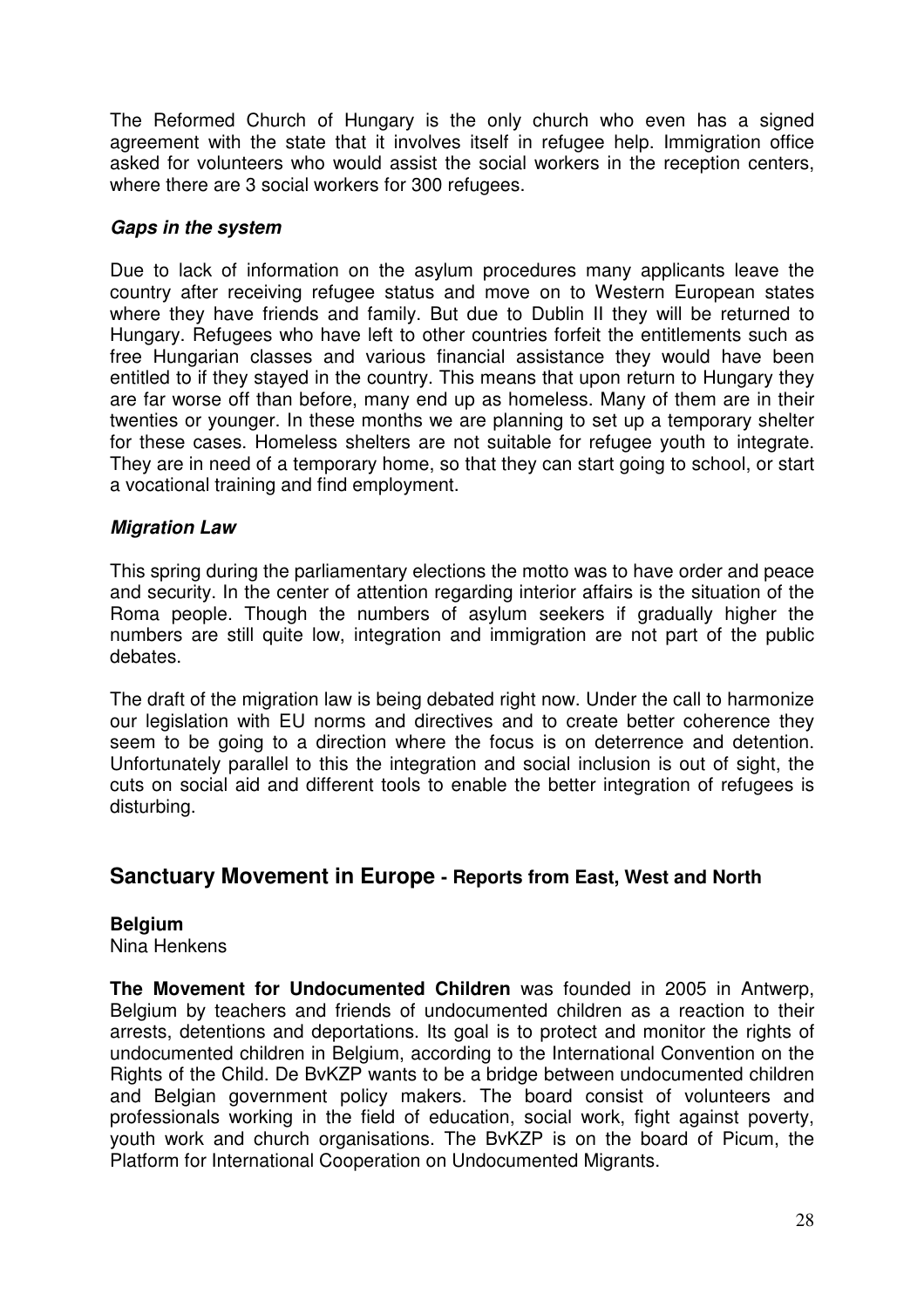The Reformed Church of Hungary is the only church who even has a signed agreement with the state that it involves itself in refugee help. Immigration office asked for volunteers who would assist the social workers in the reception centers, where there are 3 social workers for 300 refugees.

***Gaps in the system***

Due to lack of information on the asylum procedures many applicants leave the country after receiving refugee status and move on to Western European states where they have friends and family. But due to Dublin II they will be returned to Hungary. Refugees who have left to other countries forfeit the entitlements such as free Hungarian classes and various financial assistance they would have been entitled to if they stayed in the country. This means that upon return to Hungary they are far worse off than before, many end up as homeless. Many of them are in their twenties or younger. In these months we are planning to set up a temporary shelter for these cases. Homeless shelters are not suitable for refugee youth to integrate. They are in need of a temporary home, so that they can start going to school, or start a vocational training and find employment.

***Migration Law***

This spring during the parliamentary elections the motto was to have order and peace and security. In the center of attention regarding interior affairs is the situation of the Roma people. Though the numbers of asylum seekers if gradually higher the numbers are still quite low, integration and immigration are not part of the public debates.

The draft of the migration law is being debated right now. Under the call to harmonize our legislation with EU norms and directives and to create better coherence they seem to be going to a direction where the focus is on deterrence and detention. Unfortunately parallel to this the integration and social inclusion is out of sight, the cuts on social aid and different tools to enable the better integration of refugees is disturbing.

## Sanctuary Movement in Europe - Reports from East, West and North

**Belgium**
Nina Henkens

**The Movement for Undocumented Children** was founded in 2005 in Antwerp, Belgium by teachers and friends of undocumented children as a reaction to their arrests, detentions and deportations. Its goal is to protect and monitor the rights of undocumented children in Belgium, according to the International Convention on the Rights of the Child. De BvKZP wants to be a bridge between undocumented children and Belgian government policy makers. The board consist of volunteers and professionals working in the field of education, social work, fight against poverty, youth work and church organisations. The BvKZP is on the board of Picum, the Platform for International Cooperation on Undocumented Migrants.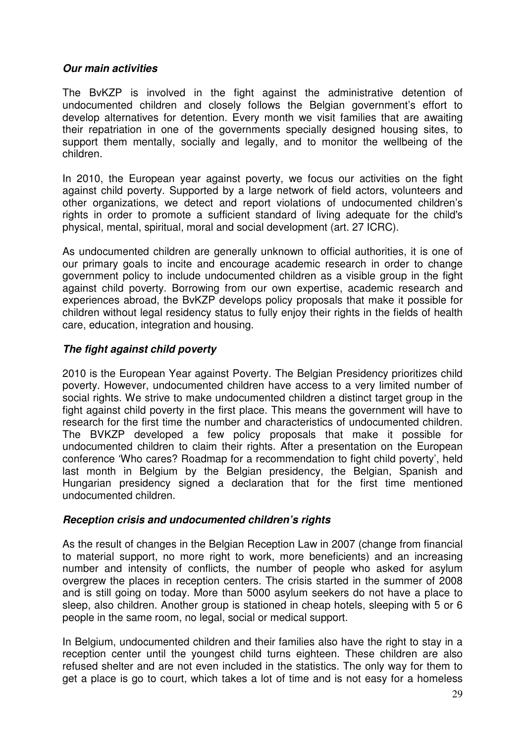### *Our main activities*

The BvKZP is involved in the fight against the administrative detention of undocumented children and closely follows the Belgian government's effort to develop alternatives for detention. Every month we visit families that are awaiting their repatriation in one of the governments specially designed housing sites, to support them mentally, socially and legally, and to monitor the wellbeing of the children.

In 2010, the European year against poverty, we focus our activities on the fight against child poverty. Supported by a large network of field actors, volunteers and other organizations, we detect and report violations of undocumented children's rights in order to promote a sufficient standard of living adequate for the child's physical, mental, spiritual, moral and social development (art. 27 ICRC).

As undocumented children are generally unknown to official authorities, it is one of our primary goals to incite and encourage academic research in order to change government policy to include undocumented children as a visible group in the fight against child poverty. Borrowing from our own expertise, academic research and experiences abroad, the BvKZP develops policy proposals that make it possible for children without legal residency status to fully enjoy their rights in the fields of health care, education, integration and housing.

### *The fight against child poverty*

2010 is the European Year against Poverty. The Belgian Presidency prioritizes child poverty. However, undocumented children have access to a very limited number of social rights. We strive to make undocumented children a distinct target group in the fight against child poverty in the first place. This means the government will have to research for the first time the number and characteristics of undocumented children. The BVKZP developed a few policy proposals that make it possible for undocumented children to claim their rights. After a presentation on the European conference 'Who cares? Roadmap for a recommendation to fight child poverty', held last month in Belgium by the Belgian presidency, the Belgian, Spanish and Hungarian presidency signed a declaration that for the first time mentioned undocumented children.

### *Reception crisis and undocumented children's rights*

As the result of changes in the Belgian Reception Law in 2007 (change from financial to material support, no more right to work, more beneficients) and an increasing number and intensity of conflicts, the number of people who asked for asylum overgrew the places in reception centers. The crisis started in the summer of 2008 and is still going on today. More than 5000 asylum seekers do not have a place to sleep, also children. Another group is stationed in cheap hotels, sleeping with 5 or 6 people in the same room, no legal, social or medical support.

In Belgium, undocumented children and their families also have the right to stay in a reception center until the youngest child turns eighteen. These children are also refused shelter and are not even included in the statistics. The only way for them to get a place is go to court, which takes a lot of time and is not easy for a homeless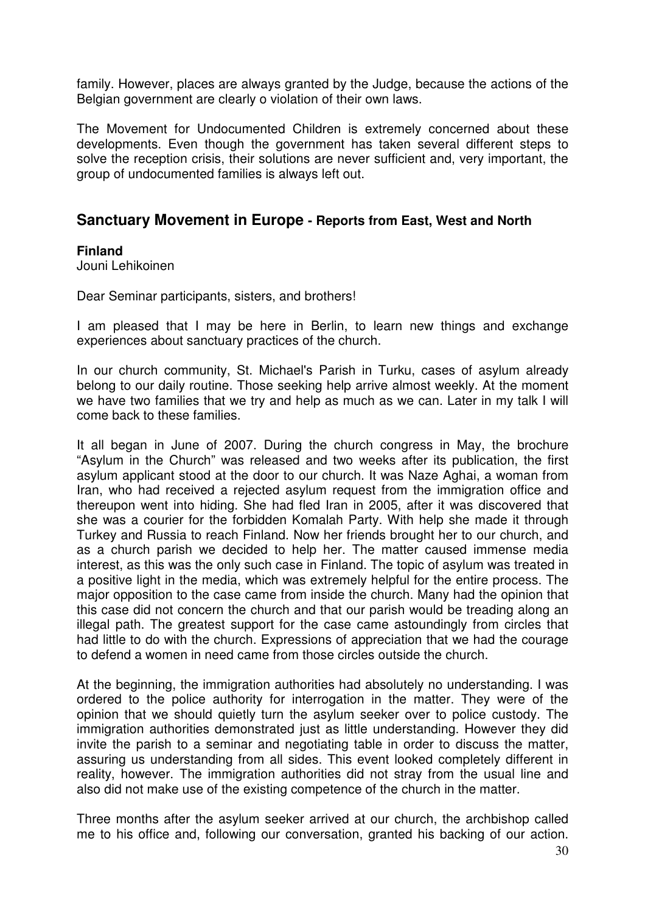family. However, places are always granted by the Judge, because the actions of the Belgian government are clearly o violation of their own laws.

The Movement for Undocumented Children is extremely concerned about these developments. Even though the government has taken several different steps to solve the reception crisis, their solutions are never sufficient and, very important, the group of undocumented families is always left out.

## Sanctuary Movement in Europe - Reports from East, West and North

### Finland

Jouni Lehikoinen

Dear Seminar participants, sisters, and brothers!

I am pleased that I may be here in Berlin, to learn new things and exchange experiences about sanctuary practices of the church.

In our church community, St. Michael's Parish in Turku, cases of asylum already belong to our daily routine. Those seeking help arrive almost weekly. At the moment we have two families that we try and help as much as we can. Later in my talk I will come back to these families.

It all began in June of 2007. During the church congress in May, the brochure "Asylum in the Church" was released and two weeks after its publication, the first asylum applicant stood at the door to our church. It was Naze Aghai, a woman from Iran, who had received a rejected asylum request from the immigration office and thereupon went into hiding. She had fled Iran in 2005, after it was discovered that she was a courier for the forbidden Komalah Party. With help she made it through Turkey and Russia to reach Finland. Now her friends brought her to our church, and as a church parish we decided to help her. The matter caused immense media interest, as this was the only such case in Finland. The topic of asylum was treated in a positive light in the media, which was extremely helpful for the entire process. The major opposition to the case came from inside the church. Many had the opinion that this case did not concern the church and that our parish would be treading along an illegal path. The greatest support for the case came astoundingly from circles that had little to do with the church. Expressions of appreciation that we had the courage to defend a women in need came from those circles outside the church.

At the beginning, the immigration authorities had absolutely no understanding. I was ordered to the police authority for interrogation in the matter. They were of the opinion that we should quietly turn the asylum seeker over to police custody. The immigration authorities demonstrated just as little understanding. However they did invite the parish to a seminar and negotiating table in order to discuss the matter, assuring us understanding from all sides. This event looked completely different in reality, however. The immigration authorities did not stray from the usual line and also did not make use of the existing competence of the church in the matter.

Three months after the asylum seeker arrived at our church, the archbishop called me to his office and, following our conversation, granted his backing of our action.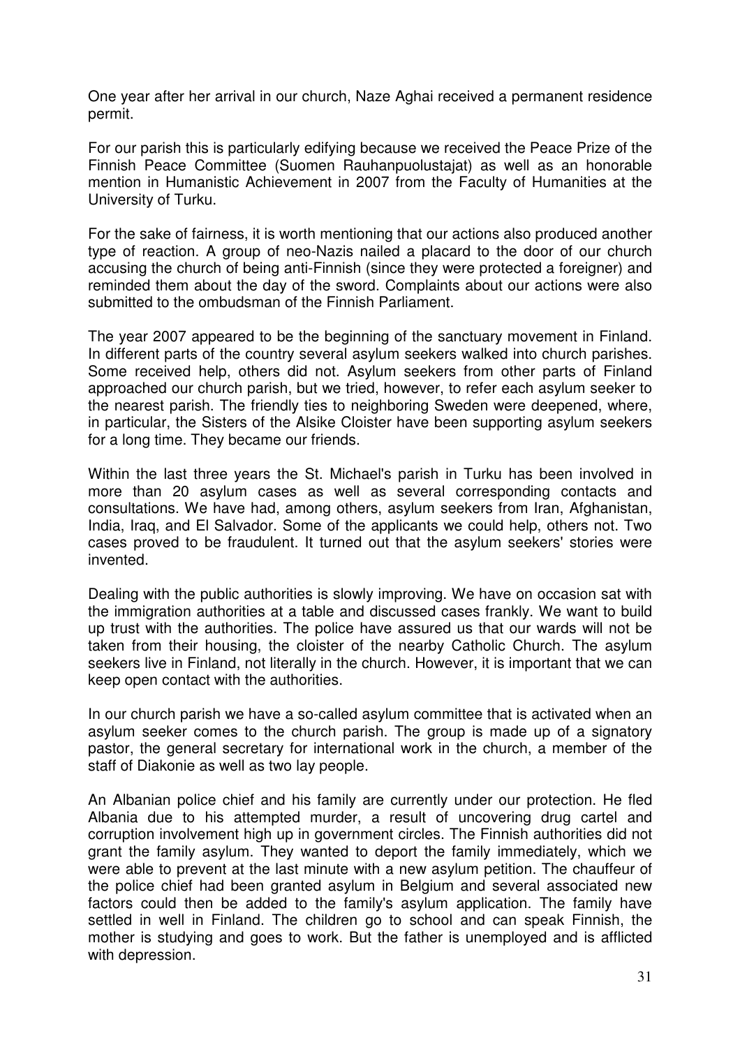One year after her arrival in our church, Naze Aghai received a permanent residence permit.

For our parish this is particularly edifying because we received the Peace Prize of the Finnish Peace Committee (Suomen Rauhanpuolustajat) as well as an honorable mention in Humanistic Achievement in 2007 from the Faculty of Humanities at the University of Turku.

For the sake of fairness, it is worth mentioning that our actions also produced another type of reaction. A group of neo-Nazis nailed a placard to the door of our church accusing the church of being anti-Finnish (since they were protected a foreigner) and reminded them about the day of the sword. Complaints about our actions were also submitted to the ombudsman of the Finnish Parliament.

The year 2007 appeared to be the beginning of the sanctuary movement in Finland. In different parts of the country several asylum seekers walked into church parishes. Some received help, others did not. Asylum seekers from other parts of Finland approached our church parish, but we tried, however, to refer each asylum seeker to the nearest parish. The friendly ties to neighboring Sweden were deepened, where, in particular, the Sisters of the Alsike Cloister have been supporting asylum seekers for a long time. They became our friends.

Within the last three years the St. Michael's parish in Turku has been involved in more than 20 asylum cases as well as several corresponding contacts and consultations. We have had, among others, asylum seekers from Iran, Afghanistan, India, Iraq, and El Salvador. Some of the applicants we could help, others not. Two cases proved to be fraudulent. It turned out that the asylum seekers' stories were invented.

Dealing with the public authorities is slowly improving. We have on occasion sat with the immigration authorities at a table and discussed cases frankly. We want to build up trust with the authorities. The police have assured us that our wards will not be taken from their housing, the cloister of the nearby Catholic Church. The asylum seekers live in Finland, not literally in the church. However, it is important that we can keep open contact with the authorities.

In our church parish we have a so-called asylum committee that is activated when an asylum seeker comes to the church parish. The group is made up of a signatory pastor, the general secretary for international work in the church, a member of the staff of Diakonie as well as two lay people.

An Albanian police chief and his family are currently under our protection. He fled Albania due to his attempted murder, a result of uncovering drug cartel and corruption involvement high up in government circles. The Finnish authorities did not grant the family asylum. They wanted to deport the family immediately, which we were able to prevent at the last minute with a new asylum petition. The chauffeur of the police chief had been granted asylum in Belgium and several associated new factors could then be added to the family's asylum application. The family have settled in well in Finland. The children go to school and can speak Finnish, the mother is studying and goes to work. But the father is unemployed and is afflicted with depression.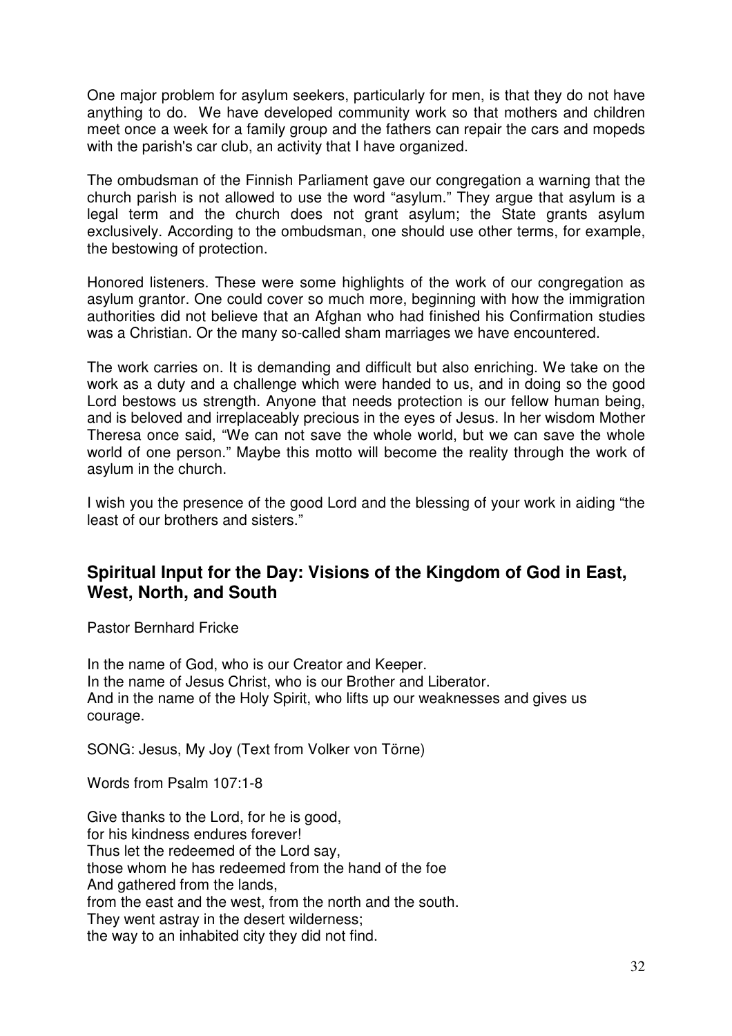One major problem for asylum seekers, particularly for men, is that they do not have anything to do. We have developed community work so that mothers and children meet once a week for a family group and the fathers can repair the cars and mopeds with the parish's car club, an activity that I have organized.

The ombudsman of the Finnish Parliament gave our congregation a warning that the church parish is not allowed to use the word "asylum." They argue that asylum is a legal term and the church does not grant asylum; the State grants asylum exclusively. According to the ombudsman, one should use other terms, for example, the bestowing of protection.

Honored listeners. These were some highlights of the work of our congregation as asylum grantor. One could cover so much more, beginning with how the immigration authorities did not believe that an Afghan who had finished his Confirmation studies was a Christian. Or the many so-called sham marriages we have encountered.

The work carries on. It is demanding and difficult but also enriching. We take on the work as a duty and a challenge which were handed to us, and in doing so the good Lord bestows us strength. Anyone that needs protection is our fellow human being, and is beloved and irreplaceably precious in the eyes of Jesus. In her wisdom Mother Theresa once said, "We can not save the whole world, but we can save the whole world of one person." Maybe this motto will become the reality through the work of asylum in the church.

I wish you the presence of the good Lord and the blessing of your work in aiding "the least of our brothers and sisters."

## Spiritual Input for the Day: Visions of the Kingdom of God in East, West, North, and South

Pastor Bernhard Fricke

In the name of God, who is our Creator and Keeper.
In the name of Jesus Christ, who is our Brother and Liberator.
And in the name of the Holy Spirit, who lifts up our weaknesses and gives us courage.

SONG: Jesus, My Joy (Text from Volker von Törne)

Words from Psalm 107:1-8

Give thanks to the Lord, for he is good,
for his kindness endures forever!
Thus let the redeemed of the Lord say,
those whom he has redeemed from the hand of the foe
And gathered from the lands,
from the east and the west, from the north and the south.
They went astray in the desert wilderness;
the way to an inhabited city they did not find.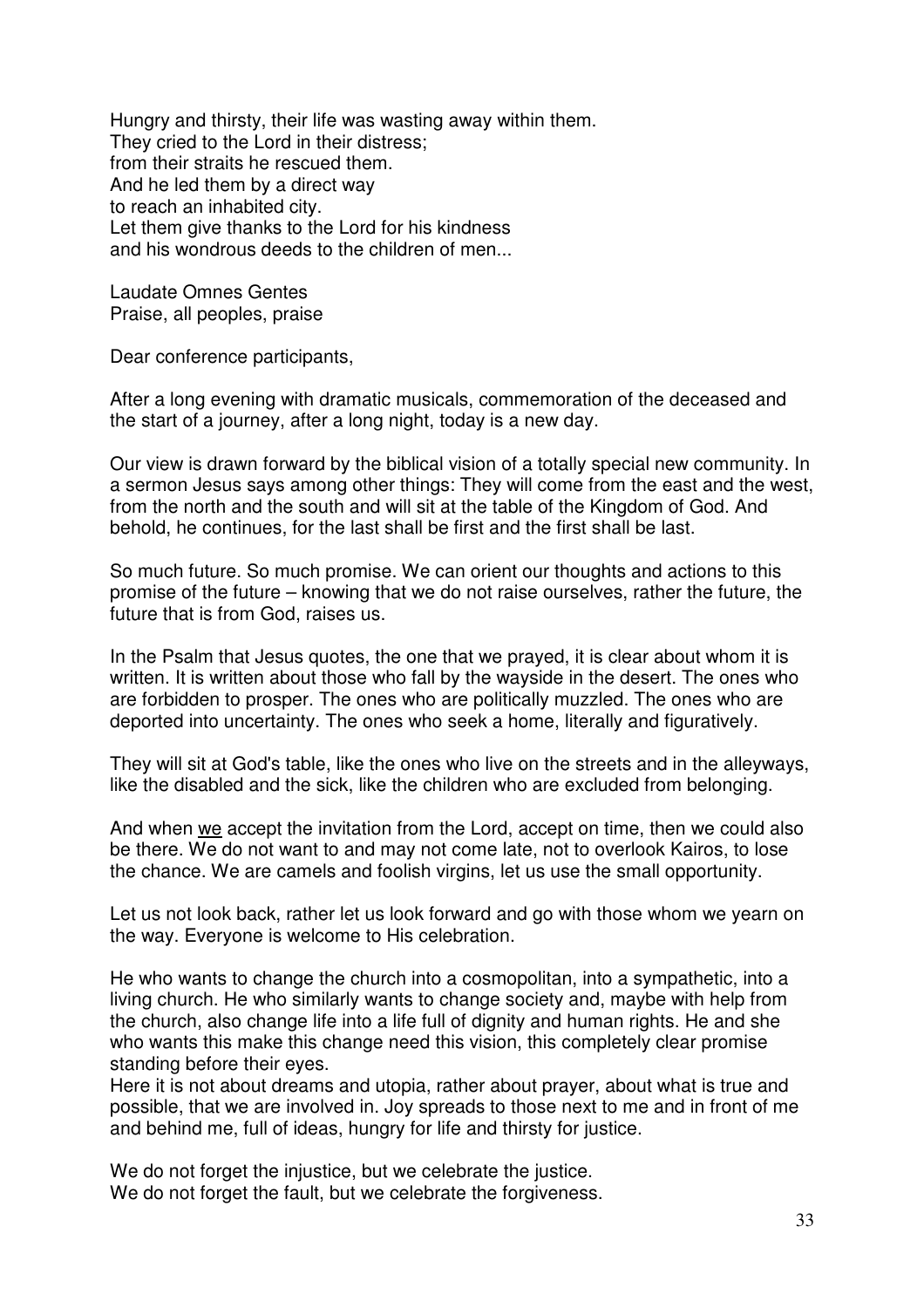Hungry and thirsty, their life was wasting away within them.
They cried to the Lord in their distress;
from their straits he rescued them.
And he led them by a direct way
to reach an inhabited city.
Let them give thanks to the Lord for his kindness
and his wondrous deeds to the children of men...

Laudate Omnes Gentes
Praise, all peoples, praise

Dear conference participants,

After a long evening with dramatic musicals, commemoration of the deceased and the start of a journey, after a long night, today is a new day.

Our view is drawn forward by the biblical vision of a totally special new community. In a sermon Jesus says among other things: They will come from the east and the west, from the north and the south and will sit at the table of the Kingdom of God. And behold, he continues, for the last shall be first and the first shall be last.

So much future. So much promise. We can orient our thoughts and actions to this promise of the future – knowing that we do not raise ourselves, rather the future, the future that is from God, raises us.

In the Psalm that Jesus quotes, the one that we prayed, it is clear about whom it is written. It is written about those who fall by the wayside in the desert. The ones who are forbidden to prosper. The ones who are politically muzzled. The ones who are deported into uncertainty. The ones who seek a home, literally and figuratively.

They will sit at God's table, like the ones who live on the streets and in the alleyways, like the disabled and the sick, like the children who are excluded from belonging.

And when <u>we</u> accept the invitation from the Lord, accept on time, then we could also be there. We do not want to and may not come late, not to overlook Kairos, to lose the chance. We are camels and foolish virgins, let us use the small opportunity.

Let us not look back, rather let us look forward and go with those whom we yearn on the way. Everyone is welcome to His celebration.

He who wants to change the church into a cosmopolitan, into a sympathetic, into a living church. He who similarly wants to change society and, maybe with help from the church, also change life into a life full of dignity and human rights. He and she who wants this make this change need this vision, this completely clear promise standing before their eyes.
Here it is not about dreams and utopia, rather about prayer, about what is true and possible, that we are involved in. Joy spreads to those next to me and in front of me and behind me, full of ideas, hungry for life and thirsty for justice.

We do not forget the injustice, but we celebrate the justice.
We do not forget the fault, but we celebrate the forgiveness.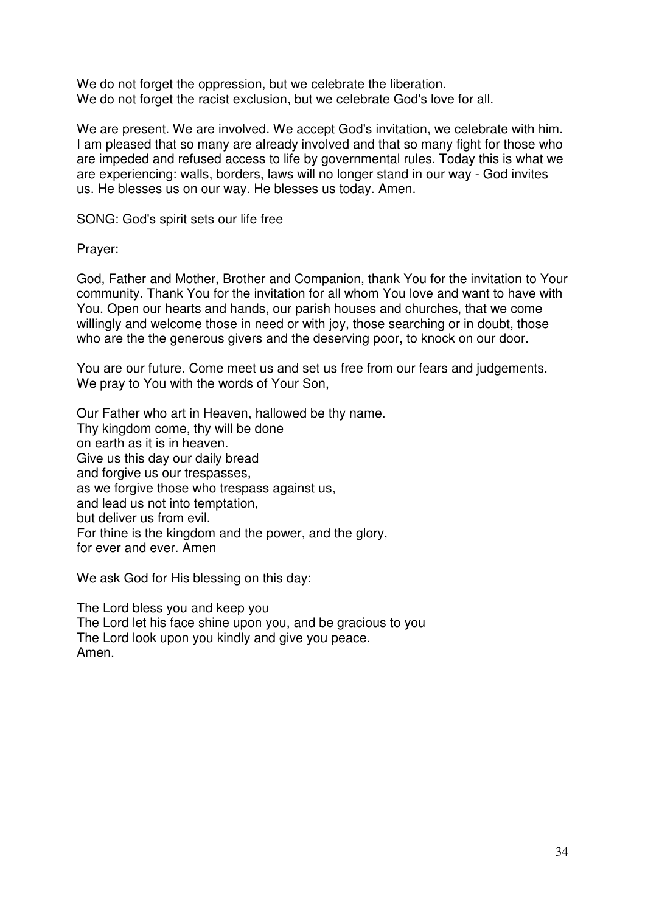We do not forget the oppression, but we celebrate the liberation.
We do not forget the racist exclusion, but we celebrate God's love for all.

We are present. We are involved. We accept God's invitation, we celebrate with him. I am pleased that so many are already involved and that so many fight for those who are impeded and refused access to life by governmental rules. Today this is what we are experiencing: walls, borders, laws will no longer stand in our way - God invites us. He blesses us on our way. He blesses us today. Amen.

SONG: God's spirit sets our life free

Prayer:

God, Father and Mother, Brother and Companion, thank You for the invitation to Your community. Thank You for the invitation for all whom You love and want to have with You. Open our hearts and hands, our parish houses and churches, that we come willingly and welcome those in need or with joy, those searching or in doubt, those who are the the generous givers and the deserving poor, to knock on our door.

You are our future. Come meet us and set us free from our fears and judgements. We pray to You with the words of Your Son,

Our Father who art in Heaven, hallowed be thy name.
Thy kingdom come, thy will be done
on earth as it is in heaven.
Give us this day our daily bread
and forgive us our trespasses,
as we forgive those who trespass against us,
and lead us not into temptation,
but deliver us from evil.
For thine is the kingdom and the power, and the glory,
for ever and ever. Amen

We ask God for His blessing on this day:

The Lord bless you and keep you
The Lord let his face shine upon you, and be gracious to you
The Lord look upon you kindly and give you peace.
Amen.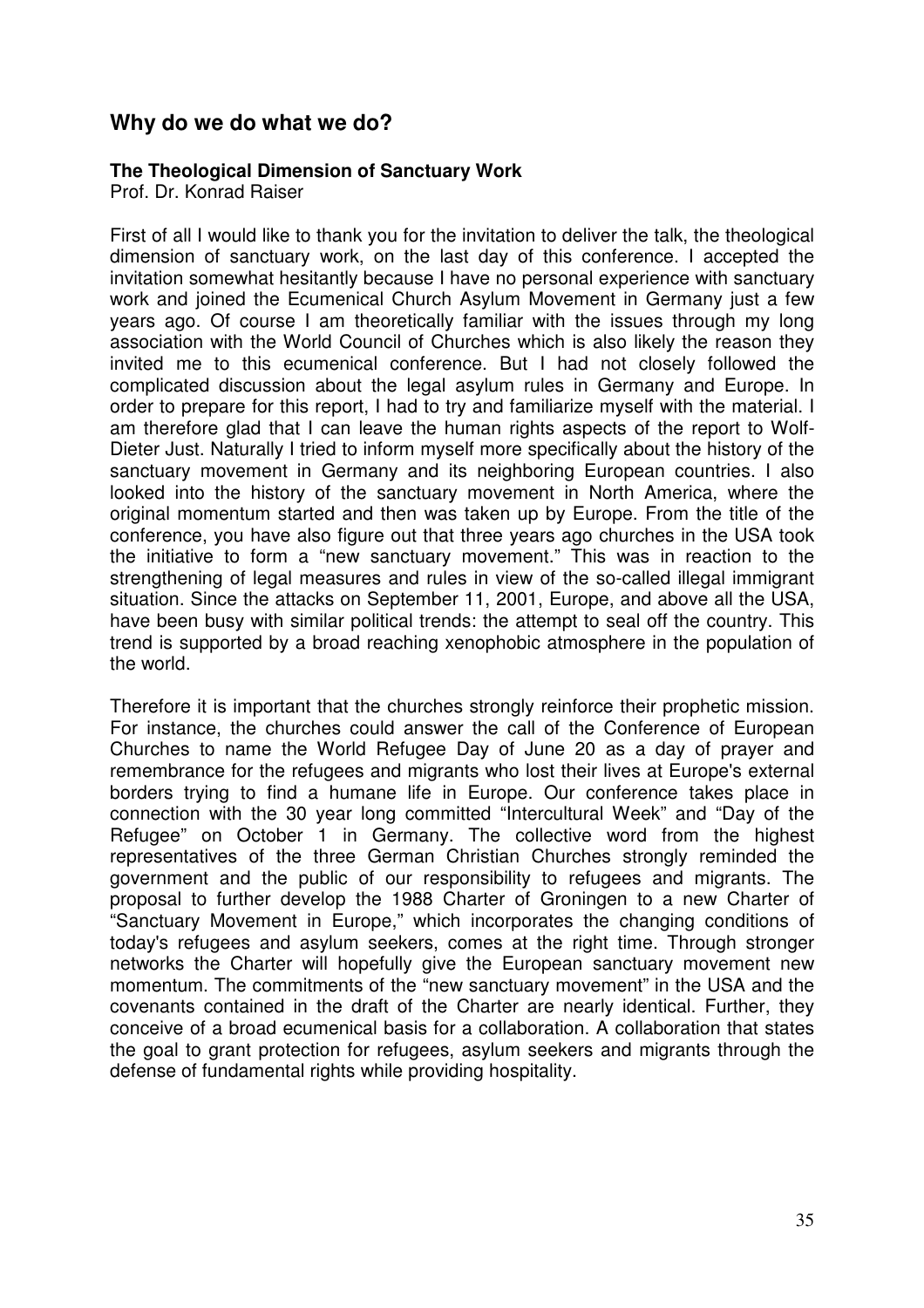## Why do we do what we do?

### The Theological Dimension of Sanctuary Work

Prof. Dr. Konrad Raiser

First of all I would like to thank you for the invitation to deliver the talk, the theological dimension of sanctuary work, on the last day of this conference. I accepted the invitation somewhat hesitantly because I have no personal experience with sanctuary work and joined the Ecumenical Church Asylum Movement in Germany just a few years ago. Of course I am theoretically familiar with the issues through my long association with the World Council of Churches which is also likely the reason they invited me to this ecumenical conference. But I had not closely followed the complicated discussion about the legal asylum rules in Germany and Europe. In order to prepare for this report, I had to try and familiarize myself with the material. I am therefore glad that I can leave the human rights aspects of the report to Wolf-Dieter Just. Naturally I tried to inform myself more specifically about the history of the sanctuary movement in Germany and its neighboring European countries. I also looked into the history of the sanctuary movement in North America, where the original momentum started and then was taken up by Europe. From the title of the conference, you have also figure out that three years ago churches in the USA took the initiative to form a "new sanctuary movement." This was in reaction to the strengthening of legal measures and rules in view of the so-called illegal immigrant situation. Since the attacks on September 11, 2001, Europe, and above all the USA, have been busy with similar political trends: the attempt to seal off the country. This trend is supported by a broad reaching xenophobic atmosphere in the population of the world.

Therefore it is important that the churches strongly reinforce their prophetic mission. For instance, the churches could answer the call of the Conference of European Churches to name the World Refugee Day of June 20 as a day of prayer and remembrance for the refugees and migrants who lost their lives at Europe's external borders trying to find a humane life in Europe. Our conference takes place in connection with the 30 year long committed "Intercultural Week" and "Day of the Refugee" on October 1 in Germany. The collective word from the highest representatives of the three German Christian Churches strongly reminded the government and the public of our responsibility to refugees and migrants. The proposal to further develop the 1988 Charter of Groningen to a new Charter of "Sanctuary Movement in Europe," which incorporates the changing conditions of today's refugees and asylum seekers, comes at the right time. Through stronger networks the Charter will hopefully give the European sanctuary movement new momentum. The commitments of the "new sanctuary movement" in the USA and the covenants contained in the draft of the Charter are nearly identical. Further, they conceive of a broad ecumenical basis for a collaboration. A collaboration that states the goal to grant protection for refugees, asylum seekers and migrants through the defense of fundamental rights while providing hospitality.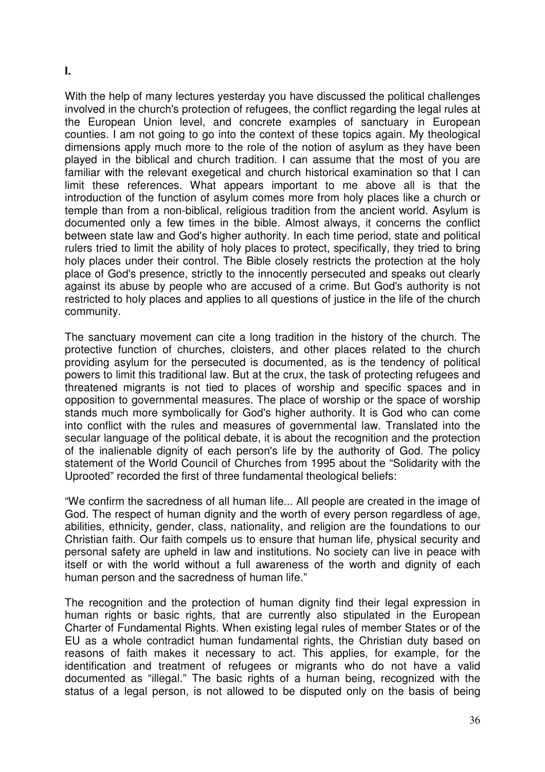**I.**

With the help of many lectures yesterday you have discussed the political challenges involved in the church's protection of refugees, the conflict regarding the legal rules at the European Union level, and concrete examples of sanctuary in European counties. I am not going to go into the context of these topics again. My theological dimensions apply much more to the role of the notion of asylum as they have been played in the biblical and church tradition. I can assume that the most of you are familiar with the relevant exegetical and church historical examination so that I can limit these references. What appears important to me above all is that the introduction of the function of asylum comes more from holy places like a church or temple than from a non-biblical, religious tradition from the ancient world. Asylum is documented only a few times in the bible. Almost always, it concerns the conflict between state law and God's higher authority. In each time period, state and political rulers tried to limit the ability of holy places to protect, specifically, they tried to bring holy places under their control. The Bible closely restricts the protection at the holy place of God's presence, strictly to the innocently persecuted and speaks out clearly against its abuse by people who are accused of a crime. But God's authority is not restricted to holy places and applies to all questions of justice in the life of the church community.

The sanctuary movement can cite a long tradition in the history of the church. The protective function of churches, cloisters, and other places related to the church providing asylum for the persecuted is documented, as is the tendency of political powers to limit this traditional law. But at the crux, the task of protecting refugees and threatened migrants is not tied to places of worship and specific spaces and in opposition to governmental measures. The place of worship or the space of worship stands much more symbolically for God's higher authority. It is God who can come into conflict with the rules and measures of governmental law. Translated into the secular language of the political debate, it is about the recognition and the protection of the inalienable dignity of each person's life by the authority of God. The policy statement of the World Council of Churches from 1995 about the "Solidarity with the Uprooted" recorded the first of three fundamental theological beliefs:

"We confirm the sacredness of all human life... All people are created in the image of God. The respect of human dignity and the worth of every person regardless of age, abilities, ethnicity, gender, class, nationality, and religion are the foundations to our Christian faith. Our faith compels us to ensure that human life, physical security and personal safety are upheld in law and institutions. No society can live in peace with itself or with the world without a full awareness of the worth and dignity of each human person and the sacredness of human life."

The recognition and the protection of human dignity find their legal expression in human rights or basic rights, that are currently also stipulated in the European Charter of Fundamental Rights. When existing legal rules of member States or of the EU as a whole contradict human fundamental rights, the Christian duty based on reasons of faith makes it necessary to act. This applies, for example, for the identification and treatment of refugees or migrants who do not have a valid documented as "illegal." The basic rights of a human being, recognized with the status of a legal person, is not allowed to be disputed only on the basis of being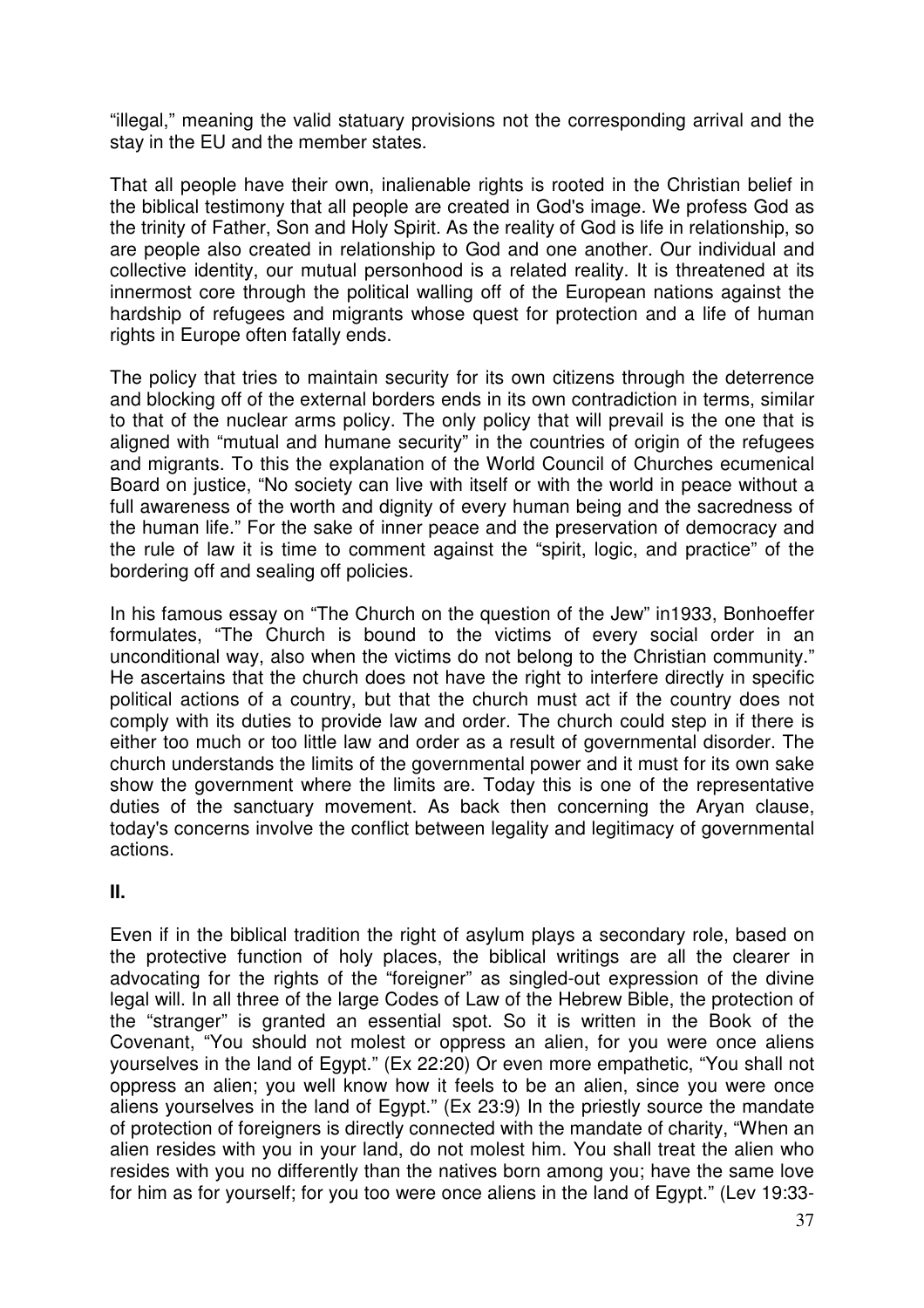"illegal," meaning the valid statuary provisions not the corresponding arrival and the stay in the EU and the member states.

That all people have their own, inalienable rights is rooted in the Christian belief in the biblical testimony that all people are created in God's image. We profess God as the trinity of Father, Son and Holy Spirit. As the reality of God is life in relationship, so are people also created in relationship to God and one another. Our individual and collective identity, our mutual personhood is a related reality. It is threatened at its innermost core through the political walling off of the European nations against the hardship of refugees and migrants whose quest for protection and a life of human rights in Europe often fatally ends.

The policy that tries to maintain security for its own citizens through the deterrence and blocking off of the external borders ends in its own contradiction in terms, similar to that of the nuclear arms policy. The only policy that will prevail is the one that is aligned with "mutual and humane security" in the countries of origin of the refugees and migrants. To this the explanation of the World Council of Churches ecumenical Board on justice, "No society can live with itself or with the world in peace without a full awareness of the worth and dignity of every human being and the sacredness of the human life." For the sake of inner peace and the preservation of democracy and the rule of law it is time to comment against the "spirit, logic, and practice" of the bordering off and sealing off policies.

In his famous essay on "The Church on the question of the Jew" in1933, Bonhoeffer formulates, "The Church is bound to the victims of every social order in an unconditional way, also when the victims do not belong to the Christian community." He ascertains that the church does not have the right to interfere directly in specific political actions of a country, but that the church must act if the country does not comply with its duties to provide law and order. The church could step in if there is either too much or too little law and order as a result of governmental disorder. The church understands the limits of the governmental power and it must for its own sake show the government where the limits are. Today this is one of the representative duties of the sanctuary movement. As back then concerning the Aryan clause, today's concerns involve the conflict between legality and legitimacy of governmental actions.

## II.

Even if in the biblical tradition the right of asylum plays a secondary role, based on the protective function of holy places, the biblical writings are all the clearer in advocating for the rights of the "foreigner" as singled-out expression of the divine legal will. In all three of the large Codes of Law of the Hebrew Bible, the protection of the "stranger" is granted an essential spot. So it is written in the Book of the Covenant, "You should not molest or oppress an alien, for you were once aliens yourselves in the land of Egypt." (Ex 22:20) Or even more empathetic, "You shall not oppress an alien; you well know how it feels to be an alien, since you were once aliens yourselves in the land of Egypt." (Ex 23:9) In the priestly source the mandate of protection of foreigners is directly connected with the mandate of charity, "When an alien resides with you in your land, do not molest him. You shall treat the alien who resides with you no differently than the natives born among you; have the same love for him as for yourself; for you too were once aliens in the land of Egypt." (Lev 19:33-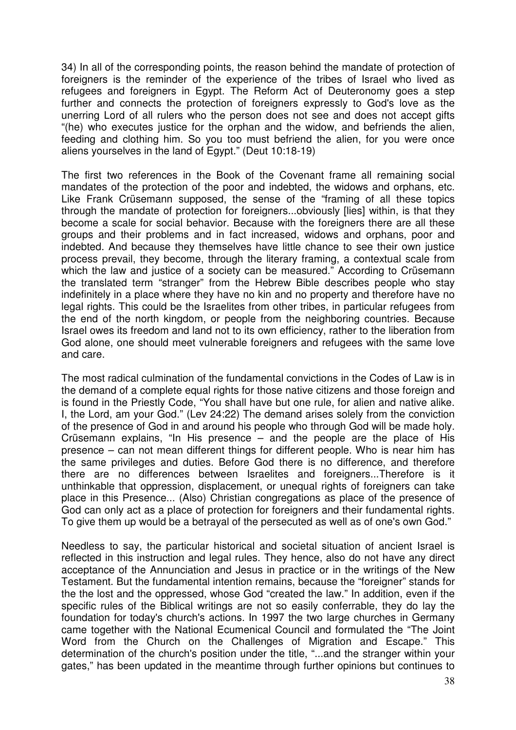34) In all of the corresponding points, the reason behind the mandate of protection of foreigners is the reminder of the experience of the tribes of Israel who lived as refugees and foreigners in Egypt. The Reform Act of Deuteronomy goes a step further and connects the protection of foreigners expressly to God's love as the unerring Lord of all rulers who the person does not see and does not accept gifts "(he) who executes justice for the orphan and the widow, and befriends the alien, feeding and clothing him. So you too must befriend the alien, for you were once aliens yourselves in the land of Egypt." (Deut 10:18-19)

The first two references in the Book of the Covenant frame all remaining social mandates of the protection of the poor and indebted, the widows and orphans, etc. Like Frank Crüsemann supposed, the sense of the "framing of all these topics through the mandate of protection for foreigners...obviously [lies] within, is that they become a scale for social behavior. Because with the foreigners there are all these groups and their problems and in fact increased, widows and orphans, poor and indebted. And because they themselves have little chance to see their own justice process prevail, they become, through the literary framing, a contextual scale from which the law and justice of a society can be measured." According to Crüsemann the translated term "stranger" from the Hebrew Bible describes people who stay indefinitely in a place where they have no kin and no property and therefore have no legal rights. This could be the Israelites from other tribes, in particular refugees from the end of the north kingdom, or people from the neighboring countries. Because Israel owes its freedom and land not to its own efficiency, rather to the liberation from God alone, one should meet vulnerable foreigners and refugees with the same love and care.

The most radical culmination of the fundamental convictions in the Codes of Law is in the demand of a complete equal rights for those native citizens and those foreign and is found in the Priestly Code, "You shall have but one rule, for alien and native alike. I, the Lord, am your God." (Lev 24:22) The demand arises solely from the conviction of the presence of God in and around his people who through God will be made holy. Crüsemann explains, "In His presence – and the people are the place of His presence – can not mean different things for different people. Who is near him has the same privileges and duties. Before God there is no difference, and therefore there are no differences between Israelites and foreigners...Therefore is it unthinkable that oppression, displacement, or unequal rights of foreigners can take place in this Presence... (Also) Christian congregations as place of the presence of God can only act as a place of protection for foreigners and their fundamental rights. To give them up would be a betrayal of the persecuted as well as of one's own God."

Needless to say, the particular historical and societal situation of ancient Israel is reflected in this instruction and legal rules. They hence, also do not have any direct acceptance of the Annunciation and Jesus in practice or in the writings of the New Testament. But the fundamental intention remains, because the "foreigner" stands for the the lost and the oppressed, whose God "created the law." In addition, even if the specific rules of the Biblical writings are not so easily conferrable, they do lay the foundation for today's church's actions. In 1997 the two large churches in Germany came together with the National Ecumenical Council and formulated the "The Joint Word from the Church on the Challenges of Migration and Escape." This determination of the church's position under the title, "...and the stranger within your gates," has been updated in the meantime through further opinions but continues to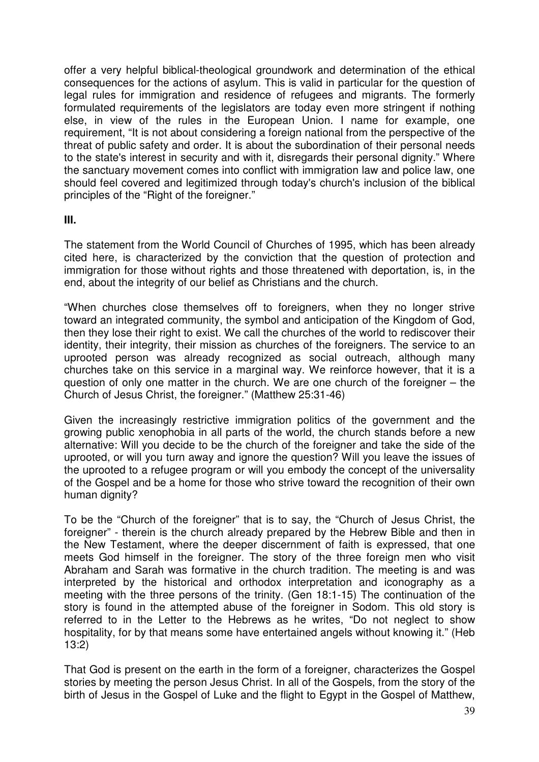offer a very helpful biblical-theological groundwork and determination of the ethical consequences for the actions of asylum. This is valid in particular for the question of legal rules for immigration and residence of refugees and migrants. The formerly formulated requirements of the legislators are today even more stringent if nothing else, in view of the rules in the European Union. I name for example, one requirement, "It is not about considering a foreign national from the perspective of the threat of public safety and order. It is about the subordination of their personal needs to the state's interest in security and with it, disregards their personal dignity." Where the sanctuary movement comes into conflict with immigration law and police law, one should feel covered and legitimized through today's church's inclusion of the biblical principles of the "Right of the foreigner."

**III.**

The statement from the World Council of Churches of 1995, which has been already cited here, is characterized by the conviction that the question of protection and immigration for those without rights and those threatened with deportation, is, in the end, about the integrity of our belief as Christians and the church.

"When churches close themselves off to foreigners, when they no longer strive toward an integrated community, the symbol and anticipation of the Kingdom of God, then they lose their right to exist. We call the churches of the world to rediscover their identity, their integrity, their mission as churches of the foreigners. The service to an uprooted person was already recognized as social outreach, although many churches take on this service in a marginal way. We reinforce however, that it is a question of only one matter in the church. We are one church of the foreigner – the Church of Jesus Christ, the foreigner." (Matthew 25:31-46)

Given the increasingly restrictive immigration politics of the government and the growing public xenophobia in all parts of the world, the church stands before a new alternative: Will you decide to be the church of the foreigner and take the side of the uprooted, or will you turn away and ignore the question? Will you leave the issues of the uprooted to a refugee program or will you embody the concept of the universality of the Gospel and be a home for those who strive toward the recognition of their own human dignity?

To be the "Church of the foreigner" that is to say, the "Church of Jesus Christ, the foreigner" - therein is the church already prepared by the Hebrew Bible and then in the New Testament, where the deeper discernment of faith is expressed, that one meets God himself in the foreigner. The story of the three foreign men who visit Abraham and Sarah was formative in the church tradition. The meeting is and was interpreted by the historical and orthodox interpretation and iconography as a meeting with the three persons of the trinity. (Gen 18:1-15) The continuation of the story is found in the attempted abuse of the foreigner in Sodom. This old story is referred to in the Letter to the Hebrews as he writes, "Do not neglect to show hospitality, for by that means some have entertained angels without knowing it." (Heb 13:2)

That God is present on the earth in the form of a foreigner, characterizes the Gospel stories by meeting the person Jesus Christ. In all of the Gospels, from the story of the birth of Jesus in the Gospel of Luke and the flight to Egypt in the Gospel of Matthew,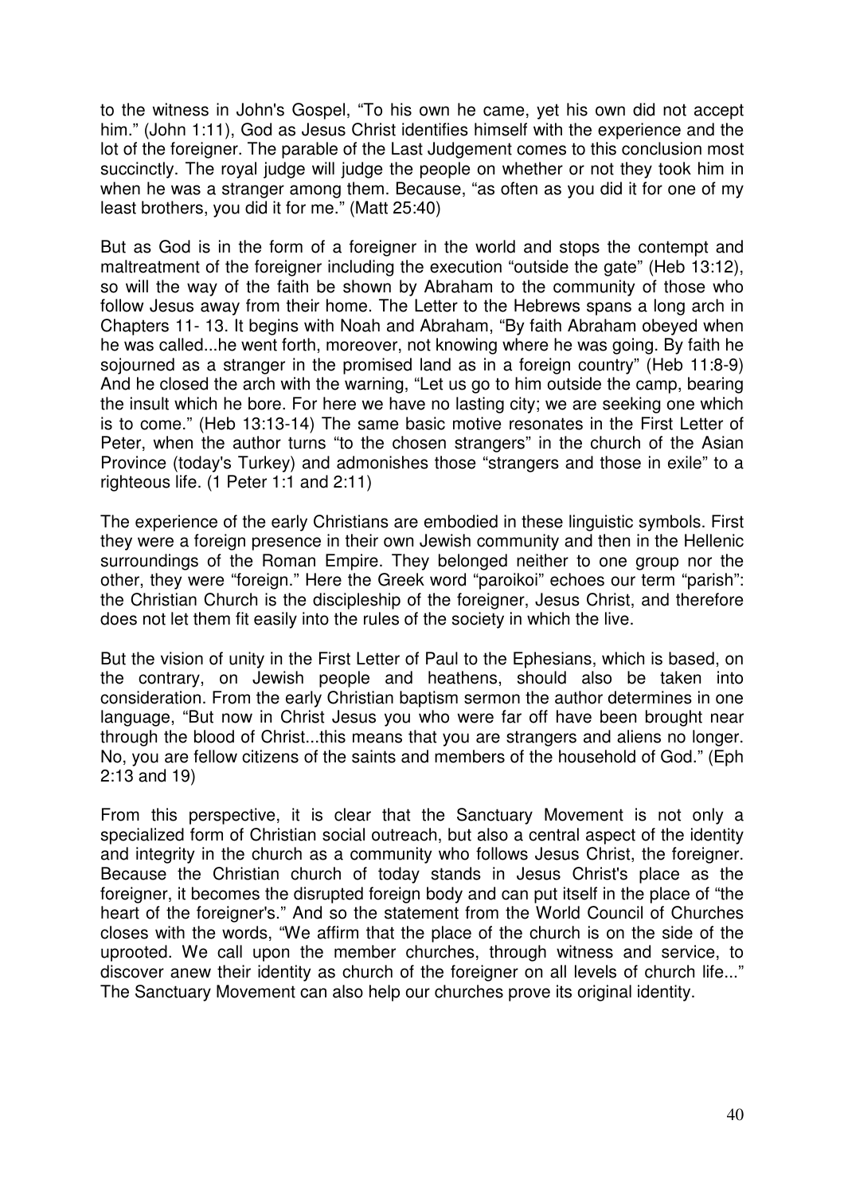to the witness in John's Gospel, “To his own he came, yet his own did not accept him.” (John 1:11), God as Jesus Christ identifies himself with the experience and the lot of the foreigner. The parable of the Last Judgement comes to this conclusion most succinctly. The royal judge will judge the people on whether or not they took him in when he was a stranger among them. Because, “as often as you did it for one of my least brothers, you did it for me.” (Matt 25:40)

But as God is in the form of a foreigner in the world and stops the contempt and maltreatment of the foreigner including the execution “outside the gate” (Heb 13:12), so will the way of the faith be shown by Abraham to the community of those who follow Jesus away from their home. The Letter to the Hebrews spans a long arch in Chapters 11- 13. It begins with Noah and Abraham, “By faith Abraham obeyed when he was called...he went forth, moreover, not knowing where he was going. By faith he sojourned as a stranger in the promised land as in a foreign country” (Heb 11:8-9) And he closed the arch with the warning, “Let us go to him outside the camp, bearing the insult which he bore. For here we have no lasting city; we are seeking one which is to come.” (Heb 13:13-14) The same basic motive resonates in the First Letter of Peter, when the author turns “to the chosen strangers” in the church of the Asian Province (today's Turkey) and admonishes those “strangers and those in exile” to a righteous life. (1 Peter 1:1 and 2:11)

The experience of the early Christians are embodied in these linguistic symbols. First they were a foreign presence in their own Jewish community and then in the Hellenic surroundings of the Roman Empire. They belonged neither to one group nor the other, they were “foreign.” Here the Greek word “paroikoi” echoes our term “parish”: the Christian Church is the discipleship of the foreigner, Jesus Christ, and therefore does not let them fit easily into the rules of the society in which the live.

But the vision of unity in the First Letter of Paul to the Ephesians, which is based, on the contrary, on Jewish people and heathens, should also be taken into consideration. From the early Christian baptism sermon the author determines in one language, “But now in Christ Jesus you who were far off have been brought near through the blood of Christ...this means that you are strangers and aliens no longer. No, you are fellow citizens of the saints and members of the household of God.” (Eph 2:13 and 19)

From this perspective, it is clear that the Sanctuary Movement is not only a specialized form of Christian social outreach, but also a central aspect of the identity and integrity in the church as a community who follows Jesus Christ, the foreigner. Because the Christian church of today stands in Jesus Christ's place as the foreigner, it becomes the disrupted foreign body and can put itself in the place of “the heart of the foreigner's.” And so the statement from the World Council of Churches closes with the words, “We affirm that the place of the church is on the side of the uprooted. We call upon the member churches, through witness and service, to discover anew their identity as church of the foreigner on all levels of church life...” The Sanctuary Movement can also help our churches prove its original identity.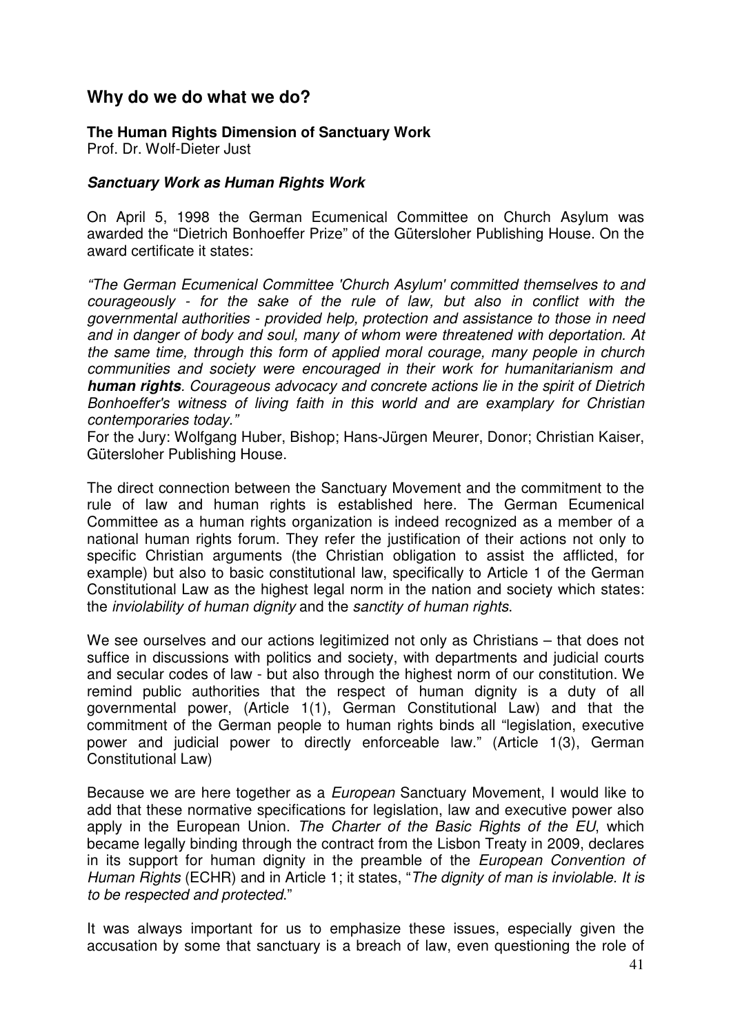## Why do we do what we do?

**The Human Rights Dimension of Sanctuary Work**
Prof. Dr. Wolf-Dieter Just

***Sanctuary Work as Human Rights Work***

On April 5, 1998 the German Ecumenical Committee on Church Asylum was awarded the "Dietrich Bonhoeffer Prize" of the Gütersloher Publishing House. On the award certificate it states:

*"The German Ecumenical Committee 'Church Asylum' committed themselves to and courageously - for the sake of the rule of law, but also in conflict with the governmental authorities - provided help, protection and assistance to those in need and in danger of body and soul, many of whom were threatened with deportation. At the same time, through this form of applied moral courage, many people in church communities and society were encouraged in their work for humanitarianism and* ***human rights****. Courageous advocacy and concrete actions lie in the spirit of Dietrich Bonhoeffer's witness of living faith in this world and are examplary for Christian contemporaries today."*
For the Jury: Wolfgang Huber, Bishop; Hans-Jürgen Meurer, Donor; Christian Kaiser, Gütersloher Publishing House.

The direct connection between the Sanctuary Movement and the commitment to the rule of law and human rights is established here. The German Ecumenical Committee as a human rights organization is indeed recognized as a member of a national human rights forum. They refer the justification of their actions not only to specific Christian arguments (the Christian obligation to assist the afflicted, for example) but also to basic constitutional law, specifically to Article 1 of the German Constitutional Law as the highest legal norm in the nation and society which states: the *inviolability of human dignity* and the *sanctity of human rights*.

We see ourselves and our actions legitimized not only as Christians – that does not suffice in discussions with politics and society, with departments and judicial courts and secular codes of law - but also through the highest norm of our constitution. We remind public authorities that the respect of human dignity is a duty of all governmental power, (Article 1(1), German Constitutional Law) and that the commitment of the German people to human rights binds all "legislation, executive power and judicial power to directly enforceable law." (Article 1(3), German Constitutional Law)

Because we are here together as a *European* Sanctuary Movement, I would like to add that these normative specifications for legislation, law and executive power also apply in the European Union. *The Charter of the Basic Rights of the EU*, which became legally binding through the contract from the Lisbon Treaty in 2009, declares in its support for human dignity in the preamble of the *European Convention of Human Rights* (ECHR) and in Article 1; it states, "*The dignity of man is inviolable. It is to be respected and protected*."

It was always important for us to emphasize these issues, especially given the accusation by some that sanctuary is a breach of law, even questioning the role of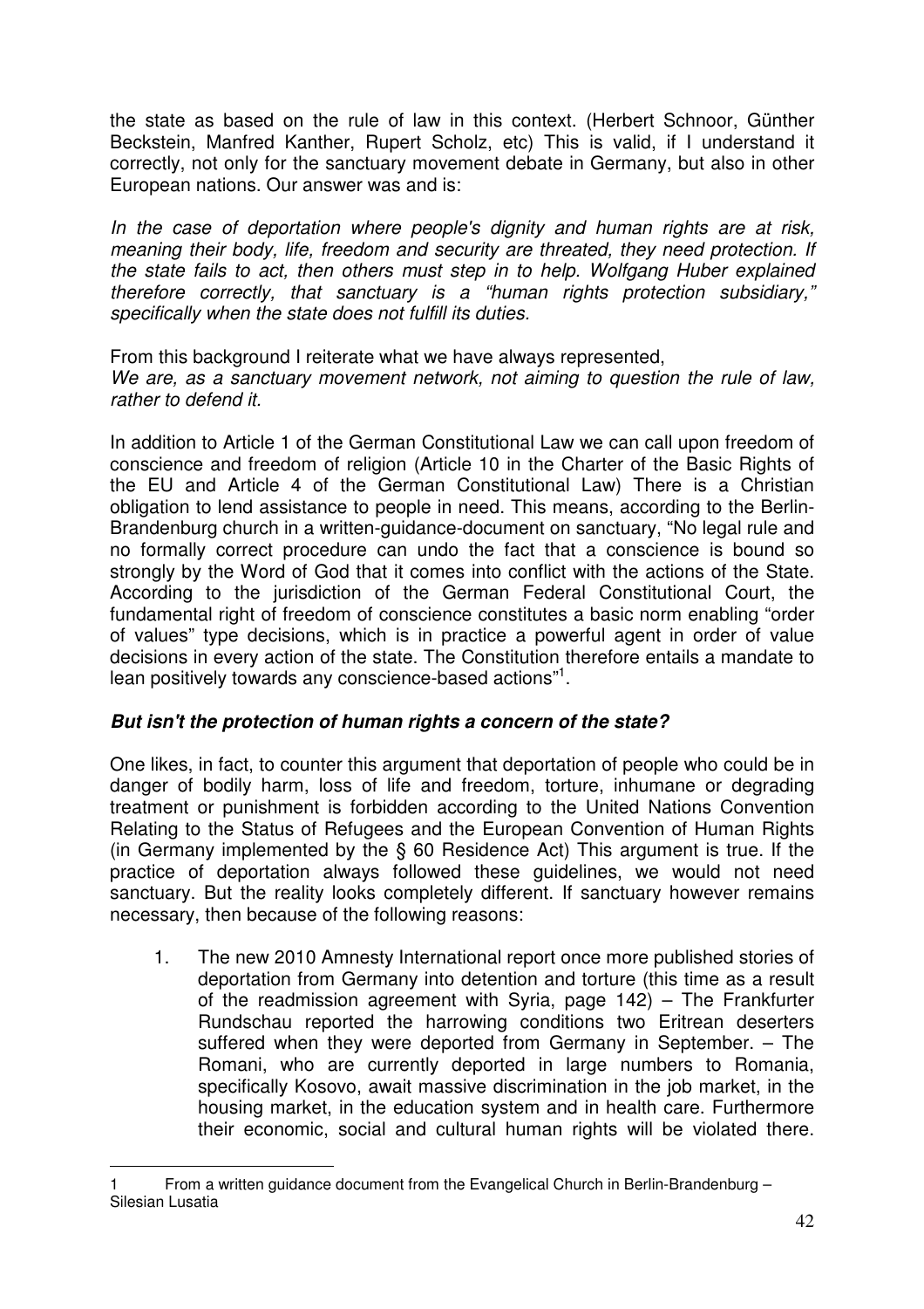the state as based on the rule of law in this context. (Herbert Schnoor, Günther Beckstein, Manfred Kanther, Rupert Scholz, etc) This is valid, if I understand it correctly, not only for the sanctuary movement debate in Germany, but also in other European nations. Our answer was and is:

*In the case of deportation where people's dignity and human rights are at risk, meaning their body, life, freedom and security are threated, they need protection. If the state fails to act, then others must step in to help. Wolfgang Huber explained therefore correctly, that sanctuary is a "human rights protection subsidiary," specifically when the state does not fulfill its duties.*

From this background I reiterate what we have always represented,
*We are, as a sanctuary movement network, not aiming to question the rule of law, rather to defend it.*

In addition to Article 1 of the German Constitutional Law we can call upon freedom of conscience and freedom of religion (Article 10 in the Charter of the Basic Rights of the EU and Article 4 of the German Constitutional Law) There is a Christian obligation to lend assistance to people in need. This means, according to the Berlin-Brandenburg church in a written-guidance-document on sanctuary, "No legal rule and no formally correct procedure can undo the fact that a conscience is bound so strongly by the Word of God that it comes into conflict with the actions of the State. According to the jurisdiction of the German Federal Constitutional Court, the fundamental right of freedom of conscience constitutes a basic norm enabling "order of values" type decisions, which is in practice a powerful agent in order of value decisions in every action of the state. The Constitution therefore entails a mandate to lean positively towards any conscience-based actions"[1].

***But isn't the protection of human rights a concern of the state?***

One likes, in fact, to counter this argument that deportation of people who could be in danger of bodily harm, loss of life and freedom, torture, inhumane or degrading treatment or punishment is forbidden according to the United Nations Convention Relating to the Status of Refugees and the European Convention of Human Rights (in Germany implemented by the § 60 Residence Act) This argument is true. If the practice of deportation always followed these guidelines, we would not need sanctuary. But the reality looks completely different. If sanctuary however remains necessary, then because of the following reasons:

1. The new 2010 Amnesty International report once more published stories of deportation from Germany into detention and torture (this time as a result of the readmission agreement with Syria, page 142) – The Frankfurter Rundschau reported the harrowing conditions two Eritrean deserters suffered when they were deported from Germany in September. – The Romani, who are currently deported in large numbers to Romania, specifically Kosovo, await massive discrimination in the job market, in the housing market, in the education system and in health care. Furthermore their economic, social and cultural human rights will be violated there.

---

1 From a written guidance document from the Evangelical Church in Berlin-Brandenburg – Silesian Lusatia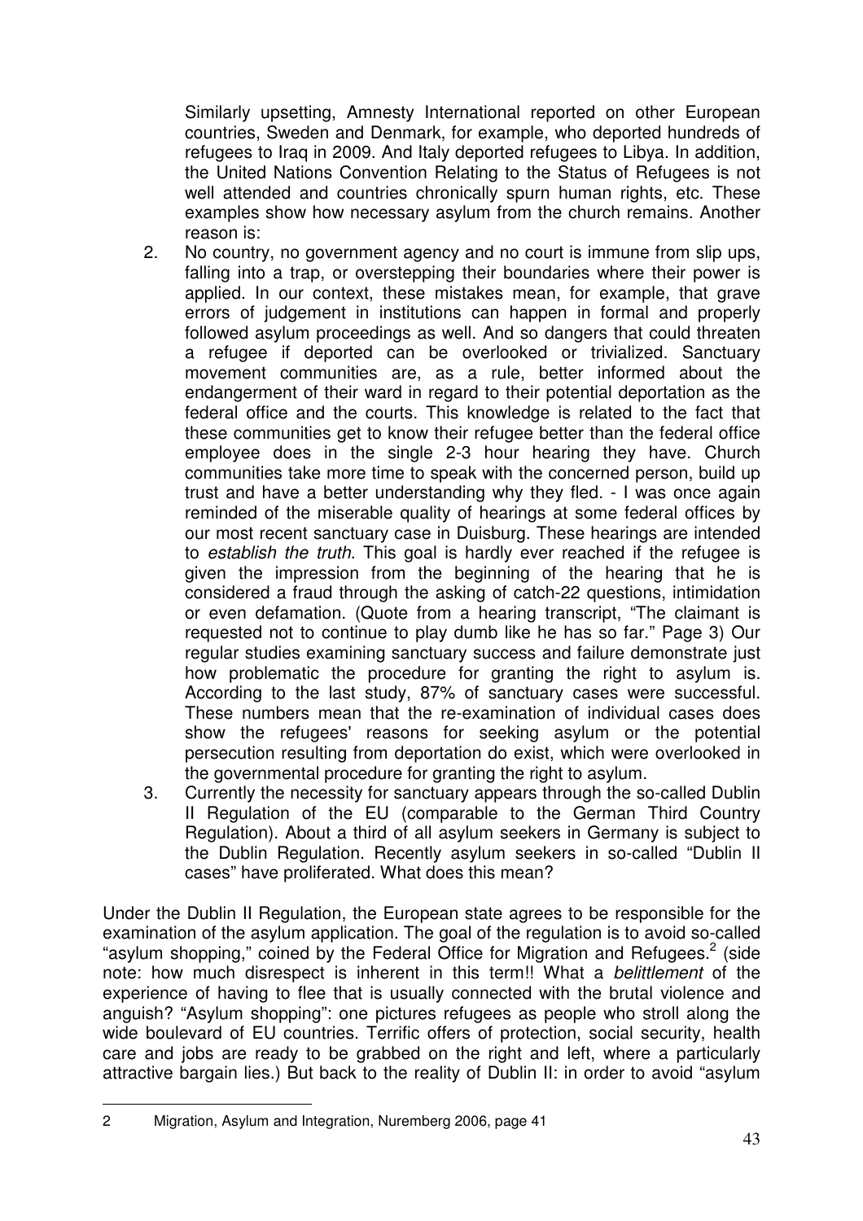Similarly upsetting, Amnesty International reported on other European countries, Sweden and Denmark, for example, who deported hundreds of refugees to Iraq in 2009. And Italy deported refugees to Libya. In addition, the United Nations Convention Relating to the Status of Refugees is not well attended and countries chronically spurn human rights, etc. These examples show how necessary asylum from the church remains. Another reason is:

2. No country, no government agency and no court is immune from slip ups, falling into a trap, or overstepping their boundaries where their power is applied. In our context, these mistakes mean, for example, that grave errors of judgement in institutions can happen in formal and properly followed asylum proceedings as well. And so dangers that could threaten a refugee if deported can be overlooked or trivialized. Sanctuary movement communities are, as a rule, better informed about the endangerment of their ward in regard to their potential deportation as the federal office and the courts. This knowledge is related to the fact that these communities get to know their refugee better than the federal office employee does in the single 2-3 hour hearing they have. Church communities take more time to speak with the concerned person, build up trust and have a better understanding why they fled. - I was once again reminded of the miserable quality of hearings at some federal offices by our most recent sanctuary case in Duisburg. These hearings are intended to *establish the truth*. This goal is hardly ever reached if the refugee is given the impression from the beginning of the hearing that he is considered a fraud through the asking of catch-22 questions, intimidation or even defamation. (Quote from a hearing transcript, "The claimant is requested not to continue to play dumb like he has so far." Page 3) Our regular studies examining sanctuary success and failure demonstrate just how problematic the procedure for granting the right to asylum is. According to the last study, 87% of sanctuary cases were successful. These numbers mean that the re-examination of individual cases does show the refugees' reasons for seeking asylum or the potential persecution resulting from deportation do exist, which were overlooked in the governmental procedure for granting the right to asylum.
3. Currently the necessity for sanctuary appears through the so-called Dublin II Regulation of the EU (comparable to the German Third Country Regulation). About a third of all asylum seekers in Germany is subject to the Dublin Regulation. Recently asylum seekers in so-called "Dublin II cases" have proliferated. What does this mean?

Under the Dublin II Regulation, the European state agrees to be responsible for the examination of the asylum application. The goal of the regulation is to avoid so-called "asylum shopping," coined by the Federal Office for Migration and Refugees.[2] (side note: how much disrespect is inherent in this term!! What a *belittlement* of the experience of having to flee that is usually connected with the brutal violence and anguish? "Asylum shopping": one pictures refugees as people who stroll along the wide boulevard of EU countries. Terrific offers of protection, social security, health care and jobs are ready to be grabbed on the right and left, where a particularly attractive bargain lies.) But back to the reality of Dublin II: in order to avoid "asylum

---

2 Migration, Asylum and Integration, Nuremberg 2006, page 41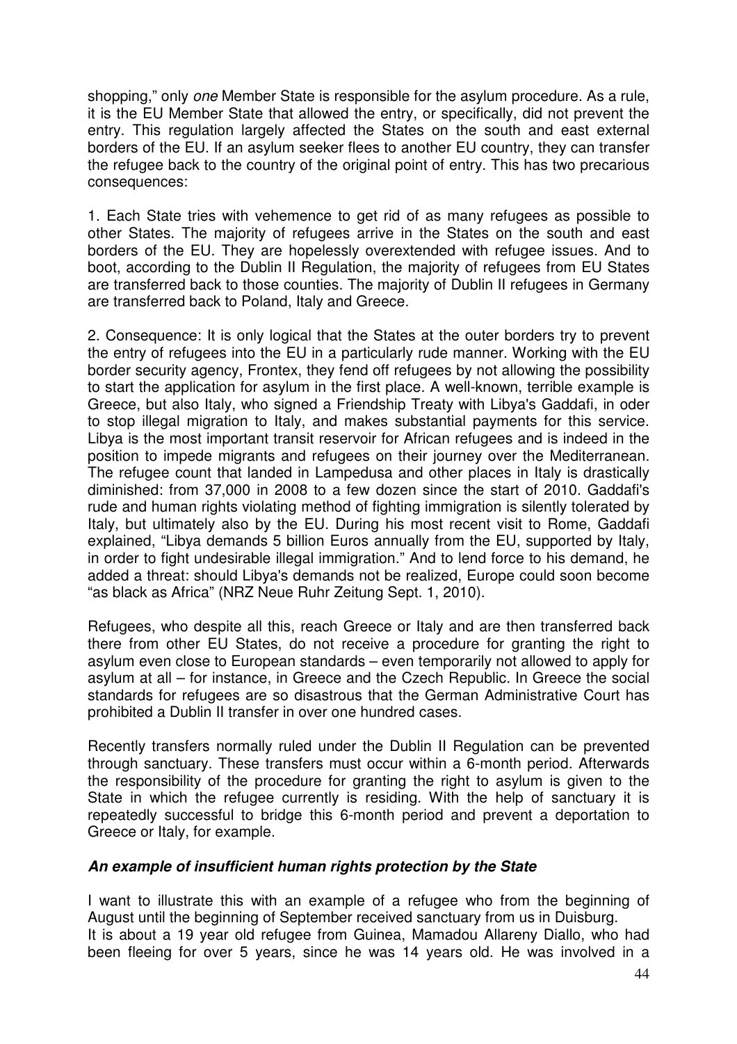shopping," only *one* Member State is responsible for the asylum procedure. As a rule, it is the EU Member State that allowed the entry, or specifically, did not prevent the entry. This regulation largely affected the States on the south and east external borders of the EU. If an asylum seeker flees to another EU country, they can transfer the refugee back to the country of the original point of entry. This has two precarious consequences:

1. Each State tries with vehemence to get rid of as many refugees as possible to other States. The majority of refugees arrive in the States on the south and east borders of the EU. They are hopelessly overextended with refugee issues. And to boot, according to the Dublin II Regulation, the majority of refugees from EU States are transferred back to those counties. The majority of Dublin II refugees in Germany are transferred back to Poland, Italy and Greece.

2. Consequence: It is only logical that the States at the outer borders try to prevent the entry of refugees into the EU in a particularly rude manner. Working with the EU border security agency, Frontex, they fend off refugees by not allowing the possibility to start the application for asylum in the first place. A well-known, terrible example is Greece, but also Italy, who signed a Friendship Treaty with Libya's Gaddafi, in oder to stop illegal migration to Italy, and makes substantial payments for this service. Libya is the most important transit reservoir for African refugees and is indeed in the position to impede migrants and refugees on their journey over the Mediterranean. The refugee count that landed in Lampedusa and other places in Italy is drastically diminished: from 37,000 in 2008 to a few dozen since the start of 2010. Gaddafi's rude and human rights violating method of fighting immigration is silently tolerated by Italy, but ultimately also by the EU. During his most recent visit to Rome, Gaddafi explained, "Libya demands 5 billion Euros annually from the EU, supported by Italy, in order to fight undesirable illegal immigration." And to lend force to his demand, he added a threat: should Libya's demands not be realized, Europe could soon become "as black as Africa" (NRZ Neue Ruhr Zeitung Sept. 1, 2010).

Refugees, who despite all this, reach Greece or Italy and are then transferred back there from other EU States, do not receive a procedure for granting the right to asylum even close to European standards – even temporarily not allowed to apply for asylum at all – for instance, in Greece and the Czech Republic. In Greece the social standards for refugees are so disastrous that the German Administrative Court has prohibited a Dublin II transfer in over one hundred cases.

Recently transfers normally ruled under the Dublin II Regulation can be prevented through sanctuary. These transfers must occur within a 6-month period. Afterwards the responsibility of the procedure for granting the right to asylum is given to the State in which the refugee currently is residing. With the help of sanctuary it is repeatedly successful to bridge this 6-month period and prevent a deportation to Greece or Italy, for example.

### *An example of insufficient human rights protection by the State*

I want to illustrate this with an example of a refugee who from the beginning of August until the beginning of September received sanctuary from us in Duisburg.
It is about a 19 year old refugee from Guinea, Mamadou Allareny Diallo, who had been fleeing for over 5 years, since he was 14 years old. He was involved in a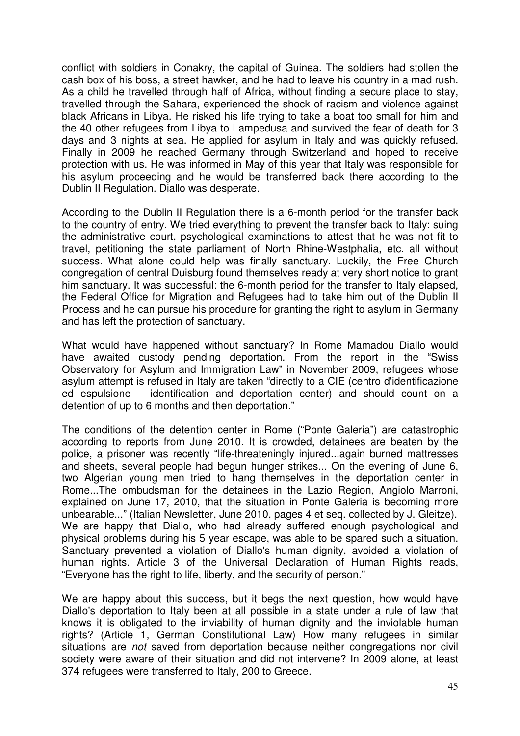conflict with soldiers in Conakry, the capital of Guinea. The soldiers had stollen the cash box of his boss, a street hawker, and he had to leave his country in a mad rush. As a child he travelled through half of Africa, without finding a secure place to stay, travelled through the Sahara, experienced the shock of racism and violence against black Africans in Libya. He risked his life trying to take a boat too small for him and the 40 other refugees from Libya to Lampedusa and survived the fear of death for 3 days and 3 nights at sea. He applied for asylum in Italy and was quickly refused. Finally in 2009 he reached Germany through Switzerland and hoped to receive protection with us. He was informed in May of this year that Italy was responsible for his asylum proceeding and he would be transferred back there according to the Dublin II Regulation. Diallo was desperate.

According to the Dublin II Regulation there is a 6-month period for the transfer back to the country of entry. We tried everything to prevent the transfer back to Italy: suing the administrative court, psychological examinations to attest that he was not fit to travel, petitioning the state parliament of North Rhine-Westphalia, etc. all without success. What alone could help was finally sanctuary. Luckily, the Free Church congregation of central Duisburg found themselves ready at very short notice to grant him sanctuary. It was successful: the 6-month period for the transfer to Italy elapsed, the Federal Office for Migration and Refugees had to take him out of the Dublin II Process and he can pursue his procedure for granting the right to asylum in Germany and has left the protection of sanctuary.

What would have happened without sanctuary? In Rome Mamadou Diallo would have awaited custody pending deportation. From the report in the "Swiss Observatory for Asylum and Immigration Law" in November 2009, refugees whose asylum attempt is refused in Italy are taken "directly to a CIE (centro d'identificazione ed espulsione – identification and deportation center) and should count on a detention of up to 6 months and then deportation."

The conditions of the detention center in Rome ("Ponte Galeria") are catastrophic according to reports from June 2010. It is crowded, detainees are beaten by the police, a prisoner was recently "life-threateningly injured...again burned mattresses and sheets, several people had begun hunger strikes... On the evening of June 6, two Algerian young men tried to hang themselves in the deportation center in Rome...The ombudsman for the detainees in the Lazio Region, Angiolo Marroni, explained on June 17, 2010, that the situation in Ponte Galeria is becoming more unbearable..." (Italian Newsletter, June 2010, pages 4 et seq. collected by J. Gleitze). We are happy that Diallo, who had already suffered enough psychological and physical problems during his 5 year escape, was able to be spared such a situation. Sanctuary prevented a violation of Diallo's human dignity, avoided a violation of human rights. Article 3 of the Universal Declaration of Human Rights reads, "Everyone has the right to life, liberty, and the security of person."

We are happy about this success, but it begs the next question, how would have Diallo's deportation to Italy been at all possible in a state under a rule of law that knows it is obligated to the inviability of human dignity and the inviolable human rights? (Article 1, German Constitutional Law) How many refugees in similar situations are *not* saved from deportation because neither congregations nor civil society were aware of their situation and did not intervene? In 2009 alone, at least 374 refugees were transferred to Italy, 200 to Greece.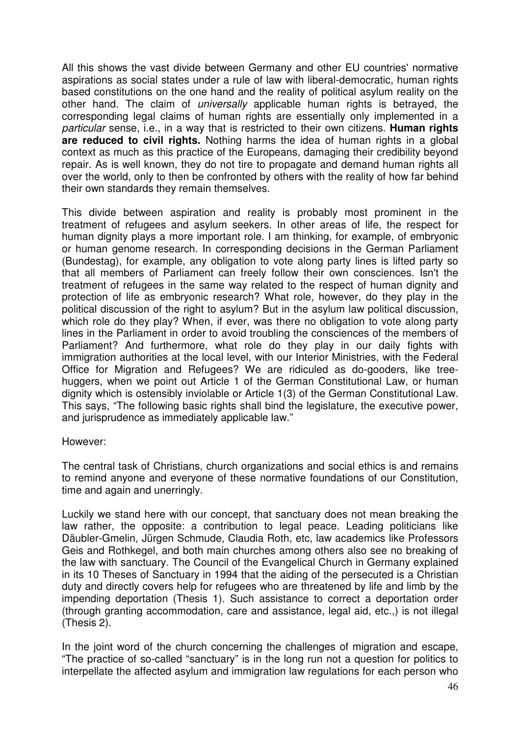All this shows the vast divide between Germany and other EU countries' normative aspirations as social states under a rule of law with liberal-democratic, human rights based constitutions on the one hand and the reality of political asylum reality on the other hand. The claim of *universally* applicable human rights is betrayed, the corresponding legal claims of human rights are essentially only implemented in a *particular* sense, i.e., in a way that is restricted to their own citizens. **Human rights are reduced to civil rights.** Nothing harms the idea of human rights in a global context as much as this practice of the Europeans, damaging their credibility beyond repair. As is well known, they do not tire to propagate and demand human rights all over the world, only to then be confronted by others with the reality of how far behind their own standards they remain themselves.

This divide between aspiration and reality is probably most prominent in the treatment of refugees and asylum seekers. In other areas of life, the respect for human dignity plays a more important role. I am thinking, for example, of embryonic or human genome research. In corresponding decisions in the German Parliament (Bundestag), for example, any obligation to vote along party lines is lifted party so that all members of Parliament can freely follow their own consciences. Isn't the treatment of refugees in the same way related to the respect of human dignity and protection of life as embryonic research? What role, however, do they play in the political discussion of the right to asylum? But in the asylum law political discussion, which role do they play? When, if ever, was there no obligation to vote along party lines in the Parliament in order to avoid troubling the consciences of the members of Parliament? And furthermore, what role do they play in our daily fights with immigration authorities at the local level, with our Interior Ministries, with the Federal Office for Migration and Refugees? We are ridiculed as do-gooders, like tree-huggers, when we point out Article 1 of the German Constitutional Law, or human dignity which is ostensibly inviolable or Article 1(3) of the German Constitutional Law. This says, "The following basic rights shall bind the legislature, the executive power, and jurisprudence as immediately applicable law."

However:

The central task of Christians, church organizations and social ethics is and remains to remind anyone and everyone of these normative foundations of our Constitution, time and again and unerringly.

Luckily we stand here with our concept, that sanctuary does not mean breaking the law rather, the opposite: a contribution to legal peace. Leading politicians like Däubler-Gmelin, Jürgen Schmude, Claudia Roth, etc, law academics like Professors Geis and Rothkegel, and both main churches among others also see no breaking of the law with sanctuary. The Council of the Evangelical Church in Germany explained in its 10 Theses of Sanctuary in 1994 that the aiding of the persecuted is a Christian duty and directly covers help for refugees who are threatened by life and limb by the impending deportation (Thesis 1). Such assistance to correct a deportation order (through granting accommodation, care and assistance, legal aid, etc.,) is not illegal (Thesis 2).

In the joint word of the church concerning the challenges of migration and escape, "The practice of so-called "sanctuary" is in the long run not a question for politics to interpellate the affected asylum and immigration law regulations for each person who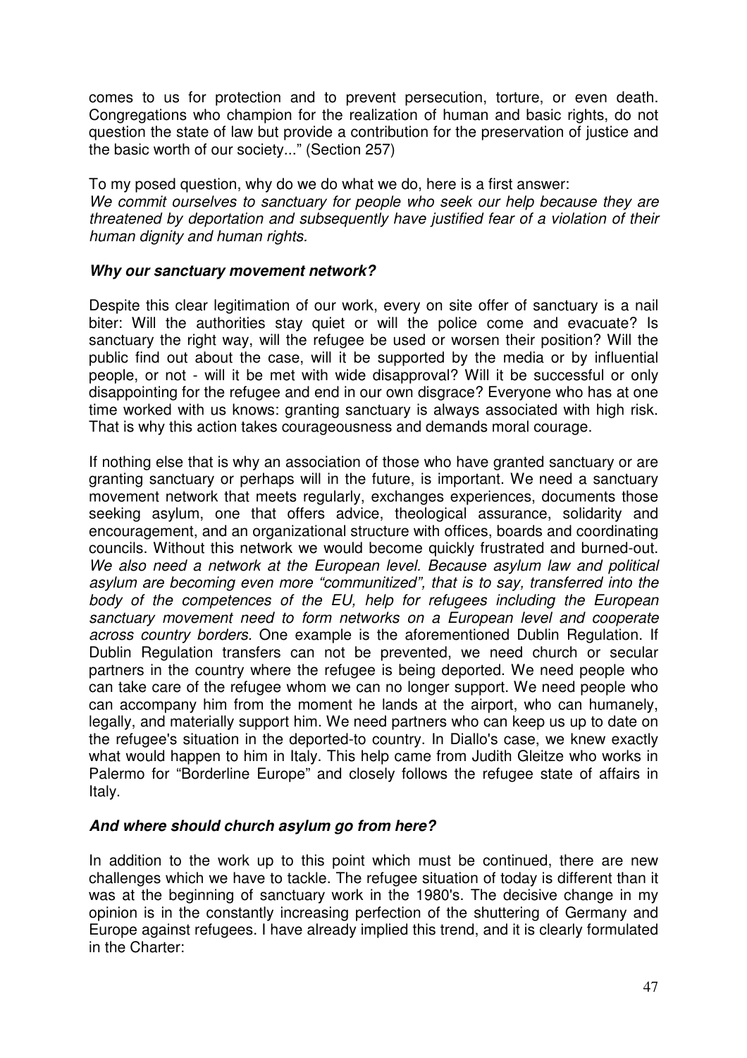comes to us for protection and to prevent persecution, torture, or even death. Congregations who champion for the realization of human and basic rights, do not question the state of law but provide a contribution for the preservation of justice and the basic worth of our society..." (Section 257)

To my posed question, why do we do what we do, here is a first answer:
*We commit ourselves to sanctuary for people who seek our help because they are threatened by deportation and subsequently have justified fear of a violation of their human dignity and human rights.*

### ***Why our sanctuary movement network?***

Despite this clear legitimation of our work, every on site offer of sanctuary is a nail biter: Will the authorities stay quiet or will the police come and evacuate? Is sanctuary the right way, will the refugee be used or worsen their position? Will the public find out about the case, will it be supported by the media or by influential people, or not - will it be met with wide disapproval? Will it be successful or only disappointing for the refugee and end in our own disgrace? Everyone who has at one time worked with us knows: granting sanctuary is always associated with high risk. That is why this action takes courageousness and demands moral courage.

If nothing else that is why an association of those who have granted sanctuary or are granting sanctuary or perhaps will in the future, is important. We need a sanctuary movement network that meets regularly, exchanges experiences, documents those seeking asylum, one that offers advice, theological assurance, solidarity and encouragement, and an organizational structure with offices, boards and coordinating councils. Without this network we would become quickly frustrated and burned-out. *We also need a network at the European level. Because asylum law and political asylum are becoming even more "communitized", that is to say, transferred into the body of the competences of the EU, help for refugees including the European sanctuary movement need to form networks on a European level and cooperate across country borders.* One example is the aforementioned Dublin Regulation. If Dublin Regulation transfers can not be prevented, we need church or secular partners in the country where the refugee is being deported. We need people who can take care of the refugee whom we can no longer support. We need people who can accompany him from the moment he lands at the airport, who can humanely, legally, and materially support him. We need partners who can keep us up to date on the refugee's situation in the deported-to country. In Diallo's case, we knew exactly what would happen to him in Italy. This help came from Judith Gleitze who works in Palermo for "Borderline Europe" and closely follows the refugee state of affairs in Italy.

### ***And where should church asylum go from here?***

In addition to the work up to this point which must be continued, there are new challenges which we have to tackle. The refugee situation of today is different than it was at the beginning of sanctuary work in the 1980's. The decisive change in my opinion is in the constantly increasing perfection of the shuttering of Germany and Europe against refugees. I have already implied this trend, and it is clearly formulated in the Charter: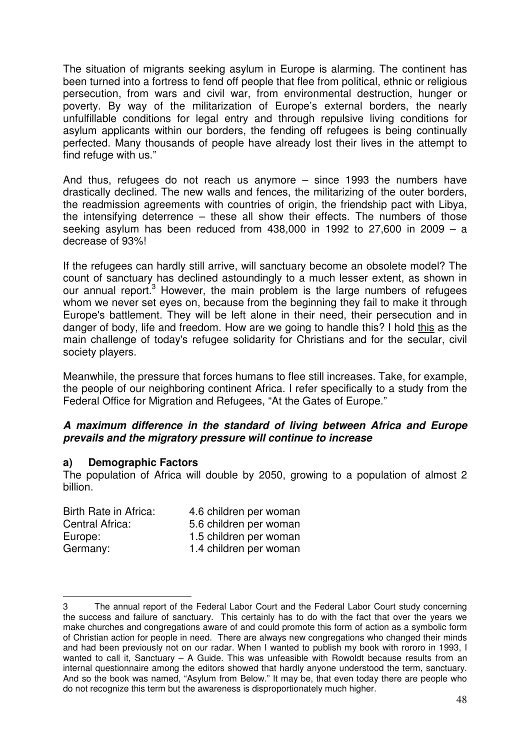The situation of migrants seeking asylum in Europe is alarming. The continent has been turned into a fortress to fend off people that flee from political, ethnic or religious persecution, from wars and civil war, from environmental destruction, hunger or poverty. By way of the militarization of Europe's external borders, the nearly unfulfillable conditions for legal entry and through repulsive living conditions for asylum applicants within our borders, the fending off refugees is being continually perfected. Many thousands of people have already lost their lives in the attempt to find refuge with us."

And thus, refugees do not reach us anymore – since 1993 the numbers have drastically declined. The new walls and fences, the militarizing of the outer borders, the readmission agreements with countries of origin, the friendship pact with Libya, the intensifying deterrence – these all show their effects. The numbers of those seeking asylum has been reduced from 438,000 in 1992 to 27,600 in 2009 – a decrease of 93%!

If the refugees can hardly still arrive, will sanctuary become an obsolete model? The count of sanctuary has declined astoundingly to a much lesser extent, as shown in our annual report.[3] However, the main problem is the large numbers of refugees whom we never set eyes on, because from the beginning they fail to make it through Europe's battlement. They will be left alone in their need, their persecution and in danger of body, life and freedom. How are we going to handle this? I hold <u>this</u> as the main challenge of today's refugee solidarity for Christians and for the secular, civil society players.

Meanwhile, the pressure that forces humans to flee still increases. Take, for example, the people of our neighboring continent Africa. I refer specifically to a study from the Federal Office for Migration and Refugees, "At the Gates of Europe."

***A maximum difference in the standard of living between Africa and Europe prevails and the migratory pressure will continue to increase***

**a) Demographic Factors**

The population of Africa will double by 2050, growing to a population of almost 2 billion.

| | |
|---|---|
| Birth Rate in Africa: | 4.6 children per woman |
| Central Africa: | 5.6 children per woman |
| Europe: | 1.5 children per woman |
| Germany: | 1.4 children per woman |

---

3 The annual report of the Federal Labor Court and the Federal Labor Court study concerning the success and failure of sanctuary. This certainly has to do with the fact that over the years we make churches and congregations aware of and could promote this form of action as a symbolic form of Christian action for people in need. There are always new congregations who changed their minds and had been previously not on our radar. When I wanted to publish my book with rororo in 1993, I wanted to call it, Sanctuary – A Guide. This was unfeasible with Rowoldt because results from an internal questionnaire among the editors showed that hardly anyone understood the term, sanctuary. And so the book was named, "Asylum from Below." It may be, that even today there are people who do not recognize this term but the awareness is disproportionately much higher.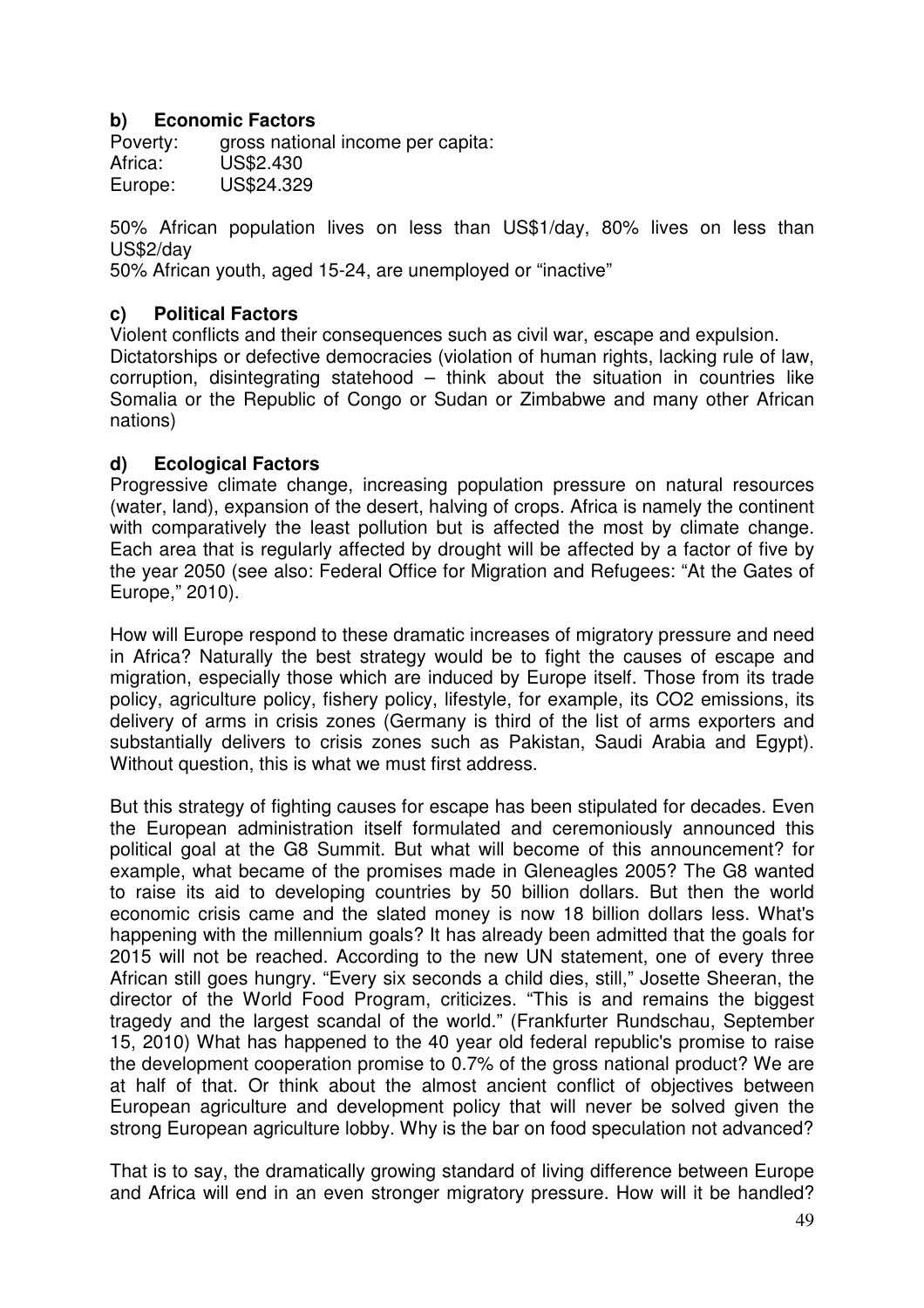### b) Economic Factors

Poverty: gross national income per capita:
Africa: US$2.430
Europe: US$24.329

50% African population lives on less than US$1/day, 80% lives on less than US$2/day
50% African youth, aged 15-24, are unemployed or "inactive"

### c) Political Factors

Violent conflicts and their consequences such as civil war, escape and expulsion.
Dictatorships or defective democracies (violation of human rights, lacking rule of law, corruption, disintegrating statehood – think about the situation in countries like Somalia or the Republic of Congo or Sudan or Zimbabwe and many other African nations)

### d) Ecological Factors

Progressive climate change, increasing population pressure on natural resources (water, land), expansion of the desert, halving of crops. Africa is namely the continent with comparatively the least pollution but is affected the most by climate change. Each area that is regularly affected by drought will be affected by a factor of five by the year 2050 (see also: Federal Office for Migration and Refugees: "At the Gates of Europe," 2010).

How will Europe respond to these dramatic increases of migratory pressure and need in Africa? Naturally the best strategy would be to fight the causes of escape and migration, especially those which are induced by Europe itself. Those from its trade policy, agriculture policy, fishery policy, lifestyle, for example, its CO2 emissions, its delivery of arms in crisis zones (Germany is third of the list of arms exporters and substantially delivers to crisis zones such as Pakistan, Saudi Arabia and Egypt). Without question, this is what we must first address.

But this strategy of fighting causes for escape has been stipulated for decades. Even the European administration itself formulated and ceremoniously announced this political goal at the G8 Summit. But what will become of this announcement? for example, what became of the promises made in Gleneagles 2005? The G8 wanted to raise its aid to developing countries by 50 billion dollars. But then the world economic crisis came and the slated money is now 18 billion dollars less. What's happening with the millennium goals? It has already been admitted that the goals for 2015 will not be reached. According to the new UN statement, one of every three African still goes hungry. "Every six seconds a child dies, still," Josette Sheeran, the director of the World Food Program, criticizes. "This is and remains the biggest tragedy and the largest scandal of the world." (Frankfurter Rundschau, September 15, 2010) What has happened to the 40 year old federal republic's promise to raise the development cooperation promise to 0.7% of the gross national product? We are at half of that. Or think about the almost ancient conflict of objectives between European agriculture and development policy that will never be solved given the strong European agriculture lobby. Why is the bar on food speculation not advanced?

That is to say, the dramatically growing standard of living difference between Europe and Africa will end in an even stronger migratory pressure. How will it be handled?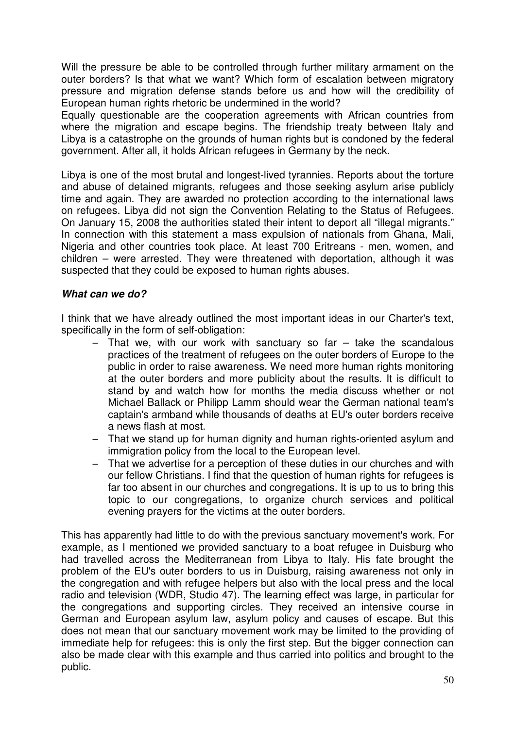Will the pressure be able to be controlled through further military armament on the outer borders? Is that what we want? Which form of escalation between migratory pressure and migration defense stands before us and how will the credibility of European human rights rhetoric be undermined in the world?
Equally questionable are the cooperation agreements with African countries from where the migration and escape begins. The friendship treaty between Italy and Libya is a catastrophe on the grounds of human rights but is condoned by the federal government. After all, it holds African refugees in Germany by the neck.

Libya is one of the most brutal and longest-lived tyrannies. Reports about the torture and abuse of detained migrants, refugees and those seeking asylum arise publicly time and again. They are awarded no protection according to the international laws on refugees. Libya did not sign the Convention Relating to the Status of Refugees. On January 15, 2008 the authorities stated their intent to deport all "illegal migrants." In connection with this statement a mass expulsion of nationals from Ghana, Mali, Nigeria and other countries took place. At least 700 Eritreans - men, women, and children – were arrested. They were threatened with deportation, although it was suspected that they could be exposed to human rights abuses.

***What can we do?***

I think that we have already outlined the most important ideas in our Charter's text, specifically in the form of self-obligation:

- That we, with our work with sanctuary so far – take the scandalous practices of the treatment of refugees on the outer borders of Europe to the public in order to raise awareness. We need more human rights monitoring at the outer borders and more publicity about the results. It is difficult to stand by and watch how for months the media discuss whether or not Michael Ballack or Philipp Lamm should wear the German national team's captain's armband while thousands of deaths at EU's outer borders receive a news flash at most.
- That we stand up for human dignity and human rights-oriented asylum and immigration policy from the local to the European level.
- That we advertise for a perception of these duties in our churches and with our fellow Christians. I find that the question of human rights for refugees is far too absent in our churches and congregations. It is up to us to bring this topic to our congregations, to organize church services and political evening prayers for the victims at the outer borders.

This has apparently had little to do with the previous sanctuary movement's work. For example, as I mentioned we provided sanctuary to a boat refugee in Duisburg who had travelled across the Mediterranean from Libya to Italy. His fate brought the problem of the EU's outer borders to us in Duisburg, raising awareness not only in the congregation and with refugee helpers but also with the local press and the local radio and television (WDR, Studio 47). The learning effect was large, in particular for the congregations and supporting circles. They received an intensive course in German and European asylum law, asylum policy and causes of escape. But this does not mean that our sanctuary movement work may be limited to the providing of immediate help for refugees: this is only the first step. But the bigger connection can also be made clear with this example and thus carried into politics and brought to the public.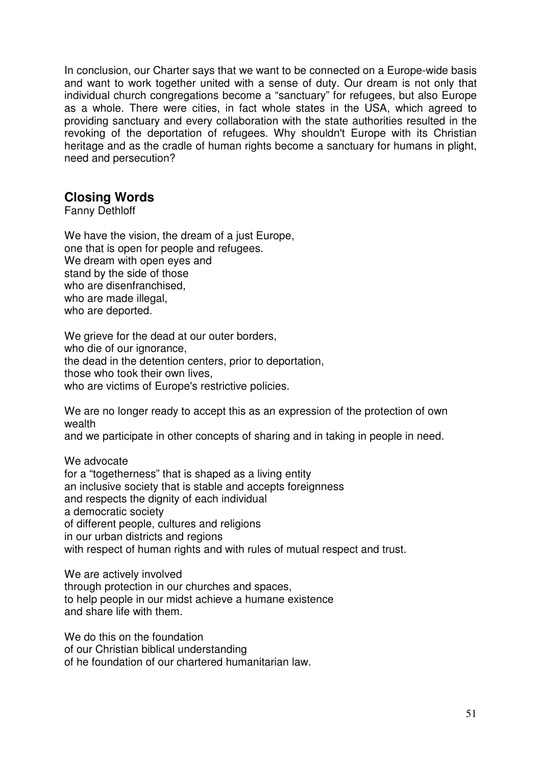In conclusion, our Charter says that we want to be connected on a Europe-wide basis and want to work together united with a sense of duty. Our dream is not only that individual church congregations become a "sanctuary" for refugees, but also Europe as a whole. There were cities, in fact whole states in the USA, which agreed to providing sanctuary and every collaboration with the state authorities resulted in the revoking of the deportation of refugees. Why shouldn't Europe with its Christian heritage and as the cradle of human rights become a sanctuary for humans in plight, need and persecution?

## Closing Words

Fanny Dethloff

We have the vision, the dream of a just Europe,
one that is open for people and refugees.
We dream with open eyes and
stand by the side of those
who are disenfranchised,
who are made illegal,
who are deported.

We grieve for the dead at our outer borders,
who die of our ignorance,
the dead in the detention centers, prior to deportation,
those who took their own lives,
who are victims of Europe's restrictive policies.

We are no longer ready to accept this as an expression of the protection of own wealth
and we participate in other concepts of sharing and in taking in people in need.

We advocate
for a "togetherness" that is shaped as a living entity
an inclusive society that is stable and accepts foreignness
and respects the dignity of each individual
a democratic society
of different people, cultures and religions
in our urban districts and regions
with respect of human rights and with rules of mutual respect and trust.

We are actively involved
through protection in our churches and spaces,
to help people in our midst achieve a humane existence
and share life with them.

We do this on the foundation
of our Christian biblical understanding
of he foundation of our chartered humanitarian law.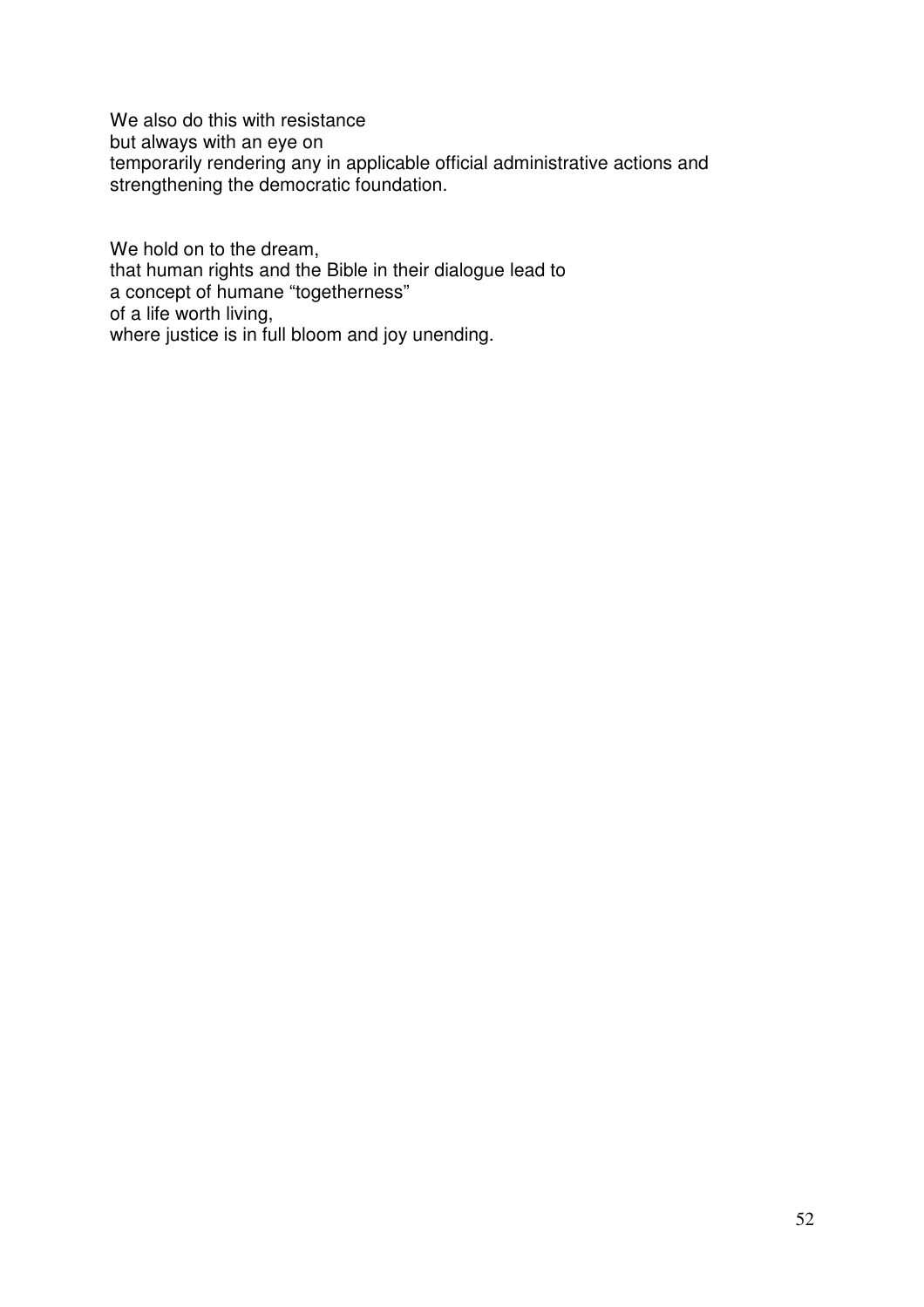We also do this with resistance  
but always with an eye on  
temporarily rendering any in applicable official administrative actions and strengthening the democratic foundation.

We hold on to the dream,  
that human rights and the Bible in their dialogue lead to  
a concept of humane “togetherness”  
of a life worth living,  
where justice is in full bloom and joy unending.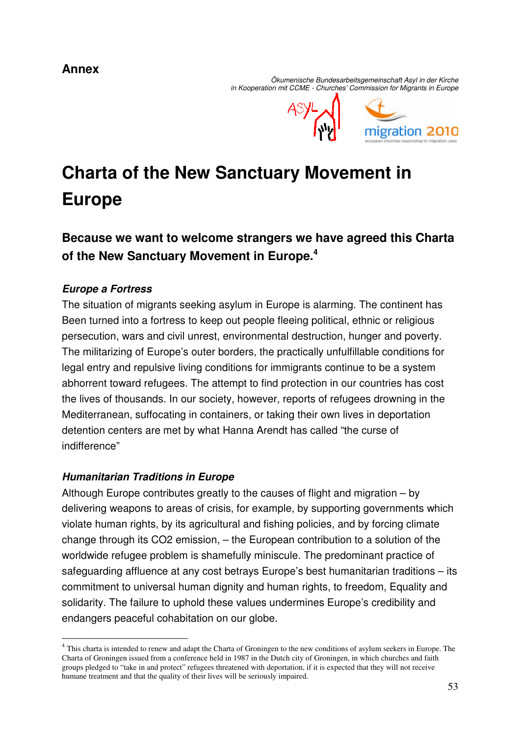**Annex**

*Ökumenische Bundesarbeitsgemeinschaft Asyl in der Kirche*
*in Kooperation mit CCME - Churches' Commission for Migrants in Europe*

# Charta of the New Sanctuary Movement in Europe

## Because we want to welcome strangers we have agreed this Charta of the New Sanctuary Movement in Europe.[4]

### *Europe a Fortress*

The situation of migrants seeking asylum in Europe is alarming. The continent has Been turned into a fortress to keep out people fleeing political, ethnic or religious persecution, wars and civil unrest, environmental destruction, hunger and poverty. The militarizing of Europe's outer borders, the practically unfulfillable conditions for legal entry and repulsive living conditions for immigrants continue to be a system abhorrent toward refugees. The attempt to find protection in our countries has cost the lives of thousands. In our society, however, reports of refugees drowning in the Mediterranean, suffocating in containers, or taking their own lives in deportation detention centers are met by what Hanna Arendt has called "the curse of indifference"

### *Humanitarian Traditions in Europe*

Although Europe contributes greatly to the causes of flight and migration – by delivering weapons to areas of crisis, for example, by supporting governments which violate human rights, by its agricultural and fishing policies, and by forcing climate change through its CO2 emission, – the European contribution to a solution of the worldwide refugee problem is shamefully miniscule. The predominant practice of safeguarding affluence at any cost betrays Europe's best humanitarian traditions – its commitment to universal human dignity and human rights, to freedom, Equality and solidarity. The failure to uphold these values undermines Europe's credibility and endangers peaceful cohabitation on our globe.

---

[4] This charta is intended to renew and adapt the Charta of Groningen to the new conditions of asylum seekers in Europe. The Charta of Groningen issued from a conference held in 1987 in the Dutch city of Groningen, in which churches and faith groups pledged to "take in and protect" refugees threatened with deportation, if it is expected that they will not receive humane treatment and that the quality of their lives will be seriously impaired.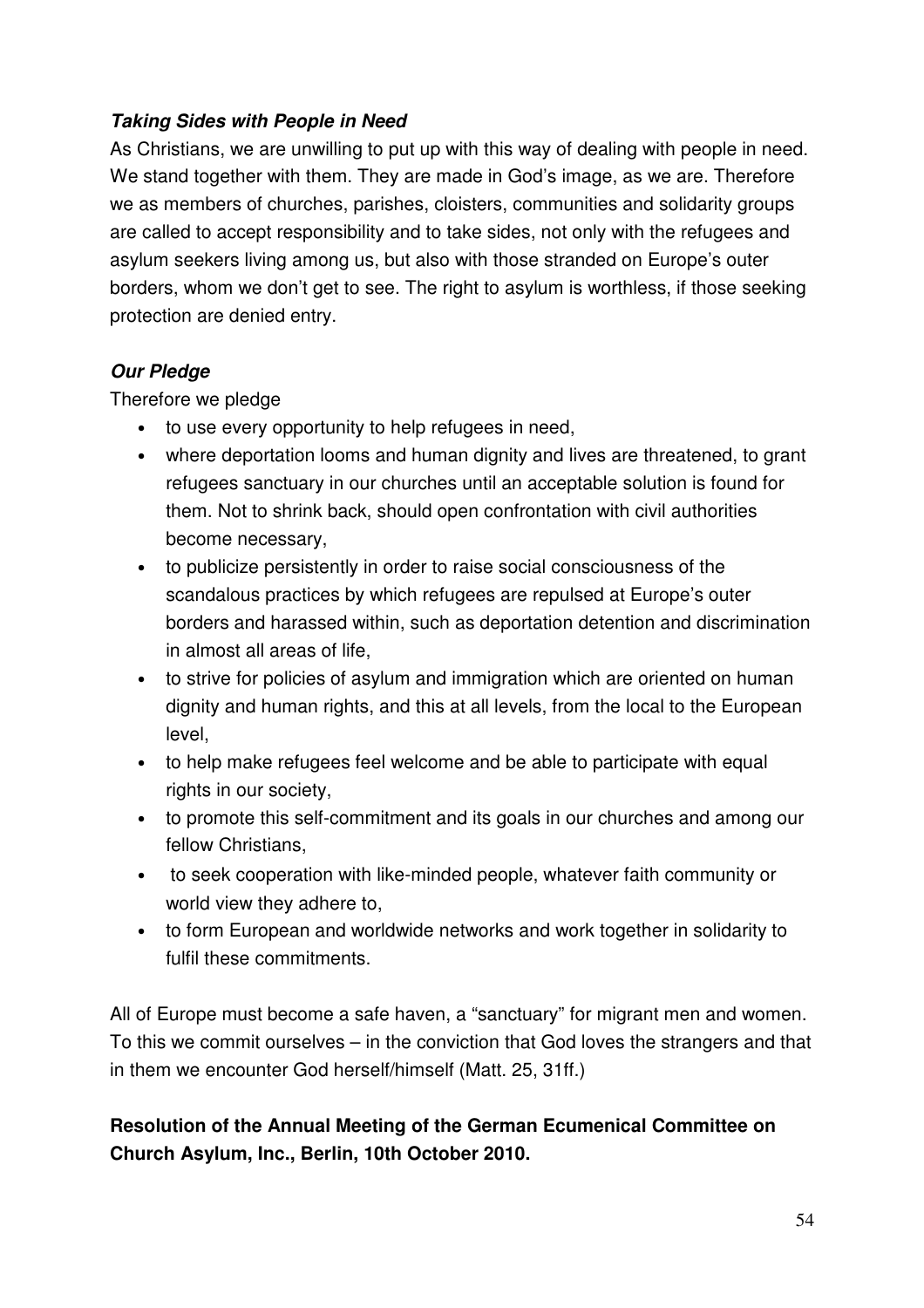***Taking Sides with People in Need***

As Christians, we are unwilling to put up with this way of dealing with people in need. We stand together with them. They are made in God's image, as we are. Therefore we as members of churches, parishes, cloisters, communities and solidarity groups are called to accept responsibility and to take sides, not only with the refugees and asylum seekers living among us, but also with those stranded on Europe's outer borders, whom we don't get to see. The right to asylum is worthless, if those seeking protection are denied entry.

***Our Pledge***

Therefore we pledge

- to use every opportunity to help refugees in need,
- where deportation looms and human dignity and lives are threatened, to grant refugees sanctuary in our churches until an acceptable solution is found for them. Not to shrink back, should open confrontation with civil authorities become necessary,
- to publicize persistently in order to raise social consciousness of the scandalous practices by which refugees are repulsed at Europe's outer borders and harassed within, such as deportation detention and discrimination in almost all areas of life,
- to strive for policies of asylum and immigration which are oriented on human dignity and human rights, and this at all levels, from the local to the European level,
- to help make refugees feel welcome and be able to participate with equal rights in our society,
- to promote this self-commitment and its goals in our churches and among our fellow Christians,
- to seek cooperation with like-minded people, whatever faith community or world view they adhere to,
- to form European and worldwide networks and work together in solidarity to fulfil these commitments.

All of Europe must become a safe haven, a "sanctuary" for migrant men and women. To this we commit ourselves – in the conviction that God loves the strangers and that in them we encounter God herself/himself (Matt. 25, 31ff.)

**Resolution of the Annual Meeting of the German Ecumenical Committee on Church Asylum, Inc., Berlin, 10th October 2010.**